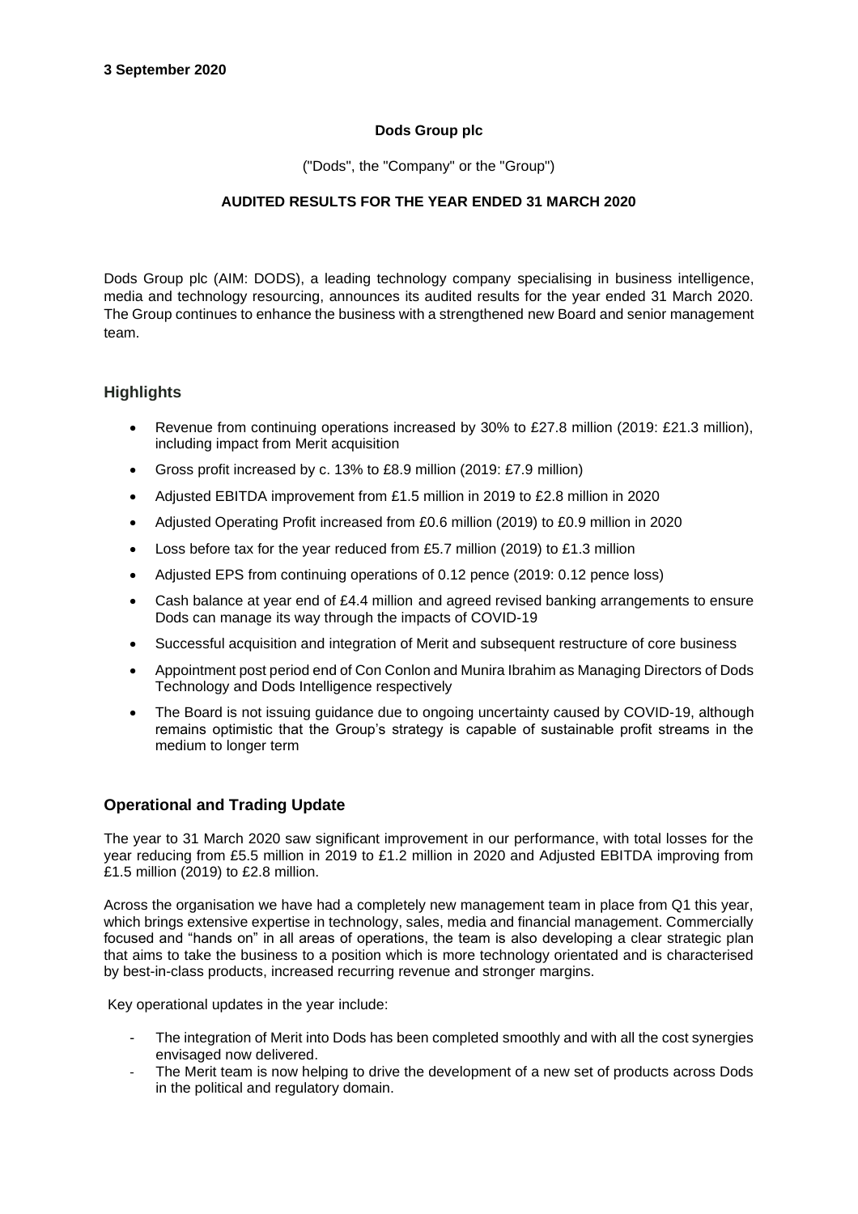**3 September 2020**

**Dods Group plc**

("Dods", the "Company" or the "Group")

**AUDITED RESULTS FOR THE YEAR ENDED 31 MARCH 2020**

Dods Group plc (AIM: DODS), a leading technology company specialising in business intelligence, media and technology resourcing, announces its audited results for the year ended 31 March 2020. The Group continues to enhance the business with a strengthened new Board and senior management team.

## Highlights

- Revenue from continuing operations increased by 30% to £27.8 million (2019: £21.3 million), including impact from Merit acquisition
- Gross profit increased by c. 13% to £8.9 million (2019: £7.9 million)
- Adjusted EBITDA improvement from £1.5 million in 2019 to £2.8 million in 2020
- Adjusted Operating Profit increased from £0.6 million (2019) to £0.9 million in 2020
- Loss before tax for the year reduced from £5.7 million (2019) to £1.3 million
- Adjusted EPS from continuing operations of 0.12 pence (2019: 0.12 pence loss)
- Cash balance at year end of £4.4 million and agreed revised banking arrangements to ensure Dods can manage its way through the impacts of COVID-19
- Successful acquisition and integration of Merit and subsequent restructure of core business
- Appointment post period end of Con Conlon and Munira Ibrahim as Managing Directors of Dods Technology and Dods Intelligence respectively
- The Board is not issuing guidance due to ongoing uncertainty caused by COVID-19, although remains optimistic that the Group's strategy is capable of sustainable profit streams in the medium to longer term

## Operational and Trading Update

The year to 31 March 2020 saw significant improvement in our performance, with total losses for the year reducing from £5.5 million in 2019 to £1.2 million in 2020 and Adjusted EBITDA improving from £1.5 million (2019) to £2.8 million.

Across the organisation we have had a completely new management team in place from Q1 this year, which brings extensive expertise in technology, sales, media and financial management. Commercially focused and "hands on" in all areas of operations, the team is also developing a clear strategic plan that aims to take the business to a position which is more technology orientated and is characterised by best-in-class products, increased recurring revenue and stronger margins.

Key operational updates in the year include:

- The integration of Merit into Dods has been completed smoothly and with all the cost synergies envisaged now delivered.
- The Merit team is now helping to drive the development of a new set of products across Dods in the political and regulatory domain.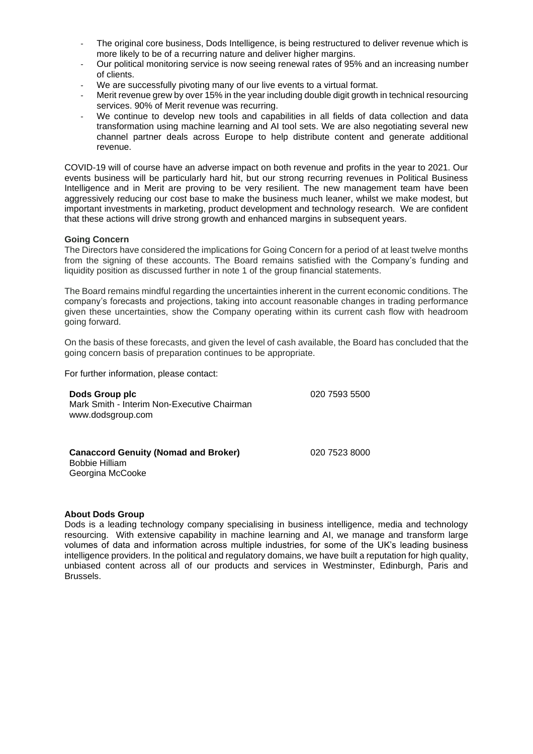- The original core business, Dods Intelligence, is being restructured to deliver revenue which is more likely to be of a recurring nature and deliver higher margins.
- Our political monitoring service is now seeing renewal rates of 95% and an increasing number of clients.
- We are successfully pivoting many of our live events to a virtual format.
- Merit revenue grew by over 15% in the year including double digit growth in technical resourcing services. 90% of Merit revenue was recurring.
- We continue to develop new tools and capabilities in all fields of data collection and data transformation using machine learning and AI tool sets. We are also negotiating several new channel partner deals across Europe to help distribute content and generate additional revenue.

COVID-19 will of course have an adverse impact on both revenue and profits in the year to 2021. Our events business will be particularly hard hit, but our strong recurring revenues in Political Business Intelligence and in Merit are proving to be very resilient. The new management team have been aggressively reducing our cost base to make the business much leaner, whilst we make modest, but important investments in marketing, product development and technology research. We are confident that these actions will drive strong growth and enhanced margins in subsequent years.

**Going Concern**

The Directors have considered the implications for Going Concern for a period of at least twelve months from the signing of these accounts. The Board remains satisfied with the Company's funding and liquidity position as discussed further in note 1 of the group financial statements.

The Board remains mindful regarding the uncertainties inherent in the current economic conditions. The company's forecasts and projections, taking into account reasonable changes in trading performance given these uncertainties, show the Company operating within its current cash flow with headroom going forward.

On the basis of these forecasts, and given the level of cash available, the Board has concluded that the going concern basis of preparation continues to be appropriate.

For further information, please contact:

| | |
|---|---|
| **Dods Group plc**<br>Mark Smith - Interim Non-Executive Chairman<br>www.dodsgroup.com | 020 7593 5500 |
| **Canaccord Genuity (Nomad and Broker)**<br>Bobbie Hilliam<br>Georgina McCooke | 020 7523 8000 |

**About Dods Group**

Dods is a leading technology company specialising in business intelligence, media and technology resourcing. With extensive capability in machine learning and AI, we manage and transform large volumes of data and information across multiple industries, for some of the UK's leading business intelligence providers. In the political and regulatory domains, we have built a reputation for high quality, unbiased content across all of our products and services in Westminster, Edinburgh, Paris and Brussels.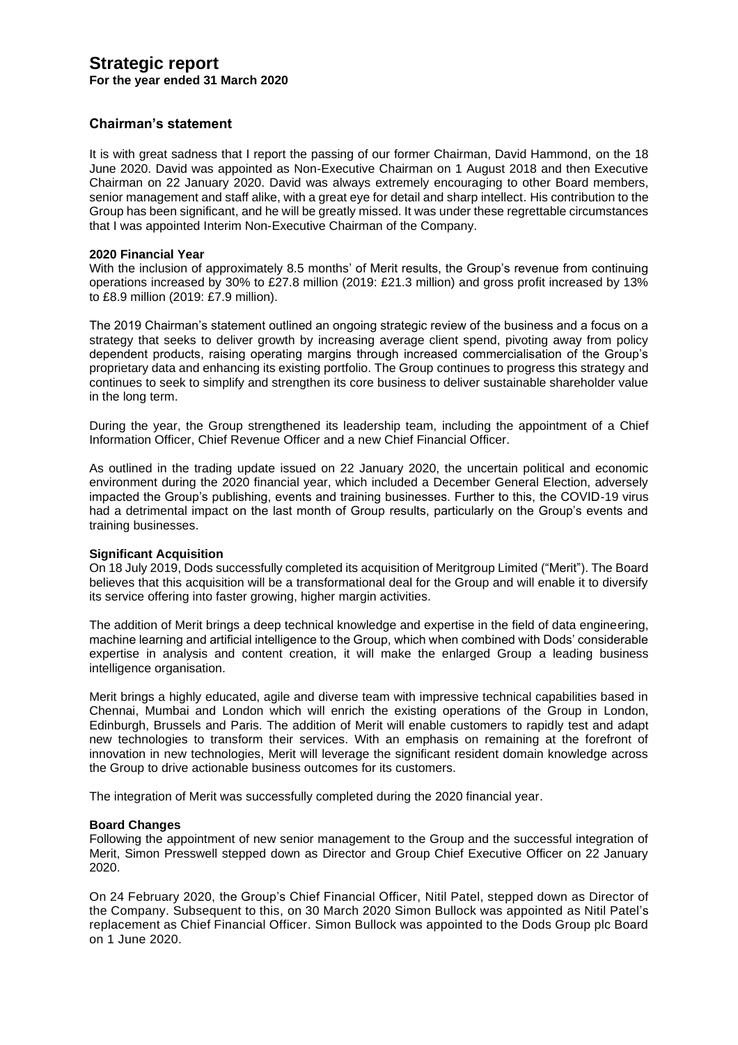# Strategic report

**For the year ended 31 March 2020**

## Chairman's statement

It is with great sadness that I report the passing of our former Chairman, David Hammond, on the 18 June 2020. David was appointed as Non-Executive Chairman on 1 August 2018 and then Executive Chairman on 22 January 2020. David was always extremely encouraging to other Board members, senior management and staff alike, with a great eye for detail and sharp intellect. His contribution to the Group has been significant, and he will be greatly missed. It was under these regrettable circumstances that I was appointed Interim Non-Executive Chairman of the Company.

**2020 Financial Year**

With the inclusion of approximately 8.5 months' of Merit results, the Group's revenue from continuing operations increased by 30% to £27.8 million (2019: £21.3 million) and gross profit increased by 13% to £8.9 million (2019: £7.9 million).

The 2019 Chairman's statement outlined an ongoing strategic review of the business and a focus on a strategy that seeks to deliver growth by increasing average client spend, pivoting away from policy dependent products, raising operating margins through increased commercialisation of the Group's proprietary data and enhancing its existing portfolio. The Group continues to progress this strategy and continues to seek to simplify and strengthen its core business to deliver sustainable shareholder value in the long term.

During the year, the Group strengthened its leadership team, including the appointment of a Chief Information Officer, Chief Revenue Officer and a new Chief Financial Officer.

As outlined in the trading update issued on 22 January 2020, the uncertain political and economic environment during the 2020 financial year, which included a December General Election, adversely impacted the Group's publishing, events and training businesses. Further to this, the COVID-19 virus had a detrimental impact on the last month of Group results, particularly on the Group's events and training businesses.

**Significant Acquisition**

On 18 July 2019, Dods successfully completed its acquisition of Meritgroup Limited ("Merit"). The Board believes that this acquisition will be a transformational deal for the Group and will enable it to diversify its service offering into faster growing, higher margin activities.

The addition of Merit brings a deep technical knowledge and expertise in the field of data engineering, machine learning and artificial intelligence to the Group, which when combined with Dods' considerable expertise in analysis and content creation, it will make the enlarged Group a leading business intelligence organisation.

Merit brings a highly educated, agile and diverse team with impressive technical capabilities based in Chennai, Mumbai and London which will enrich the existing operations of the Group in London, Edinburgh, Brussels and Paris. The addition of Merit will enable customers to rapidly test and adapt new technologies to transform their services. With an emphasis on remaining at the forefront of innovation in new technologies, Merit will leverage the significant resident domain knowledge across the Group to drive actionable business outcomes for its customers.

The integration of Merit was successfully completed during the 2020 financial year.

**Board Changes**

Following the appointment of new senior management to the Group and the successful integration of Merit, Simon Presswell stepped down as Director and Group Chief Executive Officer on 22 January 2020.

On 24 February 2020, the Group's Chief Financial Officer, Nitil Patel, stepped down as Director of the Company. Subsequent to this, on 30 March 2020 Simon Bullock was appointed as Nitil Patel's replacement as Chief Financial Officer. Simon Bullock was appointed to the Dods Group plc Board on 1 June 2020.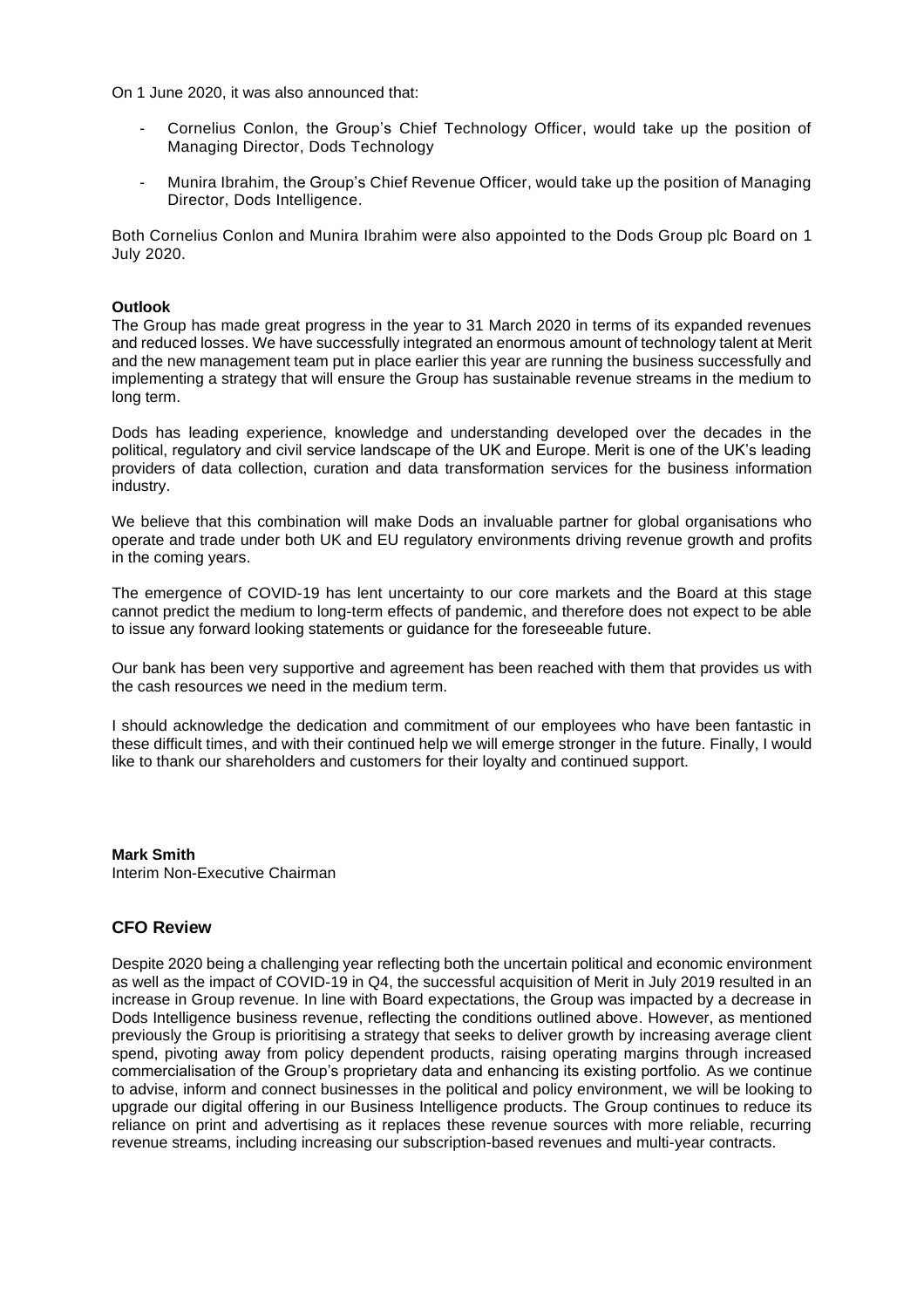On 1 June 2020, it was also announced that:

- Cornelius Conlon, the Group's Chief Technology Officer, would take up the position of Managing Director, Dods Technology
- Munira Ibrahim, the Group's Chief Revenue Officer, would take up the position of Managing Director, Dods Intelligence.

Both Cornelius Conlon and Munira Ibrahim were also appointed to the Dods Group plc Board on 1 July 2020.

**Outlook**

The Group has made great progress in the year to 31 March 2020 in terms of its expanded revenues and reduced losses. We have successfully integrated an enormous amount of technology talent at Merit and the new management team put in place earlier this year are running the business successfully and implementing a strategy that will ensure the Group has sustainable revenue streams in the medium to long term.

Dods has leading experience, knowledge and understanding developed over the decades in the political, regulatory and civil service landscape of the UK and Europe. Merit is one of the UK's leading providers of data collection, curation and data transformation services for the business information industry.

We believe that this combination will make Dods an invaluable partner for global organisations who operate and trade under both UK and EU regulatory environments driving revenue growth and profits in the coming years.

The emergence of COVID-19 has lent uncertainty to our core markets and the Board at this stage cannot predict the medium to long-term effects of pandemic, and therefore does not expect to be able to issue any forward looking statements or guidance for the foreseeable future.

Our bank has been very supportive and agreement has been reached with them that provides us with the cash resources we need in the medium term.

I should acknowledge the dedication and commitment of our employees who have been fantastic in these difficult times, and with their continued help we will emerge stronger in the future. Finally, I would like to thank our shareholders and customers for their loyalty and continued support.

**Mark Smith**
Interim Non-Executive Chairman

## CFO Review

Despite 2020 being a challenging year reflecting both the uncertain political and economic environment as well as the impact of COVID-19 in Q4, the successful acquisition of Merit in July 2019 resulted in an increase in Group revenue. In line with Board expectations, the Group was impacted by a decrease in Dods Intelligence business revenue, reflecting the conditions outlined above. However, as mentioned previously the Group is prioritising a strategy that seeks to deliver growth by increasing average client spend, pivoting away from policy dependent products, raising operating margins through increased commercialisation of the Group's proprietary data and enhancing its existing portfolio. As we continue to advise, inform and connect businesses in the political and policy environment, we will be looking to upgrade our digital offering in our Business Intelligence products. The Group continues to reduce its reliance on print and advertising as it replaces these revenue sources with more reliable, recurring revenue streams, including increasing our subscription-based revenues and multi-year contracts.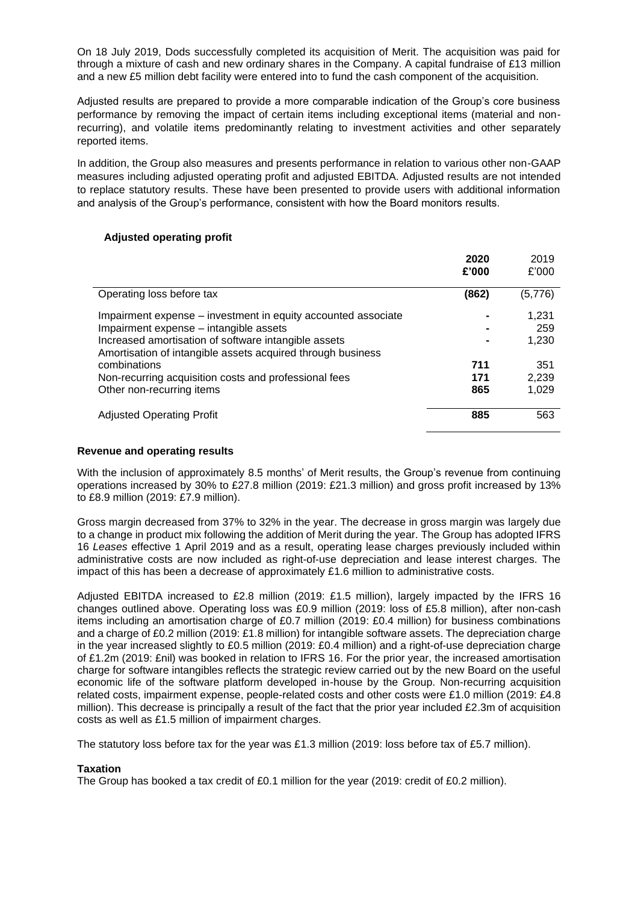On 18 July 2019, Dods successfully completed its acquisition of Merit. The acquisition was paid for through a mixture of cash and new ordinary shares in the Company. A capital fundraise of £13 million and a new £5 million debt facility were entered into to fund the cash component of the acquisition.

Adjusted results are prepared to provide a more comparable indication of the Group's core business performance by removing the impact of certain items including exceptional items (material and non-recurring), and volatile items predominantly relating to investment activities and other separately reported items.

In addition, the Group also measures and presents performance in relation to various other non-GAAP measures including adjusted operating profit and adjusted EBITDA. Adjusted results are not intended to replace statutory results. These have been presented to provide users with additional information and analysis of the Group's performance, consistent with how the Board monitors results.

### Adjusted operating profit

| | **2020 £'000** | 2019 £'000 |
|---|---|---|
| Operating loss before tax | **(862)** | (5,776) |
| Impairment expense – investment in equity accounted associate | **-** | 1,231 |
| Impairment expense – intangible assets | **-** | 259 |
| Increased amortisation of software intangible assets | **-** | 1,230 |
| Amortisation of intangible assets acquired through business combinations | **711** | 351 |
| Non-recurring acquisition costs and professional fees | **171** | 2,239 |
| Other non-recurring items | **865** | 1,029 |
| Adjusted Operating Profit | **885** | 563 |

### Revenue and operating results

With the inclusion of approximately 8.5 months' of Merit results, the Group's revenue from continuing operations increased by 30% to £27.8 million (2019: £21.3 million) and gross profit increased by 13% to £8.9 million (2019: £7.9 million).

Gross margin decreased from 37% to 32% in the year. The decrease in gross margin was largely due to a change in product mix following the addition of Merit during the year. The Group has adopted IFRS 16 *Leases* effective 1 April 2019 and as a result, operating lease charges previously included within administrative costs are now included as right-of-use depreciation and lease interest charges. The impact of this has been a decrease of approximately £1.6 million to administrative costs.

Adjusted EBITDA increased to £2.8 million (2019: £1.5 million), largely impacted by the IFRS 16 changes outlined above. Operating loss was £0.9 million (2019: loss of £5.8 million), after non-cash items including an amortisation charge of £0.7 million (2019: £0.4 million) for business combinations and a charge of £0.2 million (2019: £1.8 million) for intangible software assets. The depreciation charge in the year increased slightly to £0.5 million (2019: £0.4 million) and a right-of-use depreciation charge of £1.2m (2019: £nil) was booked in relation to IFRS 16. For the prior year, the increased amortisation charge for software intangibles reflects the strategic review carried out by the new Board on the useful economic life of the software platform developed in-house by the Group. Non-recurring acquisition related costs, impairment expense, people-related costs and other costs were £1.0 million (2019: £4.8 million). This decrease is principally a result of the fact that the prior year included £2.3m of acquisition costs as well as £1.5 million of impairment charges.

The statutory loss before tax for the year was £1.3 million (2019: loss before tax of £5.7 million).

### Taxation

The Group has booked a tax credit of £0.1 million for the year (2019: credit of £0.2 million).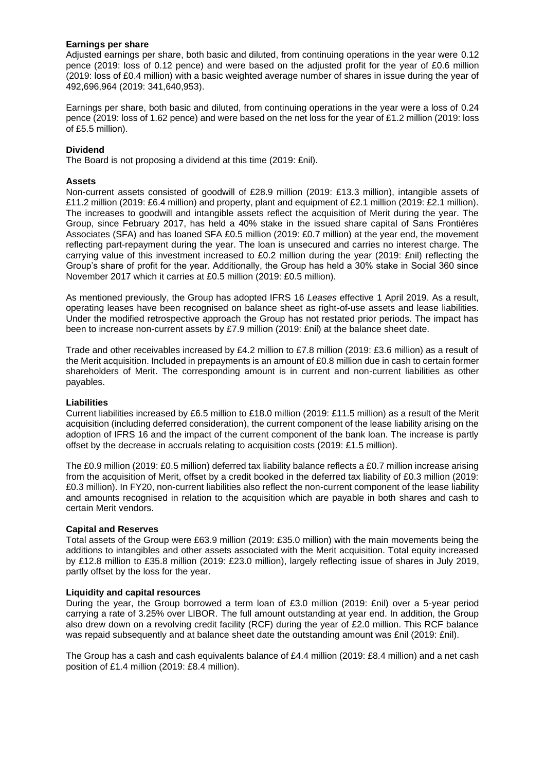**Earnings per share**

Adjusted earnings per share, both basic and diluted, from continuing operations in the year were 0.12 pence (2019: loss of 0.12 pence) and were based on the adjusted profit for the year of £0.6 million (2019: loss of £0.4 million) with a basic weighted average number of shares in issue during the year of 492,696,964 (2019: 341,640,953).

Earnings per share, both basic and diluted, from continuing operations in the year were a loss of 0.24 pence (2019: loss of 1.62 pence) and were based on the net loss for the year of £1.2 million (2019: loss of £5.5 million).

**Dividend**

The Board is not proposing a dividend at this time (2019: £nil).

**Assets**

Non-current assets consisted of goodwill of £28.9 million (2019: £13.3 million), intangible assets of £11.2 million (2019: £6.4 million) and property, plant and equipment of £2.1 million (2019: £2.1 million). The increases to goodwill and intangible assets reflect the acquisition of Merit during the year. The Group, since February 2017, has held a 40% stake in the issued share capital of Sans Frontières Associates (SFA) and has loaned SFA £0.5 million (2019: £0.7 million) at the year end, the movement reflecting part-repayment during the year. The loan is unsecured and carries no interest charge. The carrying value of this investment increased to £0.2 million during the year (2019: £nil) reflecting the Group's share of profit for the year. Additionally, the Group has held a 30% stake in Social 360 since November 2017 which it carries at £0.5 million (2019: £0.5 million).

As mentioned previously, the Group has adopted IFRS 16 *Leases* effective 1 April 2019. As a result, operating leases have been recognised on balance sheet as right-of-use assets and lease liabilities. Under the modified retrospective approach the Group has not restated prior periods. The impact has been to increase non-current assets by £7.9 million (2019: £nil) at the balance sheet date.

Trade and other receivables increased by £4.2 million to £7.8 million (2019: £3.6 million) as a result of the Merit acquisition. Included in prepayments is an amount of £0.8 million due in cash to certain former shareholders of Merit. The corresponding amount is in current and non-current liabilities as other payables.

**Liabilities**

Current liabilities increased by £6.5 million to £18.0 million (2019: £11.5 million) as a result of the Merit acquisition (including deferred consideration), the current component of the lease liability arising on the adoption of IFRS 16 and the impact of the current component of the bank loan. The increase is partly offset by the decrease in accruals relating to acquisition costs (2019: £1.5 million).

The £0.9 million (2019: £0.5 million) deferred tax liability balance reflects a £0.7 million increase arising from the acquisition of Merit, offset by a credit booked in the deferred tax liability of £0.3 million (2019: £0.3 million). In FY20, non-current liabilities also reflect the non-current component of the lease liability and amounts recognised in relation to the acquisition which are payable in both shares and cash to certain Merit vendors.

**Capital and Reserves**

Total assets of the Group were £63.9 million (2019: £35.0 million) with the main movements being the additions to intangibles and other assets associated with the Merit acquisition. Total equity increased by £12.8 million to £35.8 million (2019: £23.0 million), largely reflecting issue of shares in July 2019, partly offset by the loss for the year.

**Liquidity and capital resources**

During the year, the Group borrowed a term loan of £3.0 million (2019: £nil) over a 5-year period carrying a rate of 3.25% over LIBOR. The full amount outstanding at year end. In addition, the Group also drew down on a revolving credit facility (RCF) during the year of £2.0 million. This RCF balance was repaid subsequently and at balance sheet date the outstanding amount was £nil (2019: £nil).

The Group has a cash and cash equivalents balance of £4.4 million (2019: £8.4 million) and a net cash position of £1.4 million (2019: £8.4 million).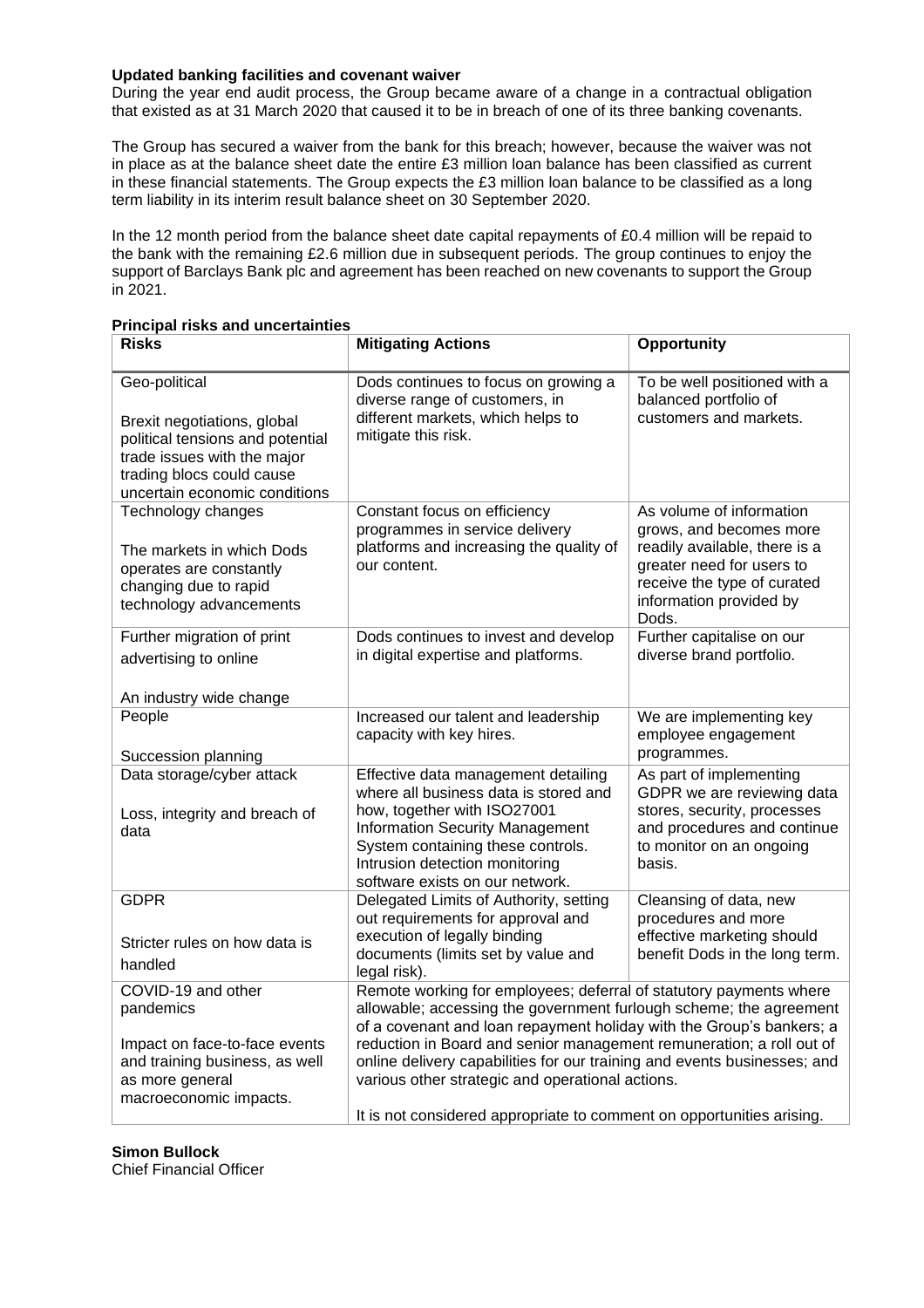**Updated banking facilities and covenant waiver**

During the year end audit process, the Group became aware of a change in a contractual obligation that existed as at 31 March 2020 that caused it to be in breach of one of its three banking covenants.

The Group has secured a waiver from the bank for this breach; however, because the waiver was not in place as at the balance sheet date the entire £3 million loan balance has been classified as current in these financial statements. The Group expects the £3 million loan balance to be classified as a long term liability in its interim result balance sheet on 30 September 2020.

In the 12 month period from the balance sheet date capital repayments of £0.4 million will be repaid to the bank with the remaining £2.6 million due in subsequent periods. The group continues to enjoy the support of Barclays Bank plc and agreement has been reached on new covenants to support the Group in 2021.

**Principal risks and uncertainties**

| Risks | Mitigating Actions | Opportunity |
|---|---|---|
| Geo-political<br><br>Brexit negotiations, global political tensions and potential trade issues with the major trading blocs could cause uncertain economic conditions | Dods continues to focus on growing a diverse range of customers, in different markets, which helps to mitigate this risk. | To be well positioned with a balanced portfolio of customers and markets. |
| Technology changes<br><br>The markets in which Dods operates are constantly changing due to rapid technology advancements | Constant focus on efficiency programmes in service delivery platforms and increasing the quality of our content. | As volume of information grows, and becomes more readily available, there is a greater need for users to receive the type of curated information provided by Dods. |
| Further migration of print advertising to online<br><br>An industry wide change | Dods continues to invest and develop in digital expertise and platforms. | Further capitalise on our diverse brand portfolio. |
| People<br><br>Succession planning | Increased our talent and leadership capacity with key hires. | We are implementing key employee engagement programmes. |
| Data storage/cyber attack<br><br>Loss, integrity and breach of data | Effective data management detailing where all business data is stored and how, together with ISO27001 Information Security Management System containing these controls. Intrusion detection monitoring software exists on our network. | As part of implementing GDPR we are reviewing data stores, security, processes and procedures and continue to monitor on an ongoing basis. |
| GDPR<br><br>Stricter rules on how data is handled | Delegated Limits of Authority, setting out requirements for approval and execution of legally binding documents (limits set by value and legal risk). | Cleansing of data, new procedures and more effective marketing should benefit Dods in the long term. |
| COVID-19 and other pandemics<br><br>Impact on face-to-face events and training business, as well as more general macroeconomic impacts. | Remote working for employees; deferral of statutory payments where allowable; accessing the government furlough scheme; the agreement of a covenant and loan repayment holiday with the Group's bankers; a reduction in Board and senior management remuneration; a roll out of online delivery capabilities for our training and events businesses; and various other strategic and operational actions.<br><br>It is not considered appropriate to comment on opportunities arising. | |

**Simon Bullock**
Chief Financial Officer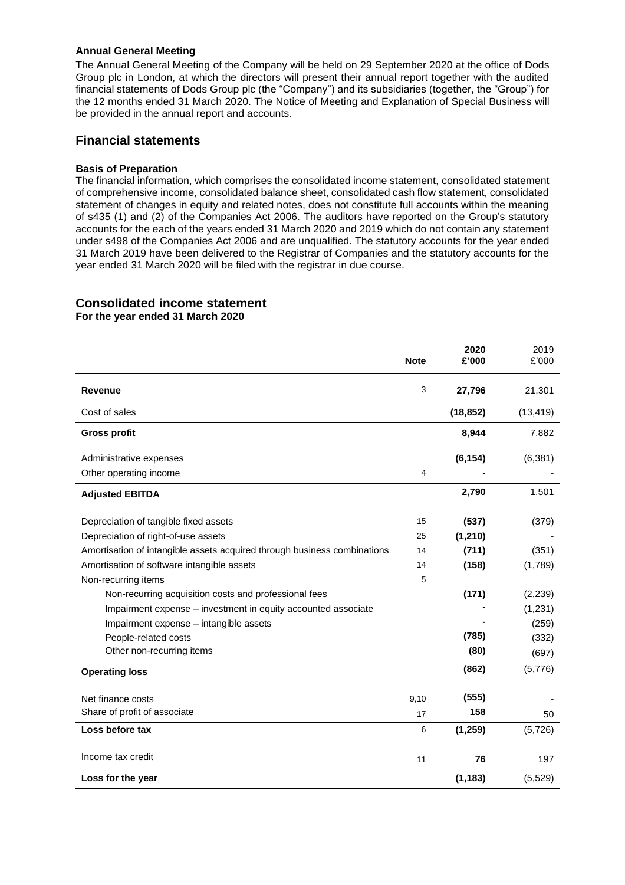**Annual General Meeting**

The Annual General Meeting of the Company will be held on 29 September 2020 at the office of Dods Group plc in London, at which the directors will present their annual report together with the audited financial statements of Dods Group plc (the "Company") and its subsidiaries (together, the "Group") for the 12 months ended 31 March 2020. The Notice of Meeting and Explanation of Special Business will be provided in the annual report and accounts.

## Financial statements

**Basis of Preparation**

The financial information, which comprises the consolidated income statement, consolidated statement of comprehensive income, consolidated balance sheet, consolidated cash flow statement, consolidated statement of changes in equity and related notes, does not constitute full accounts within the meaning of s435 (1) and (2) of the Companies Act 2006. The auditors have reported on the Group's statutory accounts for the each of the years ended 31 March 2020 and 2019 which do not contain any statement under s498 of the Companies Act 2006 and are unqualified. The statutory accounts for the year ended 31 March 2019 have been delivered to the Registrar of Companies and the statutory accounts for the year ended 31 March 2020 will be filed with the registrar in due course.

## Consolidated income statement

**For the year ended 31 March 2020**

| | Note | 2020 £'000 | 2019 £'000 |
|---|---|---|---|
| **Revenue** | 3 | **27,796** | 21,301 |
| Cost of sales | | **(18,852)** | (13,419) |
| **Gross profit** | | **8,944** | 7,882 |
| Administrative expenses | | **(6,154)** | (6,381) |
| Other operating income | 4 | **-** | - |
| **Adjusted EBITDA** | | **2,790** | 1,501 |
| Depreciation of tangible fixed assets | 15 | **(537)** | (379) |
| Depreciation of right-of-use assets | 25 | **(1,210)** | - |
| Amortisation of intangible assets acquired through business combinations | 14 | **(711)** | (351) |
| Amortisation of software intangible assets | 14 | **(158)** | (1,789) |
| Non-recurring items | 5 | | |
| Non-recurring acquisition costs and professional fees | | **(171)** | (2,239) |
| Impairment expense – investment in equity accounted associate | | **-** | (1,231) |
| Impairment expense – intangible assets | | **-** | (259) |
| People-related costs | | **(785)** | (332) |
| Other non-recurring items | | **(80)** | (697) |
| **Operating loss** | | **(862)** | (5,776) |
| Net finance costs | 9,10 | **(555)** | - |
| Share of profit of associate | 17 | **158** | 50 |
| **Loss before tax** | 6 | **(1,259)** | (5,726) |
| Income tax credit | 11 | **76** | 197 |
| **Loss for the year** | | **(1,183)** | (5,529) |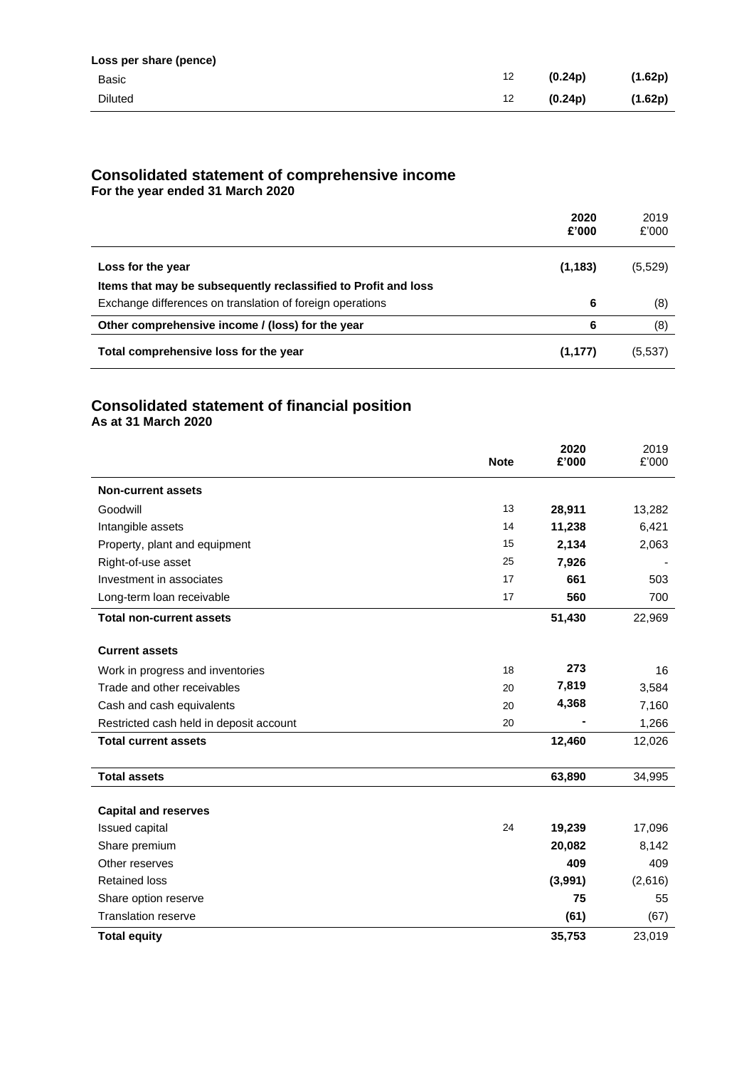| Loss per share (pence) | | | |
|---|---|---|---|
| Basic | 12 | **(0.24p)** | **(1.62p)** |
| Diluted | 12 | **(0.24p)** | **(1.62p)** |

## Consolidated statement of comprehensive income

**For the year ended 31 March 2020**

| | 2020 £'000 | 2019 £'000 |
|---|---|---|
| **Loss for the year** | **(1,183)** | (5,529) |
| **Items that may be subsequently reclassified to Profit and loss** | | |
| Exchange differences on translation of foreign operations | **6** | (8) |
| **Other comprehensive income / (loss) for the year** | **6** | (8) |
| **Total comprehensive loss for the year** | **(1,177)** | (5,537) |

## Consolidated statement of financial position

**As at 31 March 2020**

| | Note | 2020 £'000 | 2019 £'000 |
|---|---|---|---|
| **Non-current assets** | | | |
| Goodwill | 13 | **28,911** | 13,282 |
| Intangible assets | 14 | **11,238** | 6,421 |
| Property, plant and equipment | 15 | **2,134** | 2,063 |
| Right-of-use asset | 25 | **7,926** | - |
| Investment in associates | 17 | **661** | 503 |
| Long-term loan receivable | 17 | **560** | 700 |
| **Total non-current assets** | | **51,430** | 22,969 |
| **Current assets** | | | |
| Work in progress and inventories | 18 | **273** | 16 |
| Trade and other receivables | 20 | **7,819** | 3,584 |
| Cash and cash equivalents | 20 | **4,368** | 7,160 |
| Restricted cash held in deposit account | 20 | **-** | 1,266 |
| **Total current assets** | | **12,460** | 12,026 |
| **Total assets** | | **63,890** | 34,995 |
| **Capital and reserves** | | | |
| Issued capital | 24 | **19,239** | 17,096 |
| Share premium | | **20,082** | 8,142 |
| Other reserves | | **409** | 409 |
| Retained loss | | **(3,991)** | (2,616) |
| Share option reserve | | **75** | 55 |
| Translation reserve | | **(61)** | (67) |
| **Total equity** | | **35,753** | 23,019 |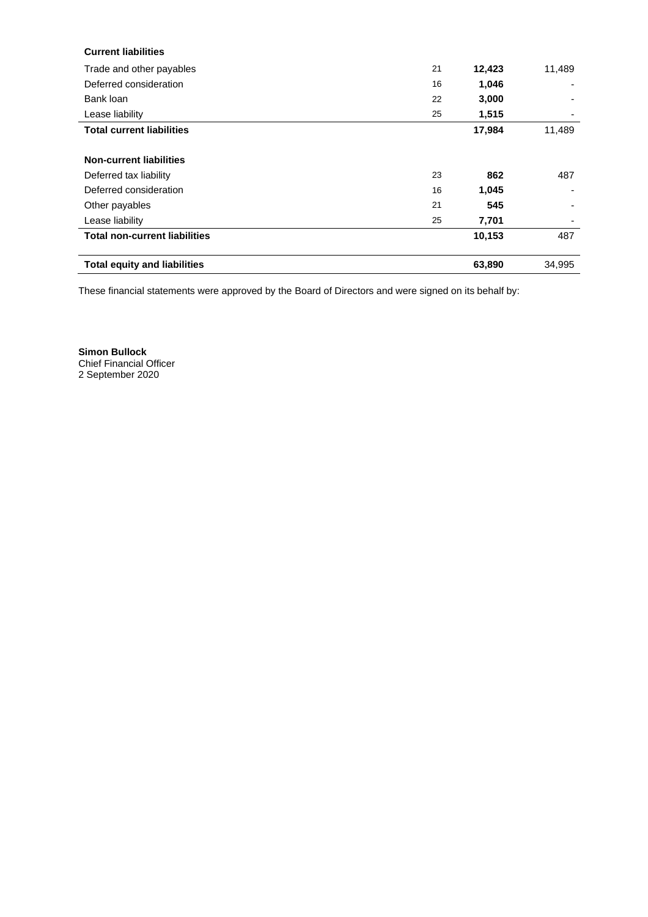| | Note | | |
|---|---|---|---|
| **Current liabilities** | | | |
| Trade and other payables | 21 | **12,423** | 11,489 |
| Deferred consideration | 16 | **1,046** | - |
| Bank loan | 22 | **3,000** | - |
| Lease liability | 25 | **1,515** | - |
| **Total current liabilities** | | **17,984** | 11,489 |
| | | | |
| **Non-current liabilities** | | | |
| Deferred tax liability | 23 | **862** | 487 |
| Deferred consideration | 16 | **1,045** | - |
| Other payables | 21 | **545** | - |
| Lease liability | 25 | **7,701** | - |
| **Total non-current liabilities** | | **10,153** | 487 |
| | | | |
| **Total equity and liabilities** | | **63,890** | 34,995 |

These financial statements were approved by the Board of Directors and were signed on its behalf by:

**Simon Bullock**
Chief Financial Officer
2 September 2020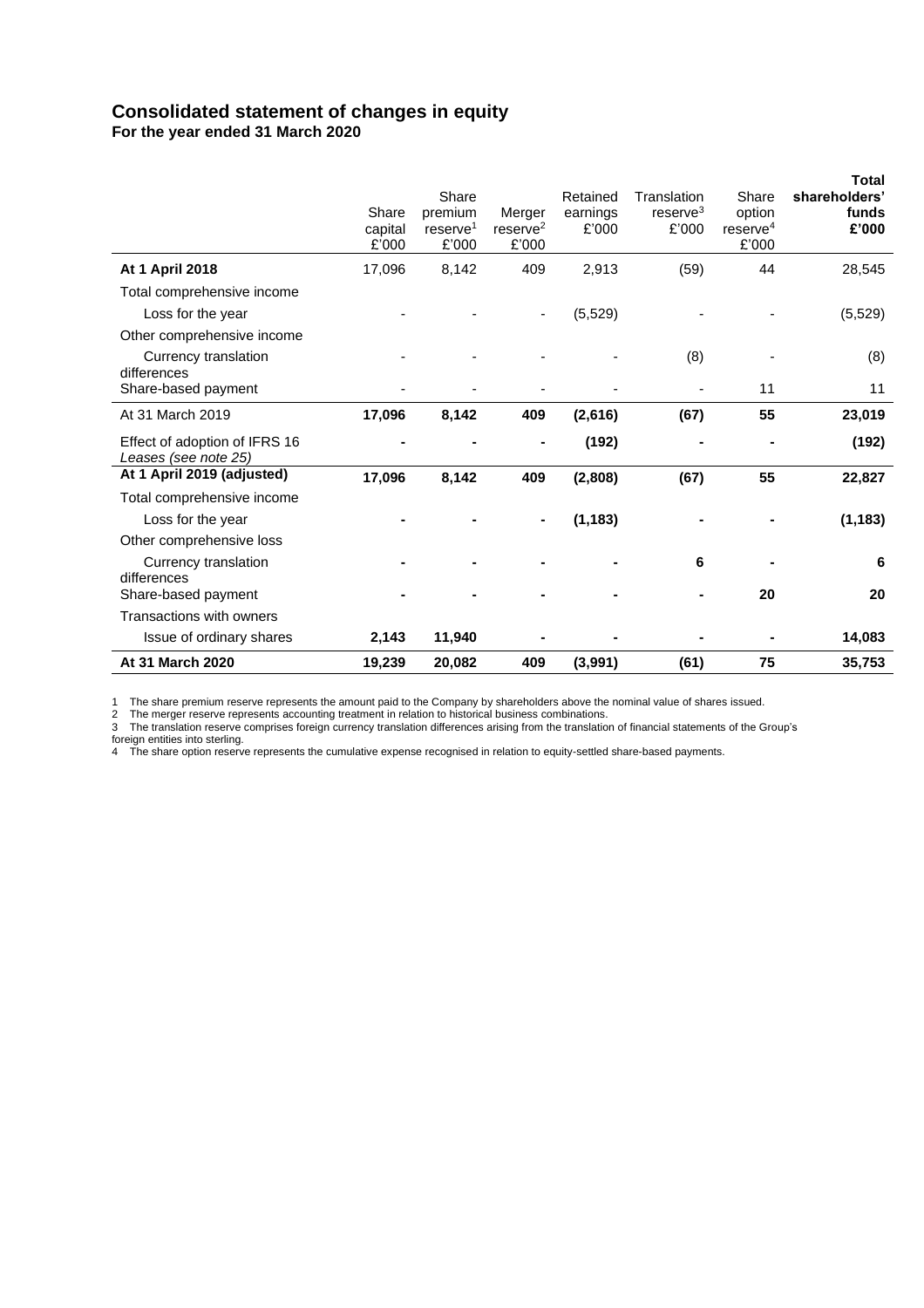# Consolidated statement of changes in equity

**For the year ended 31 March 2020**

| | Share capital £'000 | Share premium reserve[1] £'000 | Merger reserve[2] £'000 | Retained earnings £'000 | Translation reserve[3] £'000 | Share option reserve[4] £'000 | **Total shareholders' funds £'000** |
|---|---|---|---|---|---|---|---|
| **At 1 April 2018** | 17,096 | 8,142 | 409 | 2,913 | (59) | 44 | 28,545 |
| Total comprehensive income | | | | | | | |
| Loss for the year | - | - | - | (5,529) | - | - | (5,529) |
| Other comprehensive income | | | | | | | |
| Currency translation differences | - | - | - | - | (8) | - | (8) |
| Share-based payment | - | - | - | - | - | 11 | 11 |
| At 31 March 2019 | **17,096** | **8,142** | **409** | **(2,616)** | **(67)** | **55** | **23,019** |
| Effect of adoption of IFRS 16 *Leases (see note 25)* | **-** | **-** | **-** | **(192)** | **-** | **-** | **(192)** |
| **At 1 April 2019 (adjusted)** | **17,096** | **8,142** | **409** | **(2,808)** | **(67)** | **55** | **22,827** |
| Total comprehensive income | | | | | | | |
| Loss for the year | **-** | **-** | **-** | **(1,183)** | **-** | **-** | **(1,183)** |
| Other comprehensive loss | | | | | | | |
| Currency translation differences | **-** | **-** | **-** | **-** | **6** | **-** | **6** |
| Share-based payment | **-** | **-** | **-** | **-** | **-** | **20** | **20** |
| Transactions with owners | | | | | | | |
| Issue of ordinary shares | **2,143** | **11,940** | **-** | **-** | **-** | **-** | **14,083** |
| **At 31 March 2020** | **19,239** | **20,082** | **409** | **(3,991)** | **(61)** | **75** | **35,753** |

1 The share premium reserve represents the amount paid to the Company by shareholders above the nominal value of shares issued.
2 The merger reserve represents accounting treatment in relation to historical business combinations.
3 The translation reserve comprises foreign currency translation differences arising from the translation of financial statements of the Group's foreign entities into sterling.
4 The share option reserve represents the cumulative expense recognised in relation to equity-settled share-based payments.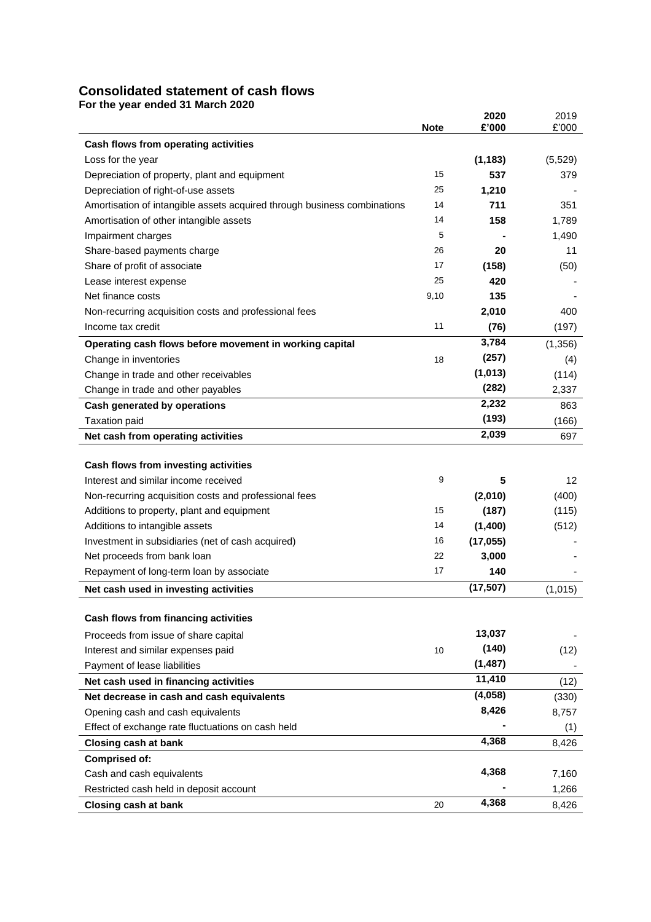# Consolidated statement of cash flows

**For the year ended 31 March 2020**

| | Note | 2020 £'000 | 2019 £'000 |
|---|---|---|---|
| **Cash flows from operating activities** | | | |
| Loss for the year | | **(1,183)** | (5,529) |
| Depreciation of property, plant and equipment | 15 | **537** | 379 |
| Depreciation of right-of-use assets | 25 | **1,210** | - |
| Amortisation of intangible assets acquired through business combinations | 14 | **711** | 351 |
| Amortisation of other intangible assets | 14 | **158** | 1,789 |
| Impairment charges | 5 | **-** | 1,490 |
| Share-based payments charge | 26 | **20** | 11 |
| Share of profit of associate | 17 | **(158)** | (50) |
| Lease interest expense | 25 | **420** | - |
| Net finance costs | 9,10 | **135** | - |
| Non-recurring acquisition costs and professional fees | | **2,010** | 400 |
| Income tax credit | 11 | **(76)** | (197) |
| **Operating cash flows before movement in working capital** | | **3,784** | (1,356) |
| Change in inventories | 18 | **(257)** | (4) |
| Change in trade and other receivables | | **(1,013)** | (114) |
| Change in trade and other payables | | **(282)** | 2,337 |
| **Cash generated by operations** | | **2,232** | 863 |
| Taxation paid | | **(193)** | (166) |
| **Net cash from operating activities** | | **2,039** | 697 |
| | | | |
| **Cash flows from investing activities** | | | |
| Interest and similar income received | 9 | **5** | 12 |
| Non-recurring acquisition costs and professional fees | | **(2,010)** | (400) |
| Additions to property, plant and equipment | 15 | **(187)** | (115) |
| Additions to intangible assets | 14 | **(1,400)** | (512) |
| Investment in subsidiaries (net of cash acquired) | 16 | **(17,055)** | - |
| Net proceeds from bank loan | 22 | **3,000** | - |
| Repayment of long-term loan by associate | 17 | **140** | - |
| **Net cash used in investing activities** | | **(17,507)** | (1,015) |
| | | | |
| **Cash flows from financing activities** | | | |
| Proceeds from issue of share capital | | **13,037** | - |
| Interest and similar expenses paid | 10 | **(140)** | (12) |
| Payment of lease liabilities | | **(1,487)** | - |
| **Net cash used in financing activities** | | **11,410** | (12) |
| **Net decrease in cash and cash equivalents** | | **(4,058)** | (330) |
| Opening cash and cash equivalents | | **8,426** | 8,757 |
| Effect of exchange rate fluctuations on cash held | | **-** | (1) |
| **Closing cash at bank** | | **4,368** | 8,426 |
| **Comprised of:** | | | |
| Cash and cash equivalents | | **4,368** | 7,160 |
| Restricted cash held in deposit account | | **-** | 1,266 |
| **Closing cash at bank** | 20 | **4,368** | 8,426 |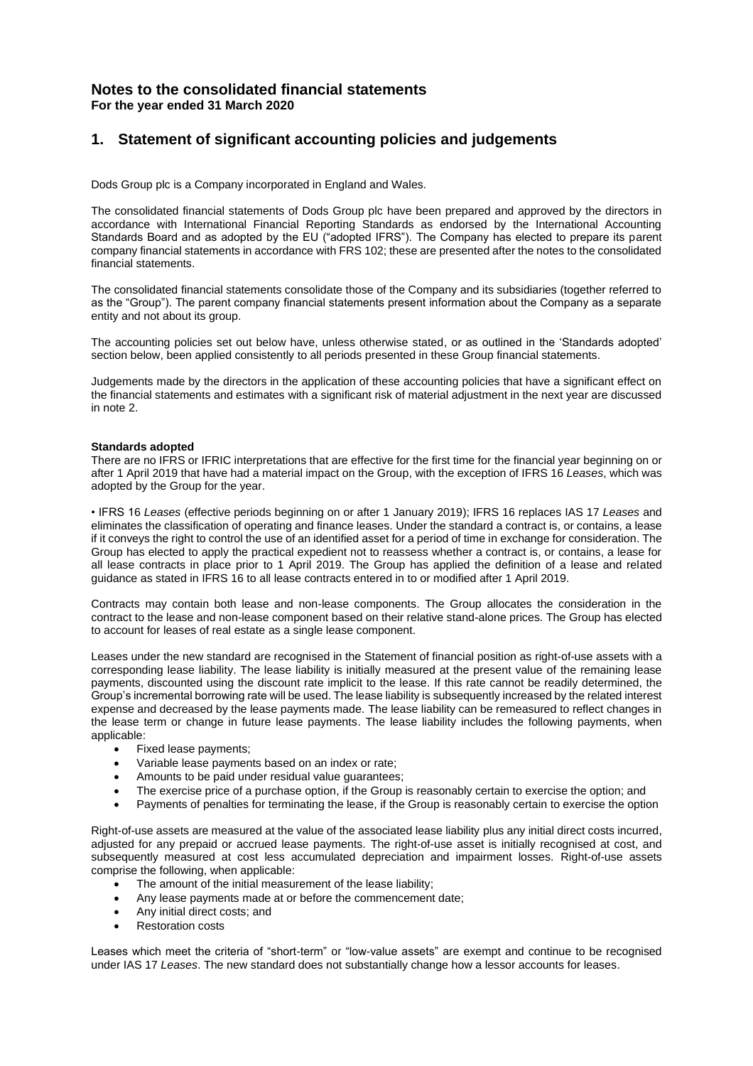# Notes to the consolidated financial statements

**For the year ended 31 March 2020**

## 1. Statement of significant accounting policies and judgements

Dods Group plc is a Company incorporated in England and Wales.

The consolidated financial statements of Dods Group plc have been prepared and approved by the directors in accordance with International Financial Reporting Standards as endorsed by the International Accounting Standards Board and as adopted by the EU ("adopted IFRS"). The Company has elected to prepare its parent company financial statements in accordance with FRS 102; these are presented after the notes to the consolidated financial statements.

The consolidated financial statements consolidate those of the Company and its subsidiaries (together referred to as the "Group"). The parent company financial statements present information about the Company as a separate entity and not about its group.

The accounting policies set out below have, unless otherwise stated, or as outlined in the 'Standards adopted' section below, been applied consistently to all periods presented in these Group financial statements.

Judgements made by the directors in the application of these accounting policies that have a significant effect on the financial statements and estimates with a significant risk of material adjustment in the next year are discussed in note 2.

**Standards adopted**

There are no IFRS or IFRIC interpretations that are effective for the first time for the financial year beginning on or after 1 April 2019 that have had a material impact on the Group, with the exception of IFRS 16 *Leases*, which was adopted by the Group for the year.

• IFRS 16 *Leases* (effective periods beginning on or after 1 January 2019); IFRS 16 replaces IAS 17 *Leases* and eliminates the classification of operating and finance leases. Under the standard a contract is, or contains, a lease if it conveys the right to control the use of an identified asset for a period of time in exchange for consideration. The Group has elected to apply the practical expedient not to reassess whether a contract is, or contains, a lease for all lease contracts in place prior to 1 April 2019. The Group has applied the definition of a lease and related guidance as stated in IFRS 16 to all lease contracts entered in to or modified after 1 April 2019.

Contracts may contain both lease and non-lease components. The Group allocates the consideration in the contract to the lease and non-lease component based on their relative stand-alone prices. The Group has elected to account for leases of real estate as a single lease component.

Leases under the new standard are recognised in the Statement of financial position as right-of-use assets with a corresponding lease liability. The lease liability is initially measured at the present value of the remaining lease payments, discounted using the discount rate implicit to the lease. If this rate cannot be readily determined, the Group's incremental borrowing rate will be used. The lease liability is subsequently increased by the related interest expense and decreased by the lease payments made. The lease liability can be remeasured to reflect changes in the lease term or change in future lease payments. The lease liability includes the following payments, when applicable:

- Fixed lease payments;
- Variable lease payments based on an index or rate;
- Amounts to be paid under residual value guarantees;
- The exercise price of a purchase option, if the Group is reasonably certain to exercise the option; and
- Payments of penalties for terminating the lease, if the Group is reasonably certain to exercise the option

Right-of-use assets are measured at the value of the associated lease liability plus any initial direct costs incurred, adjusted for any prepaid or accrued lease payments. The right-of-use asset is initially recognised at cost, and subsequently measured at cost less accumulated depreciation and impairment losses. Right-of-use assets comprise the following, when applicable:

- The amount of the initial measurement of the lease liability;
- Any lease payments made at or before the commencement date;
- Any initial direct costs; and
- Restoration costs

Leases which meet the criteria of "short-term" or "low-value assets" are exempt and continue to be recognised under IAS 17 *Leases*. The new standard does not substantially change how a lessor accounts for leases.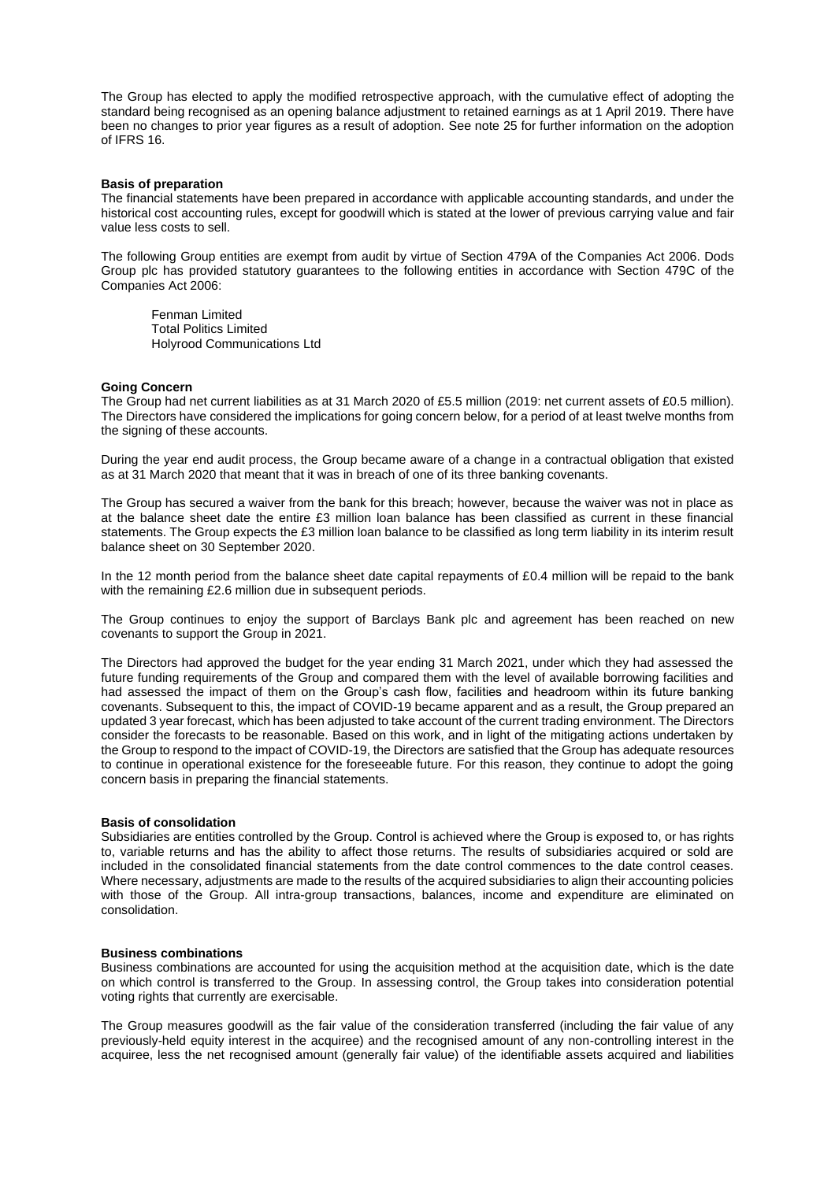The Group has elected to apply the modified retrospective approach, with the cumulative effect of adopting the standard being recognised as an opening balance adjustment to retained earnings as at 1 April 2019. There have been no changes to prior year figures as a result of adoption. See note 25 for further information on the adoption of IFRS 16.

**Basis of preparation**
The financial statements have been prepared in accordance with applicable accounting standards, and under the historical cost accounting rules, except for goodwill which is stated at the lower of previous carrying value and fair value less costs to sell.

The following Group entities are exempt from audit by virtue of Section 479A of the Companies Act 2006. Dods Group plc has provided statutory guarantees to the following entities in accordance with Section 479C of the Companies Act 2006:

Fenman Limited
Total Politics Limited
Holyrood Communications Ltd

**Going Concern**
The Group had net current liabilities as at 31 March 2020 of £5.5 million (2019: net current assets of £0.5 million). The Directors have considered the implications for going concern below, for a period of at least twelve months from the signing of these accounts.

During the year end audit process, the Group became aware of a change in a contractual obligation that existed as at 31 March 2020 that meant that it was in breach of one of its three banking covenants.

The Group has secured a waiver from the bank for this breach; however, because the waiver was not in place as at the balance sheet date the entire £3 million loan balance has been classified as current in these financial statements. The Group expects the £3 million loan balance to be classified as long term liability in its interim result balance sheet on 30 September 2020.

In the 12 month period from the balance sheet date capital repayments of £0.4 million will be repaid to the bank with the remaining £2.6 million due in subsequent periods.

The Group continues to enjoy the support of Barclays Bank plc and agreement has been reached on new covenants to support the Group in 2021.

The Directors had approved the budget for the year ending 31 March 2021, under which they had assessed the future funding requirements of the Group and compared them with the level of available borrowing facilities and had assessed the impact of them on the Group's cash flow, facilities and headroom within its future banking covenants. Subsequent to this, the impact of COVID-19 became apparent and as a result, the Group prepared an updated 3 year forecast, which has been adjusted to take account of the current trading environment. The Directors consider the forecasts to be reasonable. Based on this work, and in light of the mitigating actions undertaken by the Group to respond to the impact of COVID-19, the Directors are satisfied that the Group has adequate resources to continue in operational existence for the foreseeable future. For this reason, they continue to adopt the going concern basis in preparing the financial statements.

**Basis of consolidation**
Subsidiaries are entities controlled by the Group. Control is achieved where the Group is exposed to, or has rights to, variable returns and has the ability to affect those returns. The results of subsidiaries acquired or sold are included in the consolidated financial statements from the date control commences to the date control ceases. Where necessary, adjustments are made to the results of the acquired subsidiaries to align their accounting policies with those of the Group. All intra-group transactions, balances, income and expenditure are eliminated on consolidation.

**Business combinations**
Business combinations are accounted for using the acquisition method at the acquisition date, which is the date on which control is transferred to the Group. In assessing control, the Group takes into consideration potential voting rights that currently are exercisable.

The Group measures goodwill as the fair value of the consideration transferred (including the fair value of any previously-held equity interest in the acquiree) and the recognised amount of any non-controlling interest in the acquiree, less the net recognised amount (generally fair value) of the identifiable assets acquired and liabilities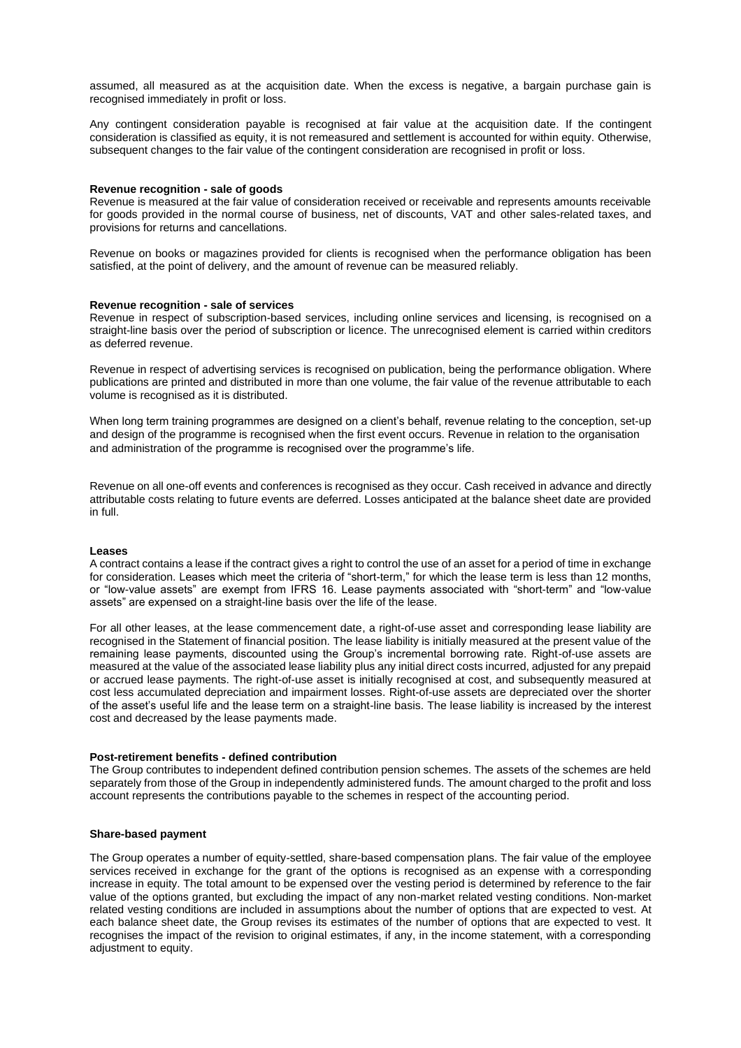assumed, all measured as at the acquisition date. When the excess is negative, a bargain purchase gain is recognised immediately in profit or loss.

Any contingent consideration payable is recognised at fair value at the acquisition date. If the contingent consideration is classified as equity, it is not remeasured and settlement is accounted for within equity. Otherwise, subsequent changes to the fair value of the contingent consideration are recognised in profit or loss.

**Revenue recognition - sale of goods**

Revenue is measured at the fair value of consideration received or receivable and represents amounts receivable for goods provided in the normal course of business, net of discounts, VAT and other sales-related taxes, and provisions for returns and cancellations.

Revenue on books or magazines provided for clients is recognised when the performance obligation has been satisfied, at the point of delivery, and the amount of revenue can be measured reliably.

**Revenue recognition - sale of services**

Revenue in respect of subscription-based services, including online services and licensing, is recognised on a straight-line basis over the period of subscription or licence. The unrecognised element is carried within creditors as deferred revenue.

Revenue in respect of advertising services is recognised on publication, being the performance obligation. Where publications are printed and distributed in more than one volume, the fair value of the revenue attributable to each volume is recognised as it is distributed.

When long term training programmes are designed on a client's behalf, revenue relating to the conception, set-up and design of the programme is recognised when the first event occurs. Revenue in relation to the organisation and administration of the programme is recognised over the programme's life.

Revenue on all one-off events and conferences is recognised as they occur. Cash received in advance and directly attributable costs relating to future events are deferred. Losses anticipated at the balance sheet date are provided in full.

**Leases**

A contract contains a lease if the contract gives a right to control the use of an asset for a period of time in exchange for consideration. Leases which meet the criteria of "short-term," for which the lease term is less than 12 months, or "low-value assets" are exempt from IFRS 16. Lease payments associated with "short-term" and "low-value assets" are expensed on a straight-line basis over the life of the lease.

For all other leases, at the lease commencement date, a right-of-use asset and corresponding lease liability are recognised in the Statement of financial position. The lease liability is initially measured at the present value of the remaining lease payments, discounted using the Group's incremental borrowing rate. Right-of-use assets are measured at the value of the associated lease liability plus any initial direct costs incurred, adjusted for any prepaid or accrued lease payments. The right-of-use asset is initially recognised at cost, and subsequently measured at cost less accumulated depreciation and impairment losses. Right-of-use assets are depreciated over the shorter of the asset's useful life and the lease term on a straight-line basis. The lease liability is increased by the interest cost and decreased by the lease payments made.

**Post-retirement benefits - defined contribution**

The Group contributes to independent defined contribution pension schemes. The assets of the schemes are held separately from those of the Group in independently administered funds. The amount charged to the profit and loss account represents the contributions payable to the schemes in respect of the accounting period.

**Share-based payment**

The Group operates a number of equity-settled, share-based compensation plans. The fair value of the employee services received in exchange for the grant of the options is recognised as an expense with a corresponding increase in equity. The total amount to be expensed over the vesting period is determined by reference to the fair value of the options granted, but excluding the impact of any non-market related vesting conditions. Non-market related vesting conditions are included in assumptions about the number of options that are expected to vest. At each balance sheet date, the Group revises its estimates of the number of options that are expected to vest. It recognises the impact of the revision to original estimates, if any, in the income statement, with a corresponding adjustment to equity.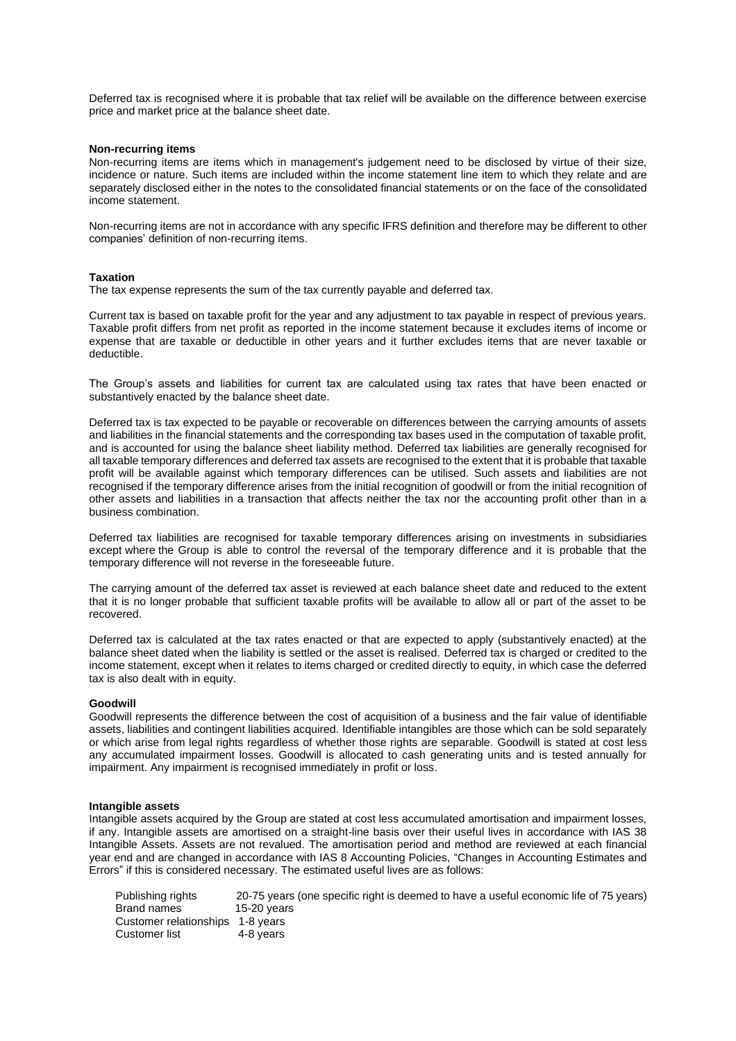Deferred tax is recognised where it is probable that tax relief will be available on the difference between exercise price and market price at the balance sheet date.

**Non-recurring items**

Non-recurring items are items which in management's judgement need to be disclosed by virtue of their size, incidence or nature. Such items are included within the income statement line item to which they relate and are separately disclosed either in the notes to the consolidated financial statements or on the face of the consolidated income statement.

Non-recurring items are not in accordance with any specific IFRS definition and therefore may be different to other companies' definition of non-recurring items.

**Taxation**

The tax expense represents the sum of the tax currently payable and deferred tax.

Current tax is based on taxable profit for the year and any adjustment to tax payable in respect of previous years. Taxable profit differs from net profit as reported in the income statement because it excludes items of income or expense that are taxable or deductible in other years and it further excludes items that are never taxable or deductible.

The Group's assets and liabilities for current tax are calculated using tax rates that have been enacted or substantively enacted by the balance sheet date.

Deferred tax is tax expected to be payable or recoverable on differences between the carrying amounts of assets and liabilities in the financial statements and the corresponding tax bases used in the computation of taxable profit, and is accounted for using the balance sheet liability method. Deferred tax liabilities are generally recognised for all taxable temporary differences and deferred tax assets are recognised to the extent that it is probable that taxable profit will be available against which temporary differences can be utilised. Such assets and liabilities are not recognised if the temporary difference arises from the initial recognition of goodwill or from the initial recognition of other assets and liabilities in a transaction that affects neither the tax nor the accounting profit other than in a business combination.

Deferred tax liabilities are recognised for taxable temporary differences arising on investments in subsidiaries except where the Group is able to control the reversal of the temporary difference and it is probable that the temporary difference will not reverse in the foreseeable future.

The carrying amount of the deferred tax asset is reviewed at each balance sheet date and reduced to the extent that it is no longer probable that sufficient taxable profits will be available to allow all or part of the asset to be recovered.

Deferred tax is calculated at the tax rates enacted or that are expected to apply (substantively enacted) at the balance sheet dated when the liability is settled or the asset is realised. Deferred tax is charged or credited to the income statement, except when it relates to items charged or credited directly to equity, in which case the deferred tax is also dealt with in equity.

**Goodwill**

Goodwill represents the difference between the cost of acquisition of a business and the fair value of identifiable assets, liabilities and contingent liabilities acquired. Identifiable intangibles are those which can be sold separately or which arise from legal rights regardless of whether those rights are separable. Goodwill is stated at cost less any accumulated impairment losses. Goodwill is allocated to cash generating units and is tested annually for impairment. Any impairment is recognised immediately in profit or loss.

**Intangible assets**

Intangible assets acquired by the Group are stated at cost less accumulated amortisation and impairment losses, if any. Intangible assets are amortised on a straight-line basis over their useful lives in accordance with IAS 38 Intangible Assets. Assets are not revalued. The amortisation period and method are reviewed at each financial year end and are changed in accordance with IAS 8 Accounting Policies, "Changes in Accounting Estimates and Errors" if this is considered necessary. The estimated useful lives are as follows:

| | |
|---|---|
| Publishing rights | 20-75 years (one specific right is deemed to have a useful economic life of 75 years) |
| Brand names | 15-20 years |
| Customer relationships | 1-8 years |
| Customer list | 4-8 years |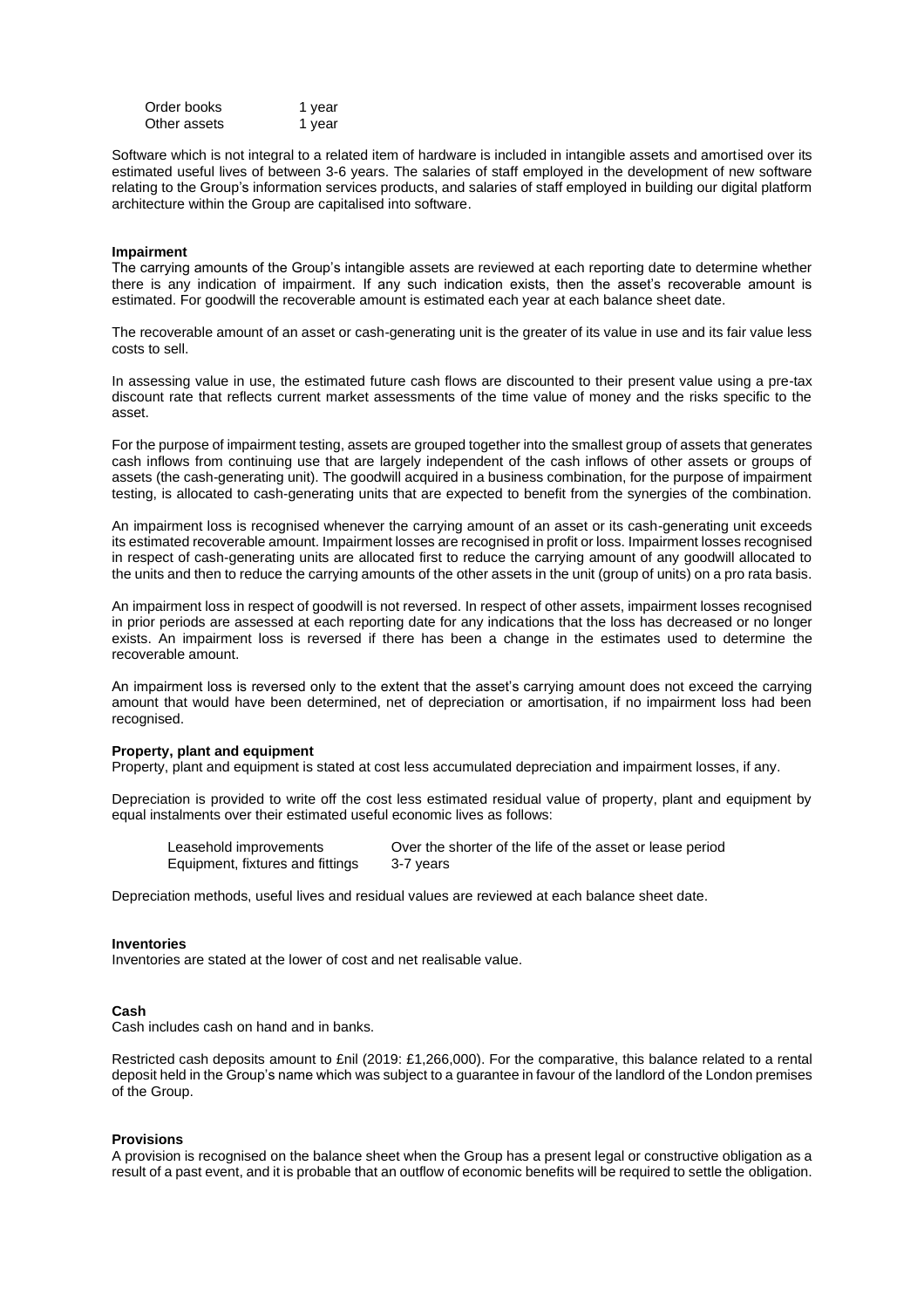| | |
|---|---|
| Order books | 1 year |
| Other assets | 1 year |

Software which is not integral to a related item of hardware is included in intangible assets and amortised over its estimated useful lives of between 3-6 years. The salaries of staff employed in the development of new software relating to the Group's information services products, and salaries of staff employed in building our digital platform architecture within the Group are capitalised into software.

**Impairment**

The carrying amounts of the Group's intangible assets are reviewed at each reporting date to determine whether there is any indication of impairment. If any such indication exists, then the asset's recoverable amount is estimated. For goodwill the recoverable amount is estimated each year at each balance sheet date.

The recoverable amount of an asset or cash-generating unit is the greater of its value in use and its fair value less costs to sell.

In assessing value in use, the estimated future cash flows are discounted to their present value using a pre-tax discount rate that reflects current market assessments of the time value of money and the risks specific to the asset.

For the purpose of impairment testing, assets are grouped together into the smallest group of assets that generates cash inflows from continuing use that are largely independent of the cash inflows of other assets or groups of assets (the cash-generating unit). The goodwill acquired in a business combination, for the purpose of impairment testing, is allocated to cash-generating units that are expected to benefit from the synergies of the combination.

An impairment loss is recognised whenever the carrying amount of an asset or its cash-generating unit exceeds its estimated recoverable amount. Impairment losses are recognised in profit or loss. Impairment losses recognised in respect of cash-generating units are allocated first to reduce the carrying amount of any goodwill allocated to the units and then to reduce the carrying amounts of the other assets in the unit (group of units) on a pro rata basis.

An impairment loss in respect of goodwill is not reversed. In respect of other assets, impairment losses recognised in prior periods are assessed at each reporting date for any indications that the loss has decreased or no longer exists. An impairment loss is reversed if there has been a change in the estimates used to determine the recoverable amount.

An impairment loss is reversed only to the extent that the asset's carrying amount does not exceed the carrying amount that would have been determined, net of depreciation or amortisation, if no impairment loss had been recognised.

**Property, plant and equipment**

Property, plant and equipment is stated at cost less accumulated depreciation and impairment losses, if any.

Depreciation is provided to write off the cost less estimated residual value of property, plant and equipment by equal instalments over their estimated useful economic lives as follows:

| | |
|---|---|
| Leasehold improvements | Over the shorter of the life of the asset or lease period |
| Equipment, fixtures and fittings | 3-7 years |

Depreciation methods, useful lives and residual values are reviewed at each balance sheet date.

**Inventories**

Inventories are stated at the lower of cost and net realisable value.

**Cash**

Cash includes cash on hand and in banks.

Restricted cash deposits amount to £nil (2019: £1,266,000). For the comparative, this balance related to a rental deposit held in the Group's name which was subject to a guarantee in favour of the landlord of the London premises of the Group.

**Provisions**

A provision is recognised on the balance sheet when the Group has a present legal or constructive obligation as a result of a past event, and it is probable that an outflow of economic benefits will be required to settle the obligation.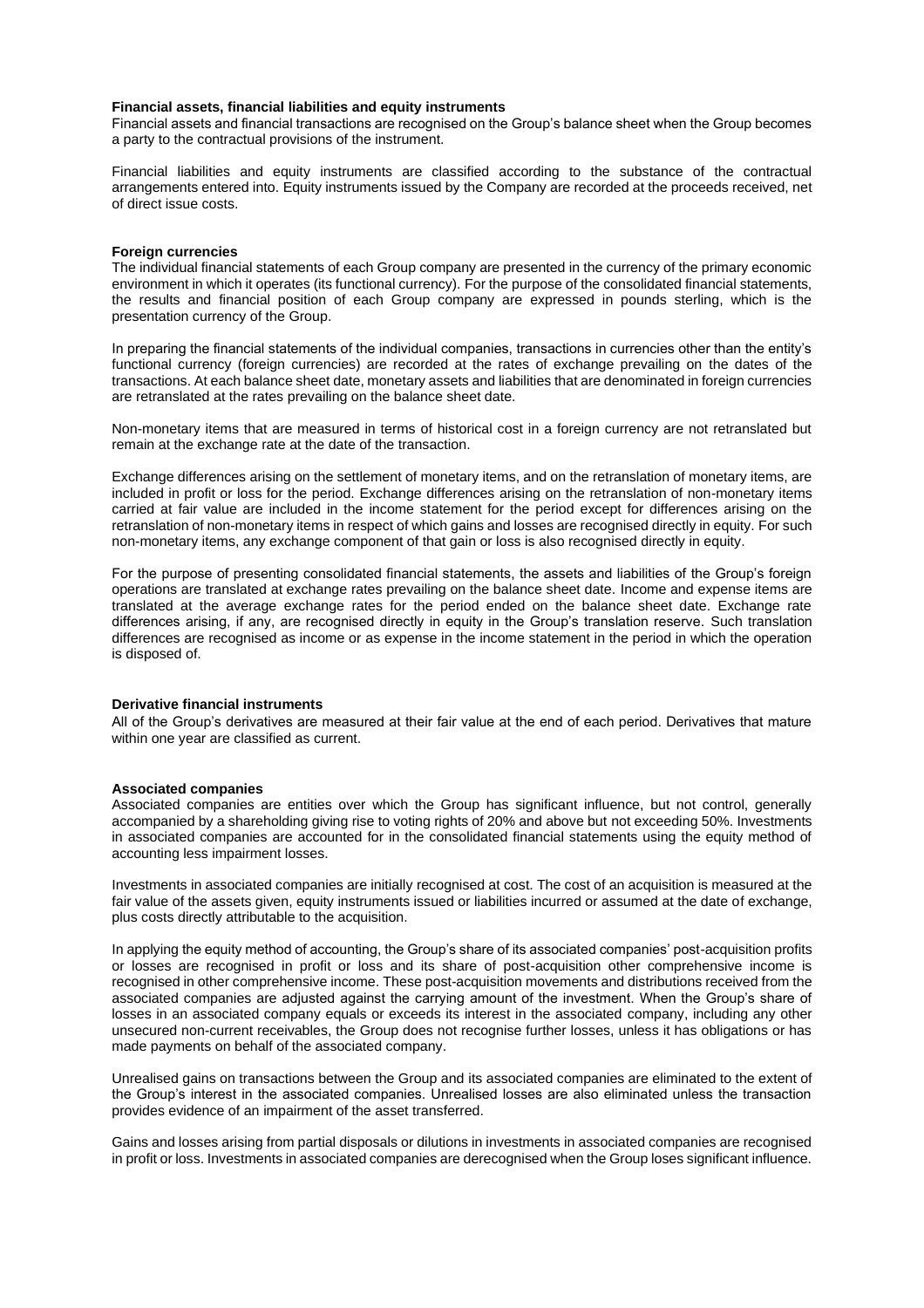**Financial assets, financial liabilities and equity instruments**

Financial assets and financial transactions are recognised on the Group's balance sheet when the Group becomes a party to the contractual provisions of the instrument.

Financial liabilities and equity instruments are classified according to the substance of the contractual arrangements entered into. Equity instruments issued by the Company are recorded at the proceeds received, net of direct issue costs.

**Foreign currencies**

The individual financial statements of each Group company are presented in the currency of the primary economic environment in which it operates (its functional currency). For the purpose of the consolidated financial statements, the results and financial position of each Group company are expressed in pounds sterling, which is the presentation currency of the Group.

In preparing the financial statements of the individual companies, transactions in currencies other than the entity's functional currency (foreign currencies) are recorded at the rates of exchange prevailing on the dates of the transactions. At each balance sheet date, monetary assets and liabilities that are denominated in foreign currencies are retranslated at the rates prevailing on the balance sheet date.

Non-monetary items that are measured in terms of historical cost in a foreign currency are not retranslated but remain at the exchange rate at the date of the transaction.

Exchange differences arising on the settlement of monetary items, and on the retranslation of monetary items, are included in profit or loss for the period. Exchange differences arising on the retranslation of non-monetary items carried at fair value are included in the income statement for the period except for differences arising on the retranslation of non-monetary items in respect of which gains and losses are recognised directly in equity. For such non-monetary items, any exchange component of that gain or loss is also recognised directly in equity.

For the purpose of presenting consolidated financial statements, the assets and liabilities of the Group's foreign operations are translated at exchange rates prevailing on the balance sheet date. Income and expense items are translated at the average exchange rates for the period ended on the balance sheet date. Exchange rate differences arising, if any, are recognised directly in equity in the Group's translation reserve. Such translation differences are recognised as income or as expense in the income statement in the period in which the operation is disposed of.

**Derivative financial instruments**

All of the Group's derivatives are measured at their fair value at the end of each period. Derivatives that mature within one year are classified as current.

**Associated companies**

Associated companies are entities over which the Group has significant influence, but not control, generally accompanied by a shareholding giving rise to voting rights of 20% and above but not exceeding 50%. Investments in associated companies are accounted for in the consolidated financial statements using the equity method of accounting less impairment losses.

Investments in associated companies are initially recognised at cost. The cost of an acquisition is measured at the fair value of the assets given, equity instruments issued or liabilities incurred or assumed at the date of exchange, plus costs directly attributable to the acquisition.

In applying the equity method of accounting, the Group's share of its associated companies' post-acquisition profits or losses are recognised in profit or loss and its share of post-acquisition other comprehensive income is recognised in other comprehensive income. These post-acquisition movements and distributions received from the associated companies are adjusted against the carrying amount of the investment. When the Group's share of losses in an associated company equals or exceeds its interest in the associated company, including any other unsecured non-current receivables, the Group does not recognise further losses, unless it has obligations or has made payments on behalf of the associated company.

Unrealised gains on transactions between the Group and its associated companies are eliminated to the extent of the Group's interest in the associated companies. Unrealised losses are also eliminated unless the transaction provides evidence of an impairment of the asset transferred.

Gains and losses arising from partial disposals or dilutions in investments in associated companies are recognised in profit or loss. Investments in associated companies are derecognised when the Group loses significant influence.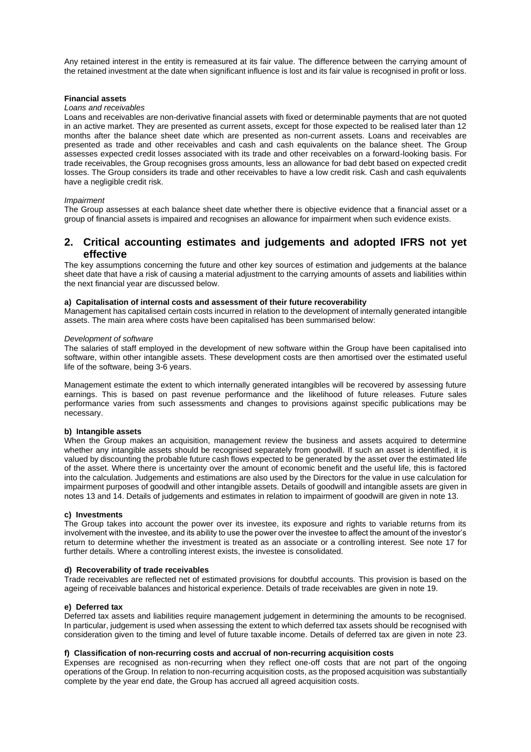Any retained interest in the entity is remeasured at its fair value. The difference between the carrying amount of the retained investment at the date when significant influence is lost and its fair value is recognised in profit or loss.

**Financial assets**

*Loans and receivables*

Loans and receivables are non-derivative financial assets with fixed or determinable payments that are not quoted in an active market. They are presented as current assets, except for those expected to be realised later than 12 months after the balance sheet date which are presented as non-current assets. Loans and receivables are presented as trade and other receivables and cash and cash equivalents on the balance sheet. The Group assesses expected credit losses associated with its trade and other receivables on a forward-looking basis. For trade receivables, the Group recognises gross amounts, less an allowance for bad debt based on expected credit losses. The Group considers its trade and other receivables to have a low credit risk. Cash and cash equivalents have a negligible credit risk.

*Impairment*

The Group assesses at each balance sheet date whether there is objective evidence that a financial asset or a group of financial assets is impaired and recognises an allowance for impairment when such evidence exists.

## 2. Critical accounting estimates and judgements and adopted IFRS not yet effective

The key assumptions concerning the future and other key sources of estimation and judgements at the balance sheet date that have a risk of causing a material adjustment to the carrying amounts of assets and liabilities within the next financial year are discussed below.

**a) Capitalisation of internal costs and assessment of their future recoverability**

Management has capitalised certain costs incurred in relation to the development of internally generated intangible assets. The main area where costs have been capitalised has been summarised below:

*Development of software*

The salaries of staff employed in the development of new software within the Group have been capitalised into software, within other intangible assets. These development costs are then amortised over the estimated useful life of the software, being 3-6 years.

Management estimate the extent to which internally generated intangibles will be recovered by assessing future earnings. This is based on past revenue performance and the likelihood of future releases. Future sales performance varies from such assessments and changes to provisions against specific publications may be necessary.

**b) Intangible assets**

When the Group makes an acquisition, management review the business and assets acquired to determine whether any intangible assets should be recognised separately from goodwill. If such an asset is identified, it is valued by discounting the probable future cash flows expected to be generated by the asset over the estimated life of the asset. Where there is uncertainty over the amount of economic benefit and the useful life, this is factored into the calculation. Judgements and estimations are also used by the Directors for the value in use calculation for impairment purposes of goodwill and other intangible assets. Details of goodwill and intangible assets are given in notes 13 and 14. Details of judgements and estimates in relation to impairment of goodwill are given in note 13.

**c) Investments**

The Group takes into account the power over its investee, its exposure and rights to variable returns from its involvement with the investee, and its ability to use the power over the investee to affect the amount of the investor's return to determine whether the investment is treated as an associate or a controlling interest. See note 17 for further details. Where a controlling interest exists, the investee is consolidated.

**d) Recoverability of trade receivables**

Trade receivables are reflected net of estimated provisions for doubtful accounts. This provision is based on the ageing of receivable balances and historical experience. Details of trade receivables are given in note 19.

**e) Deferred tax**

Deferred tax assets and liabilities require management judgement in determining the amounts to be recognised. In particular, judgement is used when assessing the extent to which deferred tax assets should be recognised with consideration given to the timing and level of future taxable income. Details of deferred tax are given in note 23.

**f) Classification of non-recurring costs and accrual of non-recurring acquisition costs**

Expenses are recognised as non-recurring when they reflect one-off costs that are not part of the ongoing operations of the Group. In relation to non-recurring acquisition costs, as the proposed acquisition was substantially complete by the year end date, the Group has accrued all agreed acquisition costs.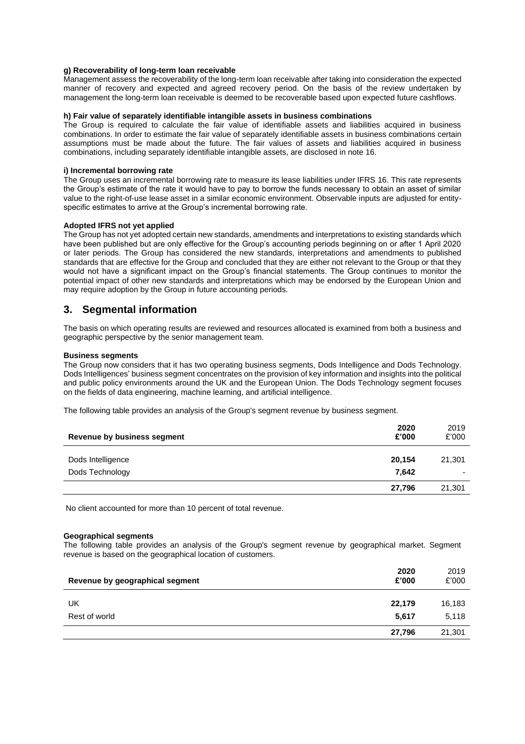**g) Recoverability of long-term loan receivable**
Management assess the recoverability of the long-term loan receivable after taking into consideration the expected manner of recovery and expected and agreed recovery period. On the basis of the review undertaken by management the long-term loan receivable is deemed to be recoverable based upon expected future cashflows.

**h) Fair value of separately identifiable intangible assets in business combinations**
The Group is required to calculate the fair value of identifiable assets and liabilities acquired in business combinations. In order to estimate the fair value of separately identifiable assets in business combinations certain assumptions must be made about the future. The fair values of assets and liabilities acquired in business combinations, including separately identifiable intangible assets, are disclosed in note 16.

**i) Incremental borrowing rate**
The Group uses an incremental borrowing rate to measure its lease liabilities under IFRS 16. This rate represents the Group's estimate of the rate it would have to pay to borrow the funds necessary to obtain an asset of similar value to the right-of-use lease asset in a similar economic environment. Observable inputs are adjusted for entity-specific estimates to arrive at the Group's incremental borrowing rate.

**Adopted IFRS not yet applied**
The Group has not yet adopted certain new standards, amendments and interpretations to existing standards which have been published but are only effective for the Group's accounting periods beginning on or after 1 April 2020 or later periods. The Group has considered the new standards, interpretations and amendments to published standards that are effective for the Group and concluded that they are either not relevant to the Group or that they would not have a significant impact on the Group's financial statements. The Group continues to monitor the potential impact of other new standards and interpretations which may be endorsed by the European Union and may require adoption by the Group in future accounting periods.

## 3. Segmental information

The basis on which operating results are reviewed and resources allocated is examined from both a business and geographic perspective by the senior management team.

**Business segments**
The Group now considers that it has two operating business segments, Dods Intelligence and Dods Technology. Dods Intelligences' business segment concentrates on the provision of key information and insights into the political and public policy environments around the UK and the European Union. The Dods Technology segment focuses on the fields of data engineering, machine learning, and artificial intelligence.

The following table provides an analysis of the Group's segment revenue by business segment.

| Revenue by business segment | 2020 £'000 | 2019 £'000 |
|---|---|---|
| Dods Intelligence | **20,154** | 21,301 |
| Dods Technology | **7,642** | - |
| | **27,796** | 21,301 |

No client accounted for more than 10 percent of total revenue.

**Geographical segments**
The following table provides an analysis of the Group's segment revenue by geographical market. Segment revenue is based on the geographical location of customers.

| Revenue by geographical segment | 2020 £'000 | 2019 £'000 |
|---|---|---|
| UK | **22,179** | 16,183 |
| Rest of world | **5,617** | 5,118 |
| | **27,796** | 21,301 |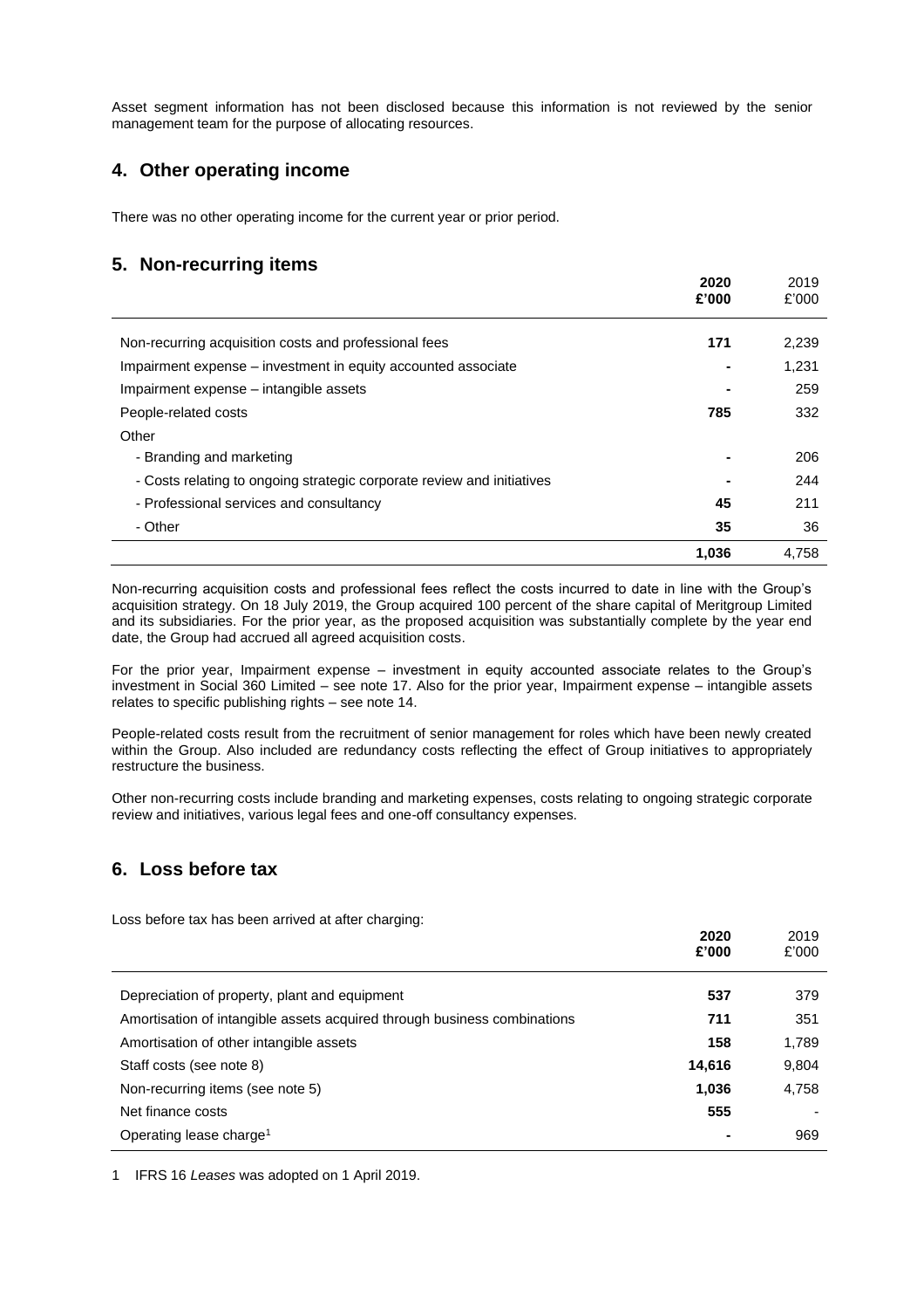Asset segment information has not been disclosed because this information is not reviewed by the senior management team for the purpose of allocating resources.

## 4. Other operating income

There was no other operating income for the current year or prior period.

## 5. Non-recurring items

| | 2020 £'000 | 2019 £'000 |
|---|---|---|
| Non-recurring acquisition costs and professional fees | **171** | 2,239 |
| Impairment expense – investment in equity accounted associate | **-** | 1,231 |
| Impairment expense – intangible assets | **-** | 259 |
| People-related costs | **785** | 332 |
| Other | | |
| - Branding and marketing | **-** | 206 |
| - Costs relating to ongoing strategic corporate review and initiatives | **-** | 244 |
| - Professional services and consultancy | **45** | 211 |
| - Other | **35** | 36 |
| | **1,036** | 4,758 |

Non-recurring acquisition costs and professional fees reflect the costs incurred to date in line with the Group's acquisition strategy. On 18 July 2019, the Group acquired 100 percent of the share capital of Meritgroup Limited and its subsidiaries. For the prior year, as the proposed acquisition was substantially complete by the year end date, the Group had accrued all agreed acquisition costs.

For the prior year, Impairment expense – investment in equity accounted associate relates to the Group's investment in Social 360 Limited – see note 17. Also for the prior year, Impairment expense – intangible assets relates to specific publishing rights – see note 14.

People-related costs result from the recruitment of senior management for roles which have been newly created within the Group. Also included are redundancy costs reflecting the effect of Group initiatives to appropriately restructure the business.

Other non-recurring costs include branding and marketing expenses, costs relating to ongoing strategic corporate review and initiatives, various legal fees and one-off consultancy expenses.

## 6. Loss before tax

Loss before tax has been arrived at after charging:

| | 2020 £'000 | 2019 £'000 |
|---|---|---|
| Depreciation of property, plant and equipment | **537** | 379 |
| Amortisation of intangible assets acquired through business combinations | **711** | 351 |
| Amortisation of other intangible assets | **158** | 1,789 |
| Staff costs (see note 8) | **14,616** | 9,804 |
| Non-recurring items (see note 5) | **1,036** | 4,758 |
| Net finance costs | **555** | - |
| Operating lease charge[1] | **-** | 969 |

1 IFRS 16 *Leases* was adopted on 1 April 2019.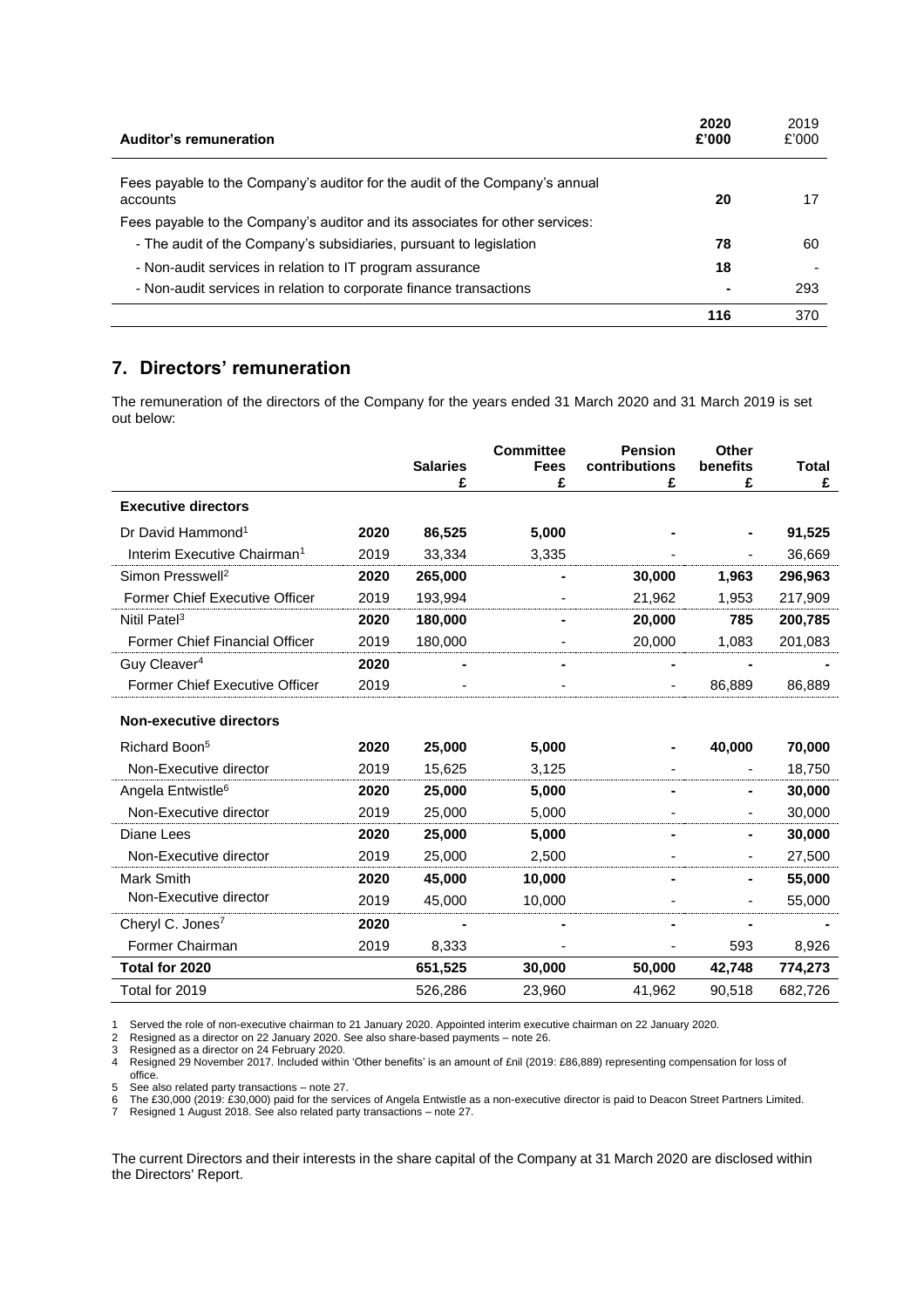| Auditor's remuneration | 2020 £'000 | 2019 £'000 |
|---|---|---|
| Fees payable to the Company's auditor for the audit of the Company's annual accounts | **20** | 17 |
| Fees payable to the Company's auditor and its associates for other services: | | |
| - The audit of the Company's subsidiaries, pursuant to legislation | **78** | 60 |
| - Non-audit services in relation to IT program assurance | **18** | - |
| - Non-audit services in relation to corporate finance transactions | **-** | 293 |
| | **116** | 370 |

## 7. Directors' remuneration

The remuneration of the directors of the Company for the years ended 31 March 2020 and 31 March 2019 is set out below:

| | | Salaries £ | Committee Fees £ | Pension contributions £ | Other benefits £ | Total £ |
|---|---|---|---|---|---|---|
| **Executive directors** | | | | | | |
| Dr David Hammond[1] | **2020** | **86,525** | **5,000** | **-** | **-** | **91,525** |
| Interim Executive Chairman[1] | 2019 | 33,334 | 3,335 | - | - | 36,669 |
| Simon Presswell[2] | **2020** | **265,000** | **-** | **30,000** | **1,963** | **296,963** |
| Former Chief Executive Officer | 2019 | 193,994 | - | 21,962 | 1,953 | 217,909 |
| Nitil Patel[3] | **2020** | **180,000** | **-** | **20,000** | **785** | **200,785** |
| Former Chief Financial Officer | 2019 | 180,000 | - | 20,000 | 1,083 | 201,083 |
| Guy Cleaver[4] | **2020** | **-** | **-** | **-** | **-** | **-** |
| Former Chief Executive Officer | 2019 | - | - | - | 86,889 | 86,889 |
| **Non-executive directors** | | | | | | |
| Richard Boon[5] | **2020** | **25,000** | **5,000** | **-** | **40,000** | **70,000** |
| Non-Executive director | 2019 | 15,625 | 3,125 | - | - | 18,750 |
| Angela Entwistle[6] | **2020** | **25,000** | **5,000** | **-** | **-** | **30,000** |
| Non-Executive director | 2019 | 25,000 | 5,000 | - | - | 30,000 |
| Diane Lees | **2020** | **25,000** | **5,000** | **-** | **-** | **30,000** |
| Non-Executive director | 2019 | 25,000 | 2,500 | - | - | 27,500 |
| Mark Smith | **2020** | **45,000** | **10,000** | **-** | **-** | **55,000** |
| Non-Executive director | 2019 | 45,000 | 10,000 | - | - | 55,000 |
| Cheryl C. Jones[7] | **2020** | **-** | **-** | **-** | **-** | **-** |
| Former Chairman | 2019 | 8,333 | - | - | 593 | 8,926 |
| **Total for 2020** | | **651,525** | **30,000** | **50,000** | **42,748** | **774,273** |
| Total for 2019 | | 526,286 | 23,960 | 41,962 | 90,518 | 682,726 |

1 Served the role of non-executive chairman to 21 January 2020. Appointed interim executive chairman on 22 January 2020.
2 Resigned as a director on 22 January 2020. See also share-based payments – note 26.
3 Resigned as a director on 24 February 2020.
4 Resigned 29 November 2017. Included within 'Other benefits' is an amount of £nil (2019: £86,889) representing compensation for loss of office.
5 See also related party transactions – note 27.
6 The £30,000 (2019: £30,000) paid for the services of Angela Entwistle as a non-executive director is paid to Deacon Street Partners Limited.
7 Resigned 1 August 2018. See also related party transactions – note 27.

The current Directors and their interests in the share capital of the Company at 31 March 2020 are disclosed within the Directors' Report.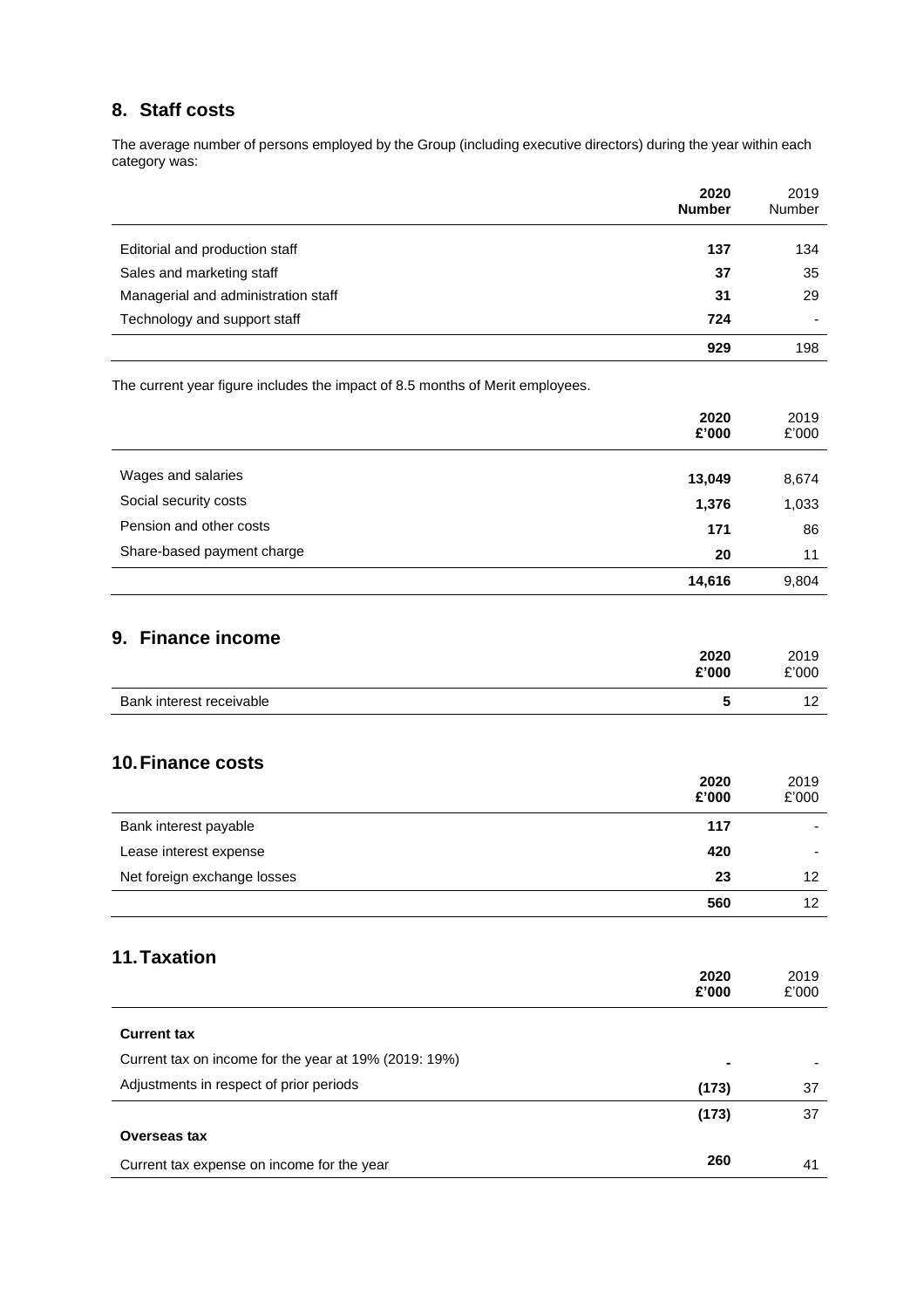## 8. Staff costs

The average number of persons employed by the Group (including executive directors) during the year within each category was:

| | 2020 Number | 2019 Number |
|---|---|---|
| Editorial and production staff | **137** | 134 |
| Sales and marketing staff | **37** | 35 |
| Managerial and administration staff | **31** | 29 |
| Technology and support staff | **724** | - |
| | **929** | 198 |

The current year figure includes the impact of 8.5 months of Merit employees.

| | 2020 £'000 | 2019 £'000 |
|---|---|---|
| Wages and salaries | **13,049** | 8,674 |
| Social security costs | **1,376** | 1,033 |
| Pension and other costs | **171** | 86 |
| Share-based payment charge | **20** | 11 |
| | **14,616** | 9,804 |

## 9. Finance income

| | 2020 £'000 | 2019 £'000 |
|---|---|---|
| Bank interest receivable | **5** | 12 |

## 10. Finance costs

| | 2020 £'000 | 2019 £'000 |
|---|---|---|
| Bank interest payable | **117** | - |
| Lease interest expense | **420** | - |
| Net foreign exchange losses | **23** | 12 |
| | **560** | 12 |

## 11. Taxation

| | 2020 £'000 | 2019 £'000 |
|---|---|---|
| **Current tax** | | |
| Current tax on income for the year at 19% (2019: 19%) | **-** | - |
| Adjustments in respect of prior periods | **(173)** | 37 |
| | **(173)** | 37 |
| **Overseas tax** | | |
| Current tax expense on income for the year | **260** | 41 |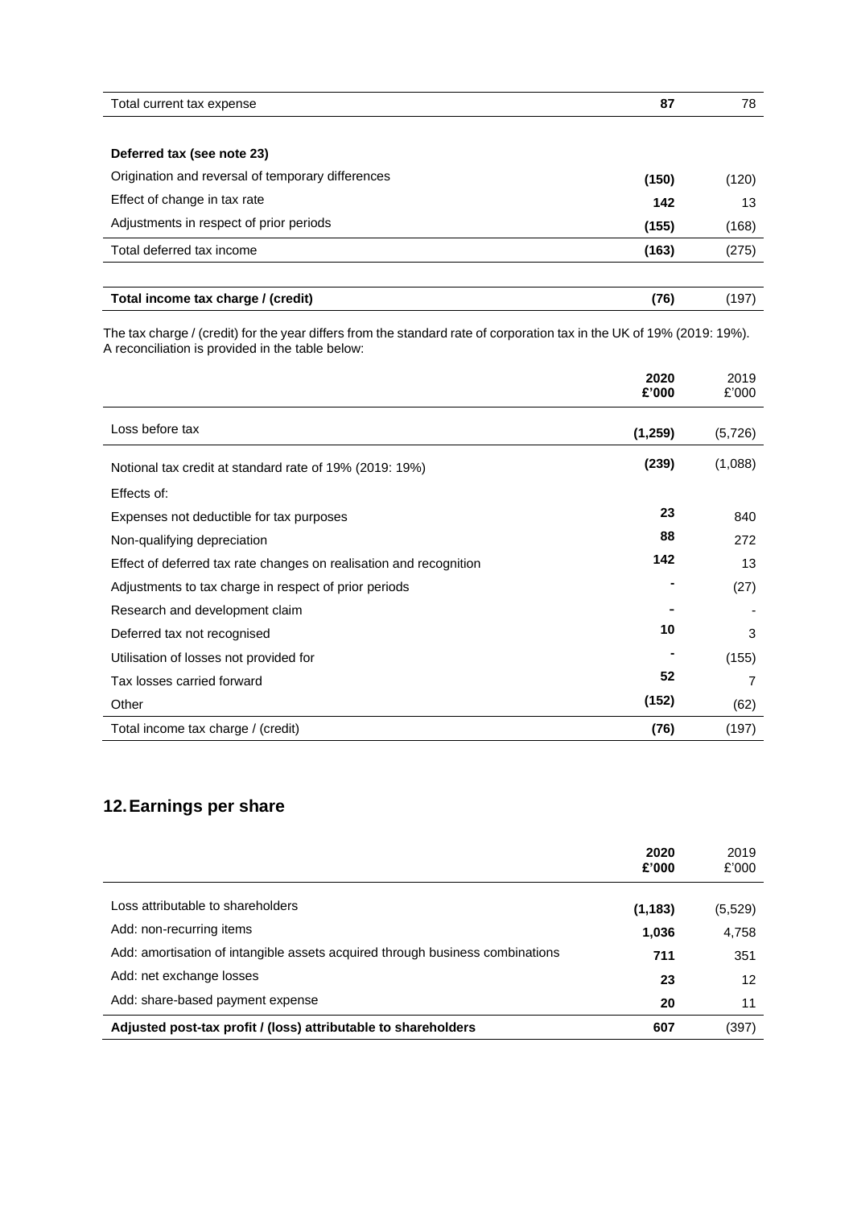| | | |
|---|---|---|
| Total current tax expense | **87** | 78 |
| | | |
| **Deferred tax (see note 23)** | | |
| Origination and reversal of temporary differences | **(150)** | (120) |
| Effect of change in tax rate | **142** | 13 |
| Adjustments in respect of prior periods | **(155)** | (168) |
| Total deferred tax income | **(163)** | (275) |
| | | |
| **Total income tax charge / (credit)** | **(76)** | (197) |

The tax charge / (credit) for the year differs from the standard rate of corporation tax in the UK of 19% (2019: 19%). A reconciliation is provided in the table below:

| | **2020 £'000** | 2019 £'000 |
|---|---|---|
| Loss before tax | **(1,259)** | (5,726) |
| Notional tax credit at standard rate of 19% (2019: 19%) | **(239)** | (1,088) |
| Effects of: | | |
| Expenses not deductible for tax purposes | **23** | 840 |
| Non-qualifying depreciation | **88** | 272 |
| Effect of deferred tax rate changes on realisation and recognition | **142** | 13 |
| Adjustments to tax charge in respect of prior periods | **-** | (27) |
| Research and development claim | **-** | - |
| Deferred tax not recognised | **10** | 3 |
| Utilisation of losses not provided for | **-** | (155) |
| Tax losses carried forward | **52** | 7 |
| Other | **(152)** | (62) |
| Total income tax charge / (credit) | **(76)** | (197) |

## 12. Earnings per share

| | **2020 £'000** | 2019 £'000 |
|---|---|---|
| Loss attributable to shareholders | **(1,183)** | (5,529) |
| Add: non-recurring items | **1,036** | 4,758 |
| Add: amortisation of intangible assets acquired through business combinations | **711** | 351 |
| Add: net exchange losses | **23** | 12 |
| Add: share-based payment expense | **20** | 11 |
| **Adjusted post-tax profit / (loss) attributable to shareholders** | **607** | (397) |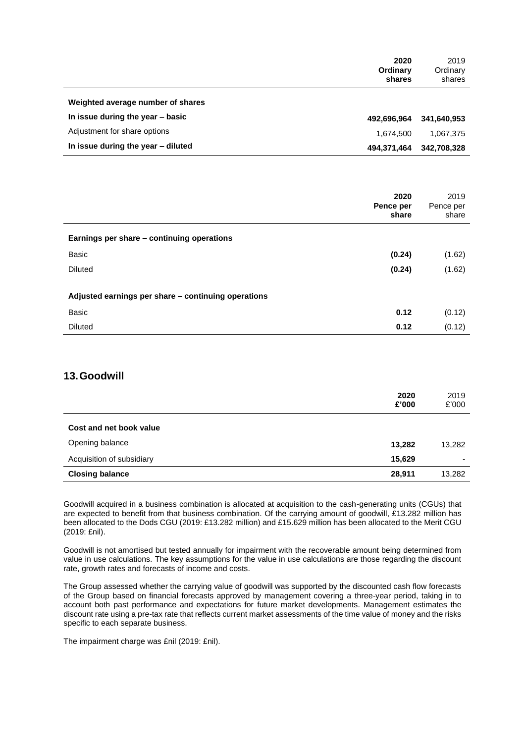| | 2020 Ordinary shares | 2019 Ordinary shares |
|---|---|---|
| **Weighted average number of shares** | | |
| **In issue during the year – basic** | **492,696,964** | **341,640,953** |
| Adjustment for share options | 1,674,500 | 1,067,375 |
| **In issue during the year – diluted** | **494,371,464** | **342,708,328** |

| | 2020 Pence per share | 2019 Pence per share |
|---|---|---|
| **Earnings per share – continuing operations** | | |
| Basic | **(0.24)** | (1.62) |
| Diluted | **(0.24)** | (1.62) |
| **Adjusted earnings per share – continuing operations** | | |
| Basic | **0.12** | (0.12) |
| Diluted | **0.12** | (0.12) |

## 13. Goodwill

| | 2020 £'000 | 2019 £'000 |
|---|---|---|
| **Cost and net book value** | | |
| Opening balance | **13,282** | 13,282 |
| Acquisition of subsidiary | **15,629** | - |
| **Closing balance** | **28,911** | 13,282 |

Goodwill acquired in a business combination is allocated at acquisition to the cash-generating units (CGUs) that are expected to benefit from that business combination. Of the carrying amount of goodwill, £13.282 million has been allocated to the Dods CGU (2019: £13.282 million) and £15.629 million has been allocated to the Merit CGU (2019: £nil).

Goodwill is not amortised but tested annually for impairment with the recoverable amount being determined from value in use calculations. The key assumptions for the value in use calculations are those regarding the discount rate, growth rates and forecasts of income and costs.

The Group assessed whether the carrying value of goodwill was supported by the discounted cash flow forecasts of the Group based on financial forecasts approved by management covering a three-year period, taking in to account both past performance and expectations for future market developments. Management estimates the discount rate using a pre-tax rate that reflects current market assessments of the time value of money and the risks specific to each separate business.

The impairment charge was £nil (2019: £nil).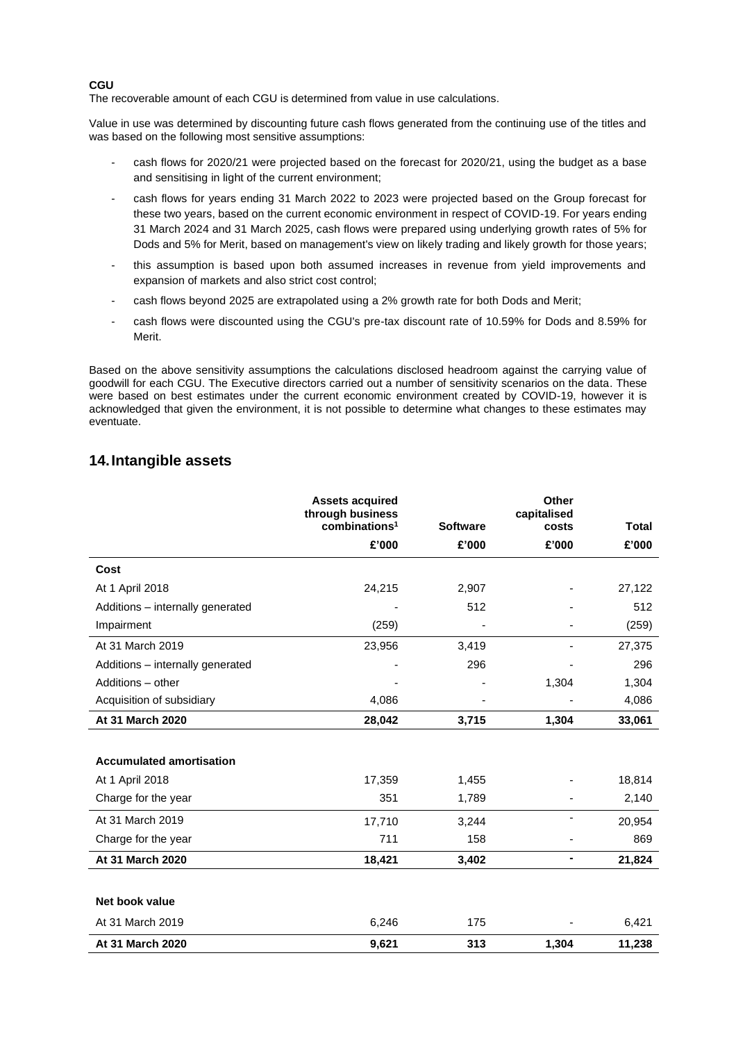**CGU**

The recoverable amount of each CGU is determined from value in use calculations.

Value in use was determined by discounting future cash flows generated from the continuing use of the titles and was based on the following most sensitive assumptions:

- cash flows for 2020/21 were projected based on the forecast for 2020/21, using the budget as a base and sensitising in light of the current environment;
- cash flows for years ending 31 March 2022 to 2023 were projected based on the Group forecast for these two years, based on the current economic environment in respect of COVID-19. For years ending 31 March 2024 and 31 March 2025, cash flows were prepared using underlying growth rates of 5% for Dods and 5% for Merit, based on management's view on likely trading and likely growth for those years;
- this assumption is based upon both assumed increases in revenue from yield improvements and expansion of markets and also strict cost control;
- cash flows beyond 2025 are extrapolated using a 2% growth rate for both Dods and Merit;
- cash flows were discounted using the CGU's pre-tax discount rate of 10.59% for Dods and 8.59% for Merit.

Based on the above sensitivity assumptions the calculations disclosed headroom against the carrying value of goodwill for each CGU. The Executive directors carried out a number of sensitivity scenarios on the data. These were based on best estimates under the current economic environment created by COVID-19, however it is acknowledged that given the environment, it is not possible to determine what changes to these estimates may eventuate.

## 14. Intangible assets

| | Assets acquired through business combinations[1] | Software | Other capitalised costs | Total |
|---|---|---|---|---|
| | £'000 | £'000 | £'000 | £'000 |
| **Cost** | | | | |
| At 1 April 2018 | 24,215 | 2,907 | - | 27,122 |
| Additions – internally generated | - | 512 | - | 512 |
| Impairment | (259) | - | - | (259) |
| At 31 March 2019 | 23,956 | 3,419 | - | 27,375 |
| Additions – internally generated | - | 296 | - | 296 |
| Additions – other | - | - | 1,304 | 1,304 |
| Acquisition of subsidiary | 4,086 | - | - | 4,086 |
| **At 31 March 2020** | **28,042** | **3,715** | **1,304** | **33,061** |
| | | | | |
| **Accumulated amortisation** | | | | |
| At 1 April 2018 | 17,359 | 1,455 | - | 18,814 |
| Charge for the year | 351 | 1,789 | - | 2,140 |
| At 31 March 2019 | 17,710 | 3,244 | - | 20,954 |
| Charge for the year | 711 | 158 | - | 869 |
| **At 31 March 2020** | **18,421** | **3,402** | **-** | **21,824** |
| | | | | |
| **Net book value** | | | | |
| At 31 March 2019 | 6,246 | 175 | - | 6,421 |
| **At 31 March 2020** | **9,621** | **313** | **1,304** | **11,238** |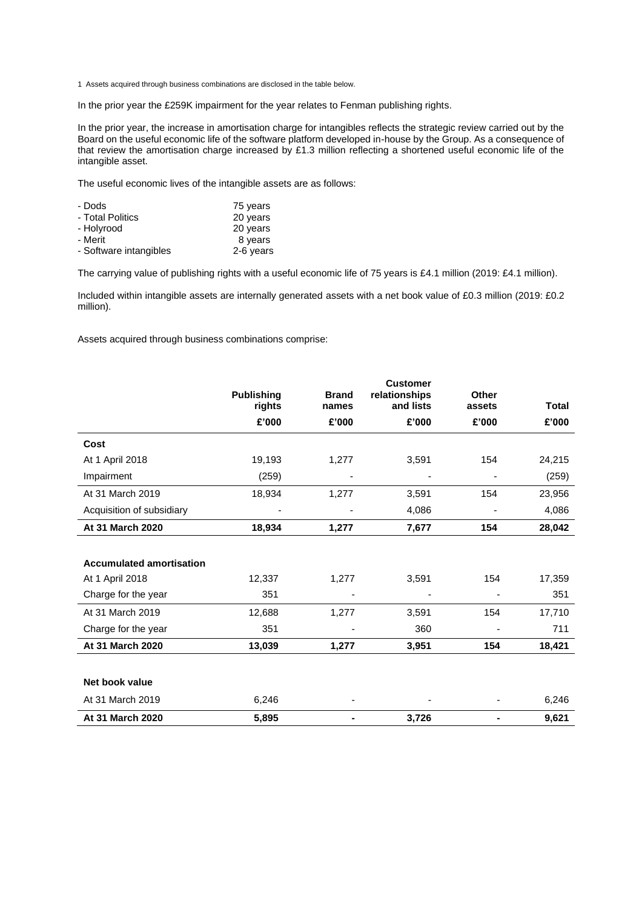1 Assets acquired through business combinations are disclosed in the table below.

In the prior year the £259K impairment for the year relates to Fenman publishing rights.

In the prior year, the increase in amortisation charge for intangibles reflects the strategic review carried out by the Board on the useful economic life of the software platform developed in-house by the Group. As a consequence of that review the amortisation charge increased by £1.3 million reflecting a shortened useful economic life of the intangible asset.

The useful economic lives of the intangible assets are as follows:

| | |
|---|---|
| - Dods | 75 years |
| - Total Politics | 20 years |
| - Holyrood | 20 years |
| - Merit | 8 years |
| - Software intangibles | 2-6 years |

The carrying value of publishing rights with a useful economic life of 75 years is £4.1 million (2019: £4.1 million).

Included within intangible assets are internally generated assets with a net book value of £0.3 million (2019: £0.2 million).

Assets acquired through business combinations comprise:

| | Publishing rights | Brand names | Customer relationships and lists | Other assets | Total |
|---|---|---|---|---|---|
| | £'000 | £'000 | £'000 | £'000 | £'000 |
| **Cost** | | | | | |
| At 1 April 2018 | 19,193 | 1,277 | 3,591 | 154 | 24,215 |
| Impairment | (259) | - | - | - | (259) |
| At 31 March 2019 | 18,934 | 1,277 | 3,591 | 154 | 23,956 |
| Acquisition of subsidiary | - | - | 4,086 | - | 4,086 |
| **At 31 March 2020** | **18,934** | **1,277** | **7,677** | **154** | **28,042** |
| | | | | | |
| **Accumulated amortisation** | | | | | |
| At 1 April 2018 | 12,337 | 1,277 | 3,591 | 154 | 17,359 |
| Charge for the year | 351 | - | - | - | 351 |
| At 31 March 2019 | 12,688 | 1,277 | 3,591 | 154 | 17,710 |
| Charge for the year | 351 | - | 360 | - | 711 |
| **At 31 March 2020** | **13,039** | **1,277** | **3,951** | **154** | **18,421** |
| | | | | | |
| **Net book value** | | | | | |
| At 31 March 2019 | 6,246 | - | - | - | 6,246 |
| **At 31 March 2020** | **5,895** | **-** | **3,726** | **-** | **9,621** |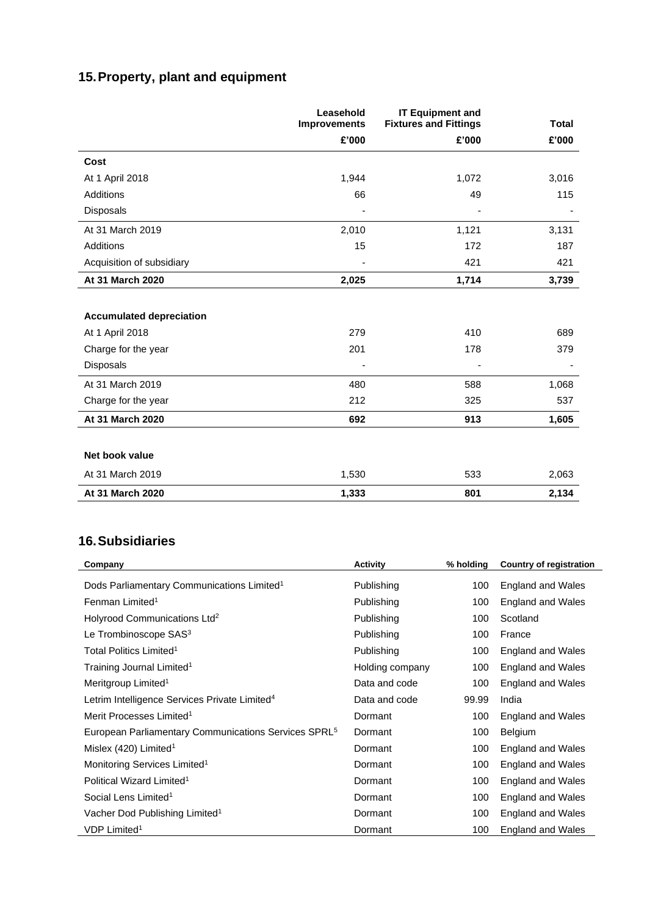## 15. Property, plant and equipment

| | Leasehold Improvements | IT Equipment and Fixtures and Fittings | Total |
|---|---|---|---|
| | £'000 | £'000 | £'000 |
| **Cost** | | | |
| At 1 April 2018 | 1,944 | 1,072 | 3,016 |
| Additions | 66 | 49 | 115 |
| Disposals | - | - | - |
| At 31 March 2019 | 2,010 | 1,121 | 3,131 |
| Additions | 15 | 172 | 187 |
| Acquisition of subsidiary | - | 421 | 421 |
| **At 31 March 2020** | **2,025** | **1,714** | **3,739** |
| | | | |
| **Accumulated depreciation** | | | |
| At 1 April 2018 | 279 | 410 | 689 |
| Charge for the year | 201 | 178 | 379 |
| Disposals | - | - | - |
| At 31 March 2019 | 480 | 588 | 1,068 |
| Charge for the year | 212 | 325 | 537 |
| **At 31 March 2020** | **692** | **913** | **1,605** |
| | | | |
| **Net book value** | | | |
| At 31 March 2019 | 1,530 | 533 | 2,063 |
| **At 31 March 2020** | **1,333** | **801** | **2,134** |

## 16. Subsidiaries

| Company | Activity | % holding | Country of registration |
|---|---|---|---|
| Dods Parliamentary Communications Limited[1] | Publishing | 100 | England and Wales |
| Fenman Limited[1] | Publishing | 100 | England and Wales |
| Holyrood Communications Ltd[2] | Publishing | 100 | Scotland |
| Le Trombinoscope SAS[3] | Publishing | 100 | France |
| Total Politics Limited[1] | Publishing | 100 | England and Wales |
| Training Journal Limited[1] | Holding company | 100 | England and Wales |
| Meritgroup Limited[1] | Data and code | 100 | England and Wales |
| Letrim Intelligence Services Private Limited[4] | Data and code | 99.99 | India |
| Merit Processes Limited[1] | Dormant | 100 | England and Wales |
| European Parliamentary Communications Services SPRL[5] | Dormant | 100 | Belgium |
| Mislex (420) Limited[1] | Dormant | 100 | England and Wales |
| Monitoring Services Limited[1] | Dormant | 100 | England and Wales |
| Political Wizard Limited[1] | Dormant | 100 | England and Wales |
| Social Lens Limited[1] | Dormant | 100 | England and Wales |
| Vacher Dod Publishing Limited[1] | Dormant | 100 | England and Wales |
| VDP Limited[1] | Dormant | 100 | England and Wales |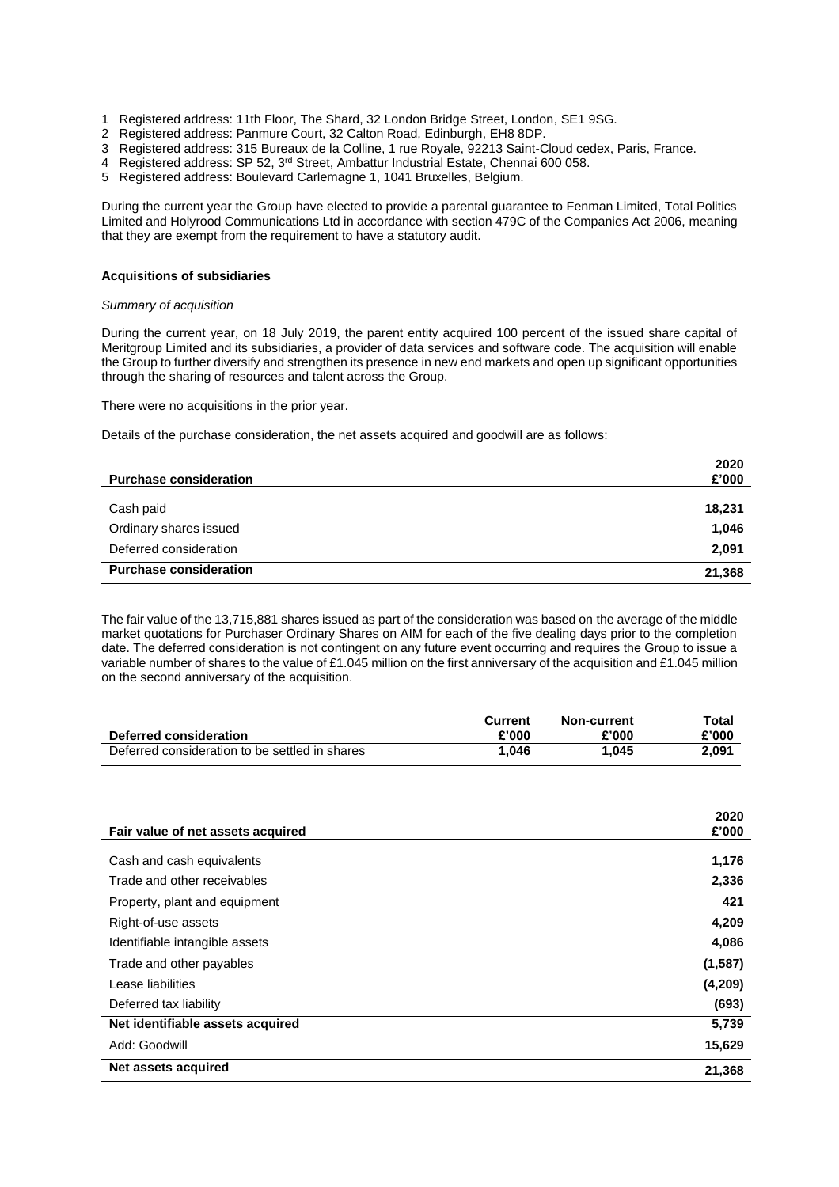1 Registered address: 11th Floor, The Shard, 32 London Bridge Street, London, SE1 9SG.
2 Registered address: Panmure Court, 32 Calton Road, Edinburgh, EH8 8DP.
3 Registered address: 315 Bureaux de la Colline, 1 rue Royale, 92213 Saint-Cloud cedex, Paris, France.
4 Registered address: SP 52, 3rd Street, Ambattur Industrial Estate, Chennai 600 058.
5 Registered address: Boulevard Carlemagne 1, 1041 Bruxelles, Belgium.

During the current year the Group have elected to provide a parental guarantee to Fenman Limited, Total Politics Limited and Holyrood Communications Ltd in accordance with section 479C of the Companies Act 2006, meaning that they are exempt from the requirement to have a statutory audit.

**Acquisitions of subsidiaries**

*Summary of acquisition*

During the current year, on 18 July 2019, the parent entity acquired 100 percent of the issued share capital of Meritgroup Limited and its subsidiaries, a provider of data services and software code. The acquisition will enable the Group to further diversify and strengthen its presence in new end markets and open up significant opportunities through the sharing of resources and talent across the Group.

There were no acquisitions in the prior year.

Details of the purchase consideration, the net assets acquired and goodwill are as follows:

| Purchase consideration | 2020 £'000 |
|---|---|
| Cash paid | 18,231 |
| Ordinary shares issued | 1,046 |
| Deferred consideration | 2,091 |
| **Purchase consideration** | **21,368** |

The fair value of the 13,715,881 shares issued as part of the consideration was based on the average of the middle market quotations for Purchaser Ordinary Shares on AIM for each of the five dealing days prior to the completion date. The deferred consideration is not contingent on any future event occurring and requires the Group to issue a variable number of shares to the value of £1.045 million on the first anniversary of the acquisition and £1.045 million on the second anniversary of the acquisition.

| Deferred consideration | Current £'000 | Non-current £'000 | Total £'000 |
|---|---|---|---|
| Deferred consideration to be settled in shares | 1,046 | 1,045 | 2,091 |

| Fair value of net assets acquired | 2020 £'000 |
|---|---|
| Cash and cash equivalents | 1,176 |
| Trade and other receivables | 2,336 |
| Property, plant and equipment | 421 |
| Right-of-use assets | 4,209 |
| Identifiable intangible assets | 4,086 |
| Trade and other payables | (1,587) |
| Lease liabilities | (4,209) |
| Deferred tax liability | (693) |
| **Net identifiable assets acquired** | **5,739** |
| Add: Goodwill | 15,629 |
| **Net assets acquired** | **21,368** |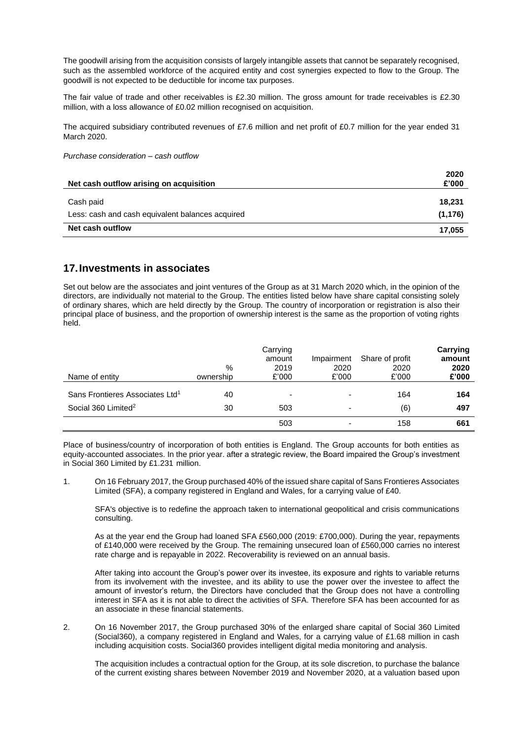The goodwill arising from the acquisition consists of largely intangible assets that cannot be separately recognised, such as the assembled workforce of the acquired entity and cost synergies expected to flow to the Group. The goodwill is not expected to be deductible for income tax purposes.

The fair value of trade and other receivables is £2.30 million. The gross amount for trade receivables is £2.30 million, with a loss allowance of £0.02 million recognised on acquisition.

The acquired subsidiary contributed revenues of £7.6 million and net profit of £0.7 million for the year ended 31 March 2020.

*Purchase consideration – cash outflow*

| Net cash outflow arising on acquisition | 2020 £'000 |
|---|---|
| Cash paid | **18,231** |
| Less: cash and cash equivalent balances acquired | **(1,176)** |
| **Net cash outflow** | **17,055** |

## 17. Investments in associates

Set out below are the associates and joint ventures of the Group as at 31 March 2020 which, in the opinion of the directors, are individually not material to the Group. The entities listed below have share capital consisting solely of ordinary shares, which are held directly by the Group. The country of incorporation or registration is also their principal place of business, and the proportion of ownership interest is the same as the proportion of voting rights held.

| Name of entity | % ownership | Carrying amount 2019 £'000 | Impairment 2020 £'000 | Share of profit 2020 £'000 | **Carrying amount 2020 £'000** |
|---|---|---|---|---|---|
| Sans Frontieres Associates Ltd[1] | 40 | - | - | 164 | **164** |
| Social 360 Limited[2] | 30 | 503 | - | (6) | **497** |
| | | 503 | - | 158 | **661** |

Place of business/country of incorporation of both entities is England. The Group accounts for both entities as equity-accounted associates. In the prior year. after a strategic review, the Board impaired the Group's investment in Social 360 Limited by £1.231 million.

1. On 16 February 2017, the Group purchased 40% of the issued share capital of Sans Frontieres Associates Limited (SFA), a company registered in England and Wales, for a carrying value of £40.

   SFA's objective is to redefine the approach taken to international geopolitical and crisis communications consulting.

   As at the year end the Group had loaned SFA £560,000 (2019: £700,000). During the year, repayments of £140,000 were received by the Group. The remaining unsecured loan of £560,000 carries no interest rate charge and is repayable in 2022. Recoverability is reviewed on an annual basis.

   After taking into account the Group's power over its investee, its exposure and rights to variable returns from its involvement with the investee, and its ability to use the power over the investee to affect the amount of investor's return, the Directors have concluded that the Group does not have a controlling interest in SFA as it is not able to direct the activities of SFA. Therefore SFA has been accounted for as an associate in these financial statements.

2. On 16 November 2017, the Group purchased 30% of the enlarged share capital of Social 360 Limited (Social360), a company registered in England and Wales, for a carrying value of £1.68 million in cash including acquisition costs. Social360 provides intelligent digital media monitoring and analysis.

   The acquisition includes a contractual option for the Group, at its sole discretion, to purchase the balance of the current existing shares between November 2019 and November 2020, at a valuation based upon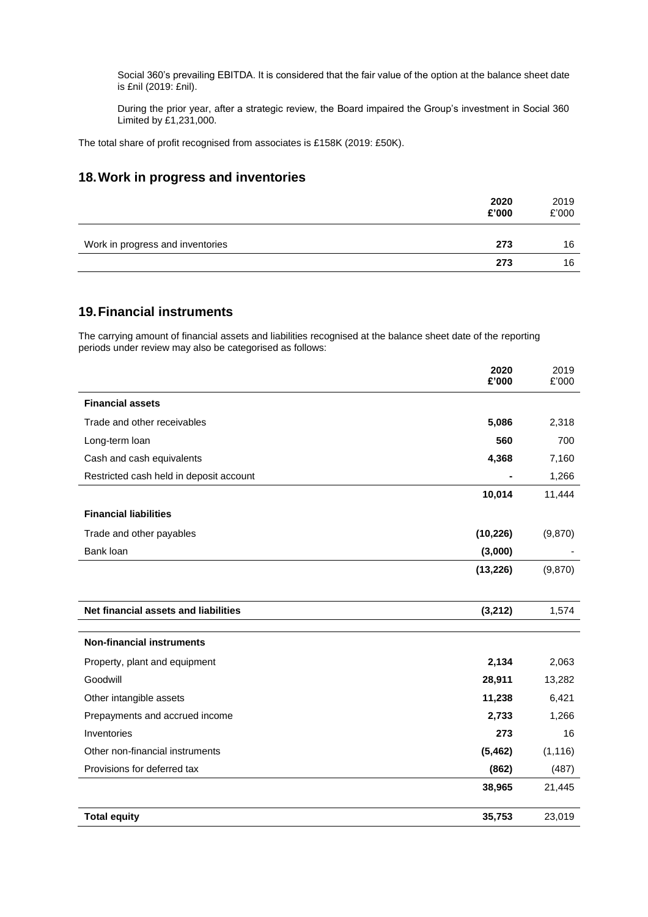Social 360's prevailing EBITDA. It is considered that the fair value of the option at the balance sheet date is £nil (2019: £nil).

During the prior year, after a strategic review, the Board impaired the Group's investment in Social 360 Limited by £1,231,000.

The total share of profit recognised from associates is £158K (2019: £50K).

## 18. Work in progress and inventories

| | 2020 £'000 | 2019 £'000 |
|---|---|---|
| Work in progress and inventories | **273** | 16 |
| | **273** | 16 |

## 19. Financial instruments

The carrying amount of financial assets and liabilities recognised at the balance sheet date of the reporting periods under review may also be categorised as follows:

| | 2020 £'000 | 2019 £'000 |
|---|---|---|
| **Financial assets** | | |
| Trade and other receivables | **5,086** | 2,318 |
| Long-term loan | **560** | 700 |
| Cash and cash equivalents | **4,368** | 7,160 |
| Restricted cash held in deposit account | **-** | 1,266 |
| | **10,014** | 11,444 |
| **Financial liabilities** | | |
| Trade and other payables | **(10,226)** | (9,870) |
| Bank loan | **(3,000)** | - |
| | **(13,226)** | (9,870) |
| **Net financial assets and liabilities** | **(3,212)** | 1,574 |
| **Non-financial instruments** | | |
| Property, plant and equipment | **2,134** | 2,063 |
| Goodwill | **28,911** | 13,282 |
| Other intangible assets | **11,238** | 6,421 |
| Prepayments and accrued income | **2,733** | 1,266 |
| Inventories | **273** | 16 |
| Other non-financial instruments | **(5,462)** | (1,116) |
| Provisions for deferred tax | **(862)** | (487) |
| | **38,965** | 21,445 |
| **Total equity** | **35,753** | 23,019 |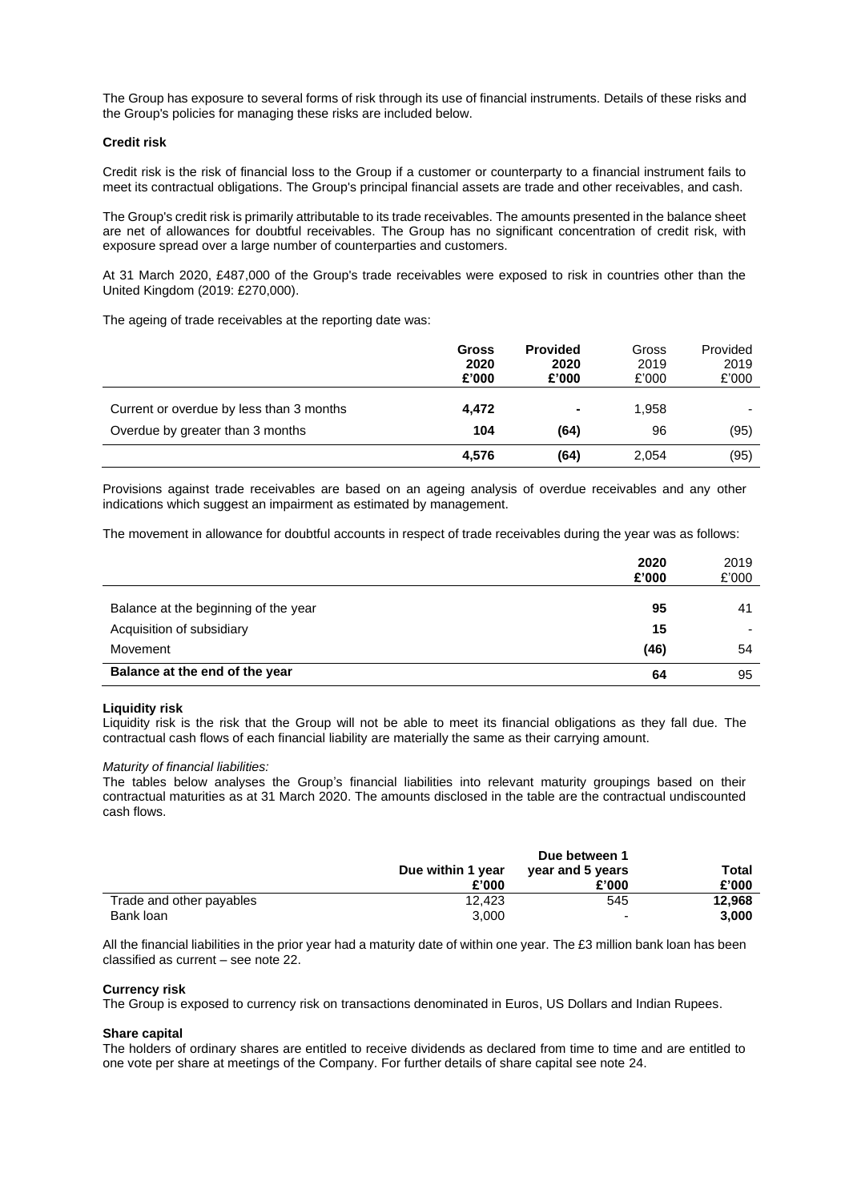The Group has exposure to several forms of risk through its use of financial instruments. Details of these risks and the Group's policies for managing these risks are included below.

**Credit risk**

Credit risk is the risk of financial loss to the Group if a customer or counterparty to a financial instrument fails to meet its contractual obligations. The Group's principal financial assets are trade and other receivables, and cash.

The Group's credit risk is primarily attributable to its trade receivables. The amounts presented in the balance sheet are net of allowances for doubtful receivables. The Group has no significant concentration of credit risk, with exposure spread over a large number of counterparties and customers.

At 31 March 2020, £487,000 of the Group's trade receivables were exposed to risk in countries other than the United Kingdom (2019: £270,000).

The ageing of trade receivables at the reporting date was:

| | **Gross 2020 £'000** | **Provided 2020 £'000** | Gross 2019 £'000 | Provided 2019 £'000 |
|---|---|---|---|---|
| Current or overdue by less than 3 months | **4,472** | **-** | 1,958 | - |
| Overdue by greater than 3 months | **104** | **(64)** | 96 | (95) |
| | **4,576** | **(64)** | 2,054 | (95) |

Provisions against trade receivables are based on an ageing analysis of overdue receivables and any other indications which suggest an impairment as estimated by management.

The movement in allowance for doubtful accounts in respect of trade receivables during the year was as follows:

| | **2020 £'000** | 2019 £'000 |
|---|---|---|
| Balance at the beginning of the year | **95** | 41 |
| Acquisition of subsidiary | **15** | - |
| Movement | **(46)** | 54 |
| **Balance at the end of the year** | **64** | 95 |

**Liquidity risk**

Liquidity risk is the risk that the Group will not be able to meet its financial obligations as they fall due. The contractual cash flows of each financial liability are materially the same as their carrying amount.

*Maturity of financial liabilities:*

The tables below analyses the Group's financial liabilities into relevant maturity groupings based on their contractual maturities as at 31 March 2020. The amounts disclosed in the table are the contractual undiscounted cash flows.

| | **Due within 1 year £'000** | **Due between 1 year and 5 years £'000** | **Total £'000** |
|---|---|---|---|
| Trade and other payables | 12,423 | 545 | **12,968** |
| Bank loan | 3,000 | - | **3,000** |

All the financial liabilities in the prior year had a maturity date of within one year. The £3 million bank loan has been classified as current – see note 22.

**Currency risk**

The Group is exposed to currency risk on transactions denominated in Euros, US Dollars and Indian Rupees.

**Share capital**

The holders of ordinary shares are entitled to receive dividends as declared from time to time and are entitled to one vote per share at meetings of the Company. For further details of share capital see note 24.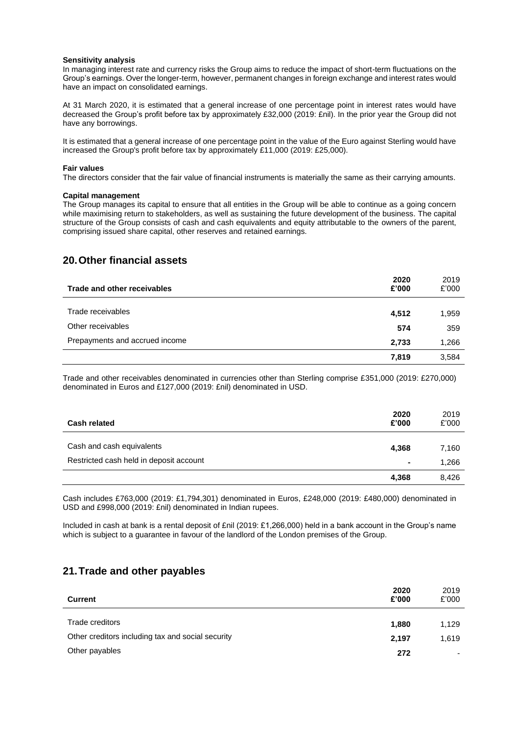**Sensitivity analysis**

In managing interest rate and currency risks the Group aims to reduce the impact of short-term fluctuations on the Group's earnings. Over the longer-term, however, permanent changes in foreign exchange and interest rates would have an impact on consolidated earnings.

At 31 March 2020, it is estimated that a general increase of one percentage point in interest rates would have decreased the Group's profit before tax by approximately £32,000 (2019: £nil). In the prior year the Group did not have any borrowings.

It is estimated that a general increase of one percentage point in the value of the Euro against Sterling would have increased the Group's profit before tax by approximately £11,000 (2019: £25,000).

**Fair values**

The directors consider that the fair value of financial instruments is materially the same as their carrying amounts.

**Capital management**

The Group manages its capital to ensure that all entities in the Group will be able to continue as a going concern while maximising return to stakeholders, as well as sustaining the future development of the business. The capital structure of the Group consists of cash and cash equivalents and equity attributable to the owners of the parent, comprising issued share capital, other reserves and retained earnings.

## 20. Other financial assets

| Trade and other receivables | 2020 £'000 | 2019 £'000 |
|---|---|---|
| Trade receivables | **4,512** | 1,959 |
| Other receivables | **574** | 359 |
| Prepayments and accrued income | **2,733** | 1,266 |
| | **7,819** | 3,584 |

Trade and other receivables denominated in currencies other than Sterling comprise £351,000 (2019: £270,000) denominated in Euros and £127,000 (2019: £nil) denominated in USD.

| Cash related | 2020 £'000 | 2019 £'000 |
|---|---|---|
| Cash and cash equivalents | **4,368** | 7,160 |
| Restricted cash held in deposit account | **-** | 1,266 |
| | **4,368** | 8,426 |

Cash includes £763,000 (2019: £1,794,301) denominated in Euros, £248,000 (2019: £480,000) denominated in USD and £998,000 (2019: £nil) denominated in Indian rupees.

Included in cash at bank is a rental deposit of £nil (2019: £1,266,000) held in a bank account in the Group's name which is subject to a guarantee in favour of the landlord of the London premises of the Group.

## 21. Trade and other payables

| Current | 2020 £'000 | 2019 £'000 |
|---|---|---|
| Trade creditors | **1,880** | 1,129 |
| Other creditors including tax and social security | **2,197** | 1,619 |
| Other payables | **272** | - |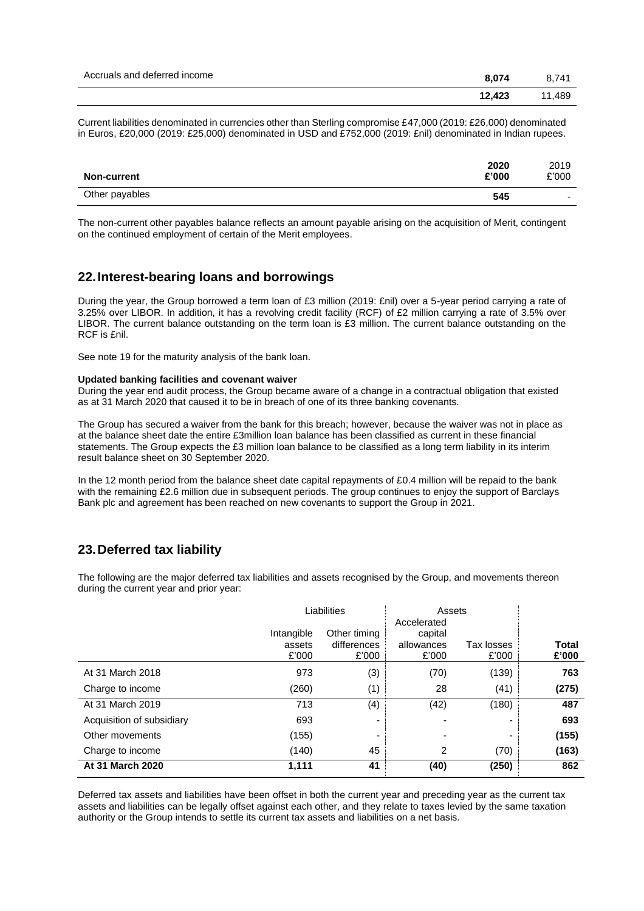| | | |
|---|---|---|
| Accruals and deferred income | **8,074** | 8,741 |
| | **12,423** | 11,489 |

Current liabilities denominated in currencies other than Sterling compromise £47,000 (2019: £26,000) denominated in Euros, £20,000 (2019: £25,000) denominated in USD and £752,000 (2019: £nil) denominated in Indian rupees.

| **Non-current** | **2020 £'000** | 2019 £'000 |
|---|---|---|
| Other payables | **545** | - |

The non-current other payables balance reflects an amount payable arising on the acquisition of Merit, contingent on the continued employment of certain of the Merit employees.

## 22. Interest-bearing loans and borrowings

During the year, the Group borrowed a term loan of £3 million (2019: £nil) over a 5-year period carrying a rate of 3.25% over LIBOR. In addition, it has a revolving credit facility (RCF) of £2 million carrying a rate of 3.5% over LIBOR. The current balance outstanding on the term loan is £3 million. The current balance outstanding on the RCF is £nil.

See note 19 for the maturity analysis of the bank loan.

**Updated banking facilities and covenant waiver**

During the year end audit process, the Group became aware of a change in a contractual obligation that existed as at 31 March 2020 that caused it to be in breach of one of its three banking covenants.

The Group has secured a waiver from the bank for this breach; however, because the waiver was not in place as at the balance sheet date the entire £3million loan balance has been classified as current in these financial statements. The Group expects the £3 million loan balance to be classified as a long term liability in its interim result balance sheet on 30 September 2020.

In the 12 month period from the balance sheet date capital repayments of £0.4 million will be repaid to the bank with the remaining £2.6 million due in subsequent periods. The group continues to enjoy the support of Barclays Bank plc and agreement has been reached on new covenants to support the Group in 2021.

## 23. Deferred tax liability

The following are the major deferred tax liabilities and assets recognised by the Group, and movements thereon during the current year and prior year:

| | Liabilities | | Assets | | |
|---|---|---|---|---|---|
| | Intangible assets £'000 | Other timing differences £'000 | Accelerated capital allowances £'000 | Tax losses £'000 | **Total £'000** |
| At 31 March 2018 | 973 | (3) | (70) | (139) | **763** |
| Charge to income | (260) | (1) | 28 | (41) | **(275)** |
| At 31 March 2019 | 713 | (4) | (42) | (180) | **487** |
| Acquisition of subsidiary | 693 | - | - | - | **693** |
| Other movements | (155) | - | - | - | **(155)** |
| Charge to income | (140) | 45 | 2 | (70) | **(163)** |
| **At 31 March 2020** | **1,111** | **41** | **(40)** | **(250)** | **862** |

Deferred tax assets and liabilities have been offset in both the current year and preceding year as the current tax assets and liabilities can be legally offset against each other, and they relate to taxes levied by the same taxation authority or the Group intends to settle its current tax assets and liabilities on a net basis.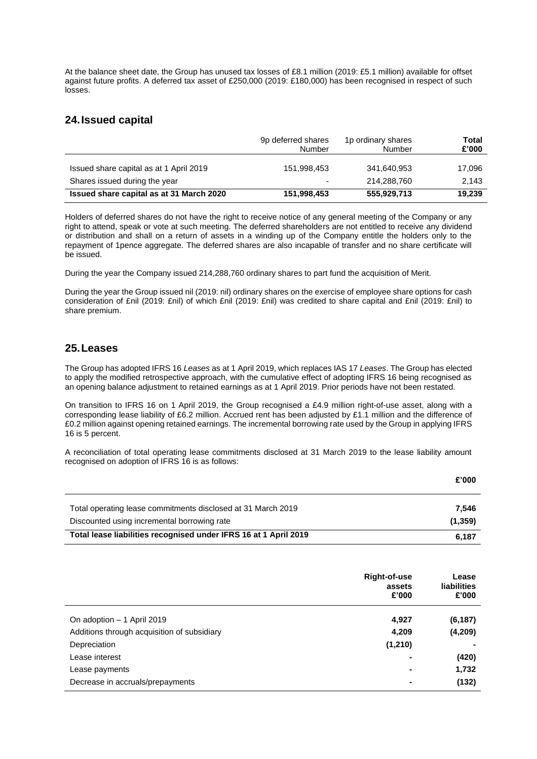At the balance sheet date, the Group has unused tax losses of £8.1 million (2019: £5.1 million) available for offset against future profits. A deferred tax asset of £250,000 (2019: £180,000) has been recognised in respect of such losses.

## 24. Issued capital

| | 9p deferred shares Number | 1p ordinary shares Number | **Total £'000** |
|---|---|---|---|
| Issued share capital as at 1 April 2019 | 151,998,453 | 341,640,953 | 17,096 |
| Shares issued during the year | - | 214,288,760 | 2,143 |
| **Issued share capital as at 31 March 2020** | **151,998,453** | **555,929,713** | **19,239** |

Holders of deferred shares do not have the right to receive notice of any general meeting of the Company or any right to attend, speak or vote at such meeting. The deferred shareholders are not entitled to receive any dividend or distribution and shall on a return of assets in a winding up of the Company entitle the holders only to the repayment of 1pence aggregate. The deferred shares are also incapable of transfer and no share certificate will be issued.

During the year the Company issued 214,288,760 ordinary shares to part fund the acquisition of Merit.

During the year the Group issued nil (2019: nil) ordinary shares on the exercise of employee share options for cash consideration of £nil (2019: £nil) of which £nil (2019: £nil) was credited to share capital and £nil (2019: £nil) to share premium.

## 25. Leases

The Group has adopted IFRS 16 *Leases* as at 1 April 2019, which replaces IAS 17 *Leases*. The Group has elected to apply the modified retrospective approach, with the cumulative effect of adopting IFRS 16 being recognised as an opening balance adjustment to retained earnings as at 1 April 2019. Prior periods have not been restated.

On transition to IFRS 16 on 1 April 2019, the Group recognised a £4.9 million right-of-use asset, along with a corresponding lease liability of £6.2 million. Accrued rent has been adjusted by £1.1 million and the difference of £0.2 million against opening retained earnings. The incremental borrowing rate used by the Group in applying IFRS 16 is 5 percent.

A reconciliation of total operating lease commitments disclosed at 31 March 2019 to the lease liability amount recognised on adoption of IFRS 16 is as follows:

| | **£'000** |
|---|---|
| Total operating lease commitments disclosed at 31 March 2019 | **7,546** |
| Discounted using incremental borrowing rate | **(1,359)** |
| **Total lease liabilities recognised under IFRS 16 at 1 April 2019** | **6,187** |

| | **Right-of-use assets £'000** | **Lease liabilities £'000** |
|---|---|---|
| On adoption – 1 April 2019 | **4,927** | **(6,187)** |
| Additions through acquisition of subsidiary | **4,209** | **(4,209)** |
| Depreciation | **(1,210)** | **-** |
| Lease interest | **-** | **(420)** |
| Lease payments | **-** | **1,732** |
| Decrease in accruals/prepayments | **-** | **(132)** |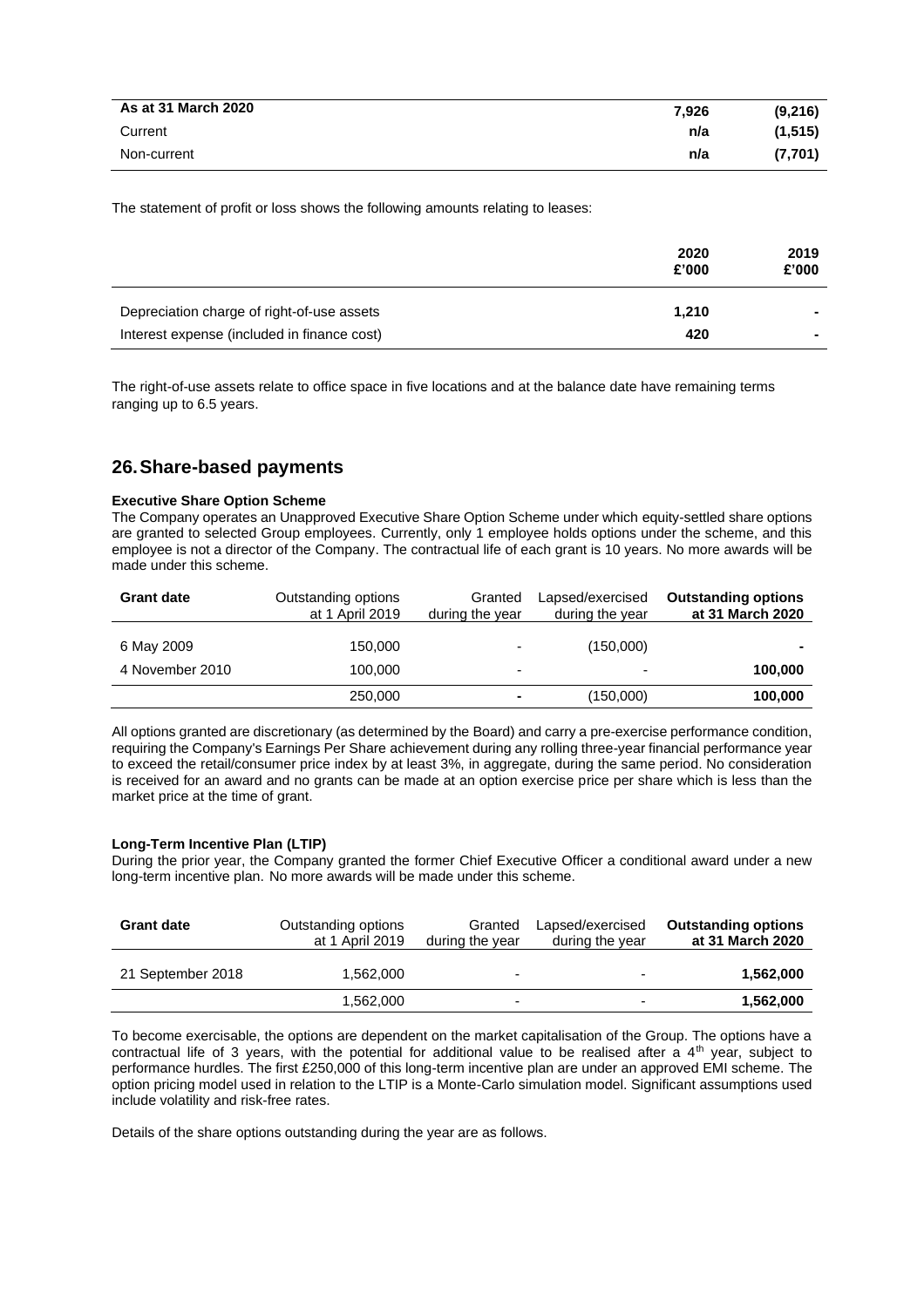| | | |
|---|---|---|
| **As at 31 March 2020** | **7,926** | **(9,216)** |
| Current | **n/a** | **(1,515)** |
| Non-current | **n/a** | **(7,701)** |

The statement of profit or loss shows the following amounts relating to leases:

| | 2020 £'000 | 2019 £'000 |
|---|---|---|
| Depreciation charge of right-of-use assets | 1,210 | - |
| Interest expense (included in finance cost) | 420 | - |

The right-of-use assets relate to office space in five locations and at the balance date have remaining terms ranging up to 6.5 years.

## 26. Share-based payments

**Executive Share Option Scheme**

The Company operates an Unapproved Executive Share Option Scheme under which equity-settled share options are granted to selected Group employees. Currently, only 1 employee holds options under the scheme, and this employee is not a director of the Company. The contractual life of each grant is 10 years. No more awards will be made under this scheme.

| Grant date | Outstanding options at 1 April 2019 | Granted during the year | Lapsed/exercised during the year | Outstanding options at 31 March 2020 |
|---|---|---|---|---|
| 6 May 2009 | 150,000 | - | (150,000) | - |
| 4 November 2010 | 100,000 | - | - | 100,000 |
| | 250,000 | - | (150,000) | 100,000 |

All options granted are discretionary (as determined by the Board) and carry a pre-exercise performance condition, requiring the Company's Earnings Per Share achievement during any rolling three-year financial performance year to exceed the retail/consumer price index by at least 3%, in aggregate, during the same period. No consideration is received for an award and no grants can be made at an option exercise price per share which is less than the market price at the time of grant.

**Long-Term Incentive Plan (LTIP)**

During the prior year, the Company granted the former Chief Executive Officer a conditional award under a new long-term incentive plan. No more awards will be made under this scheme.

| Grant date | Outstanding options at 1 April 2019 | Granted during the year | Lapsed/exercised during the year | Outstanding options at 31 March 2020 |
|---|---|---|---|---|
| 21 September 2018 | 1,562,000 | - | - | 1,562,000 |
| | 1,562,000 | - | - | 1,562,000 |

To become exercisable, the options are dependent on the market capitalisation of the Group. The options have a contractual life of 3 years, with the potential for additional value to be realised after a 4th year, subject to performance hurdles. The first £250,000 of this long-term incentive plan are under an approved EMI scheme. The option pricing model used in relation to the LTIP is a Monte-Carlo simulation model. Significant assumptions used include volatility and risk-free rates.

Details of the share options outstanding during the year are as follows.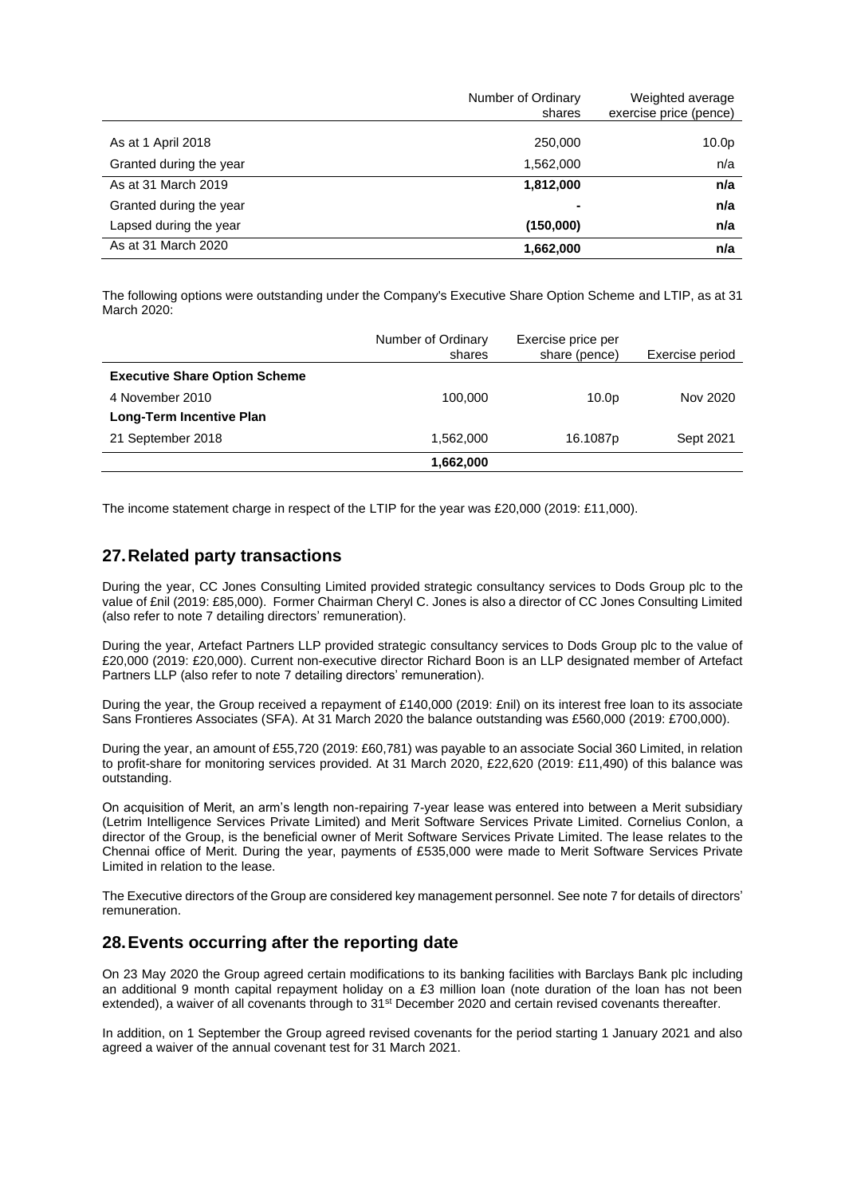| | Number of Ordinary shares | Weighted average exercise price (pence) |
|---|---|---|
| As at 1 April 2018 | 250,000 | 10.0p |
| Granted during the year | 1,562,000 | n/a |
| **As at 31 March 2019** | **1,812,000** | **n/a** |
| Granted during the year | **-** | **n/a** |
| Lapsed during the year | **(150,000)** | **n/a** |
| As at 31 March 2020 | **1,662,000** | **n/a** |

The following options were outstanding under the Company's Executive Share Option Scheme and LTIP, as at 31 March 2020:

| | Number of Ordinary shares | Exercise price per share (pence) | Exercise period |
|---|---|---|---|
| **Executive Share Option Scheme** | | | |
| 4 November 2010 | 100,000 | 10.0p | Nov 2020 |
| **Long-Term Incentive Plan** | | | |
| 21 September 2018 | 1,562,000 | 16.1087p | Sept 2021 |
| | **1,662,000** | | |

The income statement charge in respect of the LTIP for the year was £20,000 (2019: £11,000).

## 27. Related party transactions

During the year, CC Jones Consulting Limited provided strategic consultancy services to Dods Group plc to the value of £nil (2019: £85,000). Former Chairman Cheryl C. Jones is also a director of CC Jones Consulting Limited (also refer to note 7 detailing directors' remuneration).

During the year, Artefact Partners LLP provided strategic consultancy services to Dods Group plc to the value of £20,000 (2019: £20,000). Current non-executive director Richard Boon is an LLP designated member of Artefact Partners LLP (also refer to note 7 detailing directors' remuneration).

During the year, the Group received a repayment of £140,000 (2019: £nil) on its interest free loan to its associate Sans Frontieres Associates (SFA). At 31 March 2020 the balance outstanding was £560,000 (2019: £700,000).

During the year, an amount of £55,720 (2019: £60,781) was payable to an associate Social 360 Limited, in relation to profit-share for monitoring services provided. At 31 March 2020, £22,620 (2019: £11,490) of this balance was outstanding.

On acquisition of Merit, an arm's length non-repairing 7-year lease was entered into between a Merit subsidiary (Letrim Intelligence Services Private Limited) and Merit Software Services Private Limited. Cornelius Conlon, a director of the Group, is the beneficial owner of Merit Software Services Private Limited. The lease relates to the Chennai office of Merit. During the year, payments of £535,000 were made to Merit Software Services Private Limited in relation to the lease.

The Executive directors of the Group are considered key management personnel. See note 7 for details of directors' remuneration.

## 28. Events occurring after the reporting date

On 23 May 2020 the Group agreed certain modifications to its banking facilities with Barclays Bank plc including an additional 9 month capital repayment holiday on a £3 million loan (note duration of the loan has not been extended), a waiver of all covenants through to 31st December 2020 and certain revised covenants thereafter.

In addition, on 1 September the Group agreed revised covenants for the period starting 1 January 2021 and also agreed a waiver of the annual covenant test for 31 March 2021.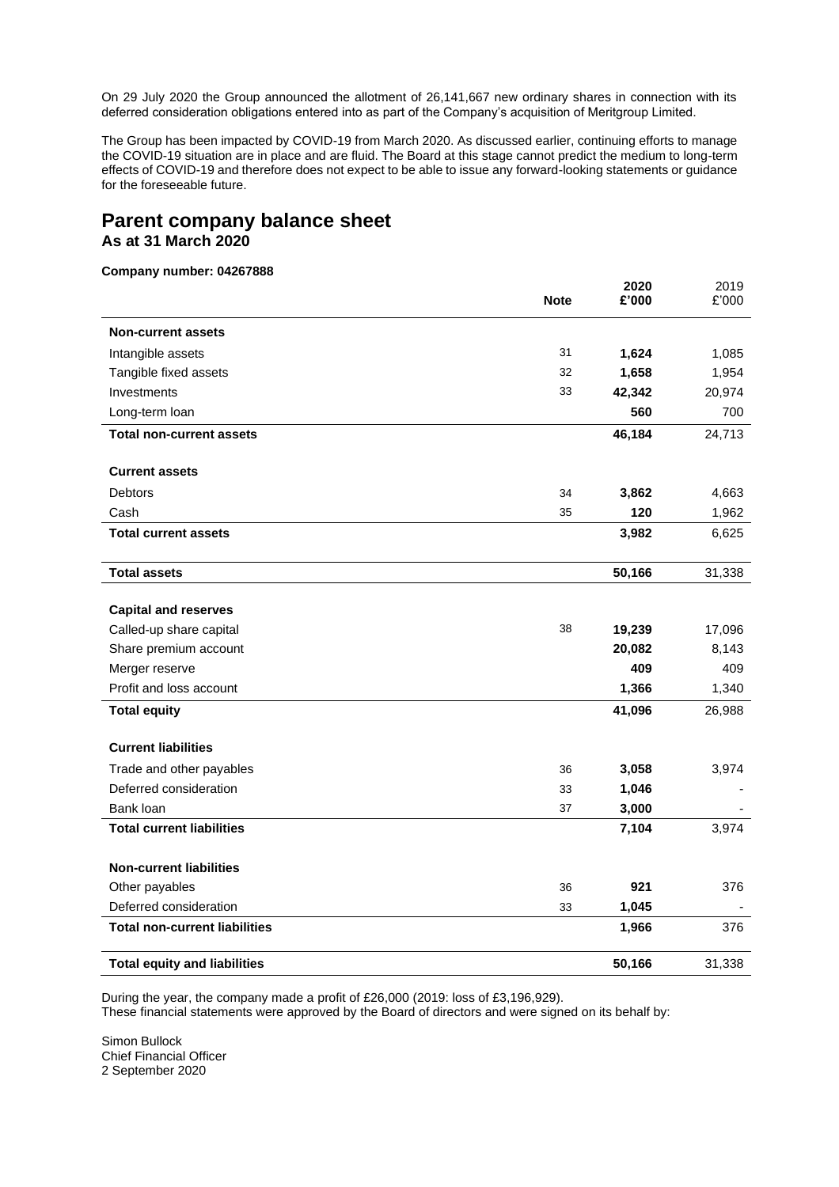On 29 July 2020 the Group announced the allotment of 26,141,667 new ordinary shares in connection with its deferred consideration obligations entered into as part of the Company's acquisition of Meritgroup Limited.

The Group has been impacted by COVID-19 from March 2020. As discussed earlier, continuing efforts to manage the COVID-19 situation are in place and are fluid. The Board at this stage cannot predict the medium to long-term effects of COVID-19 and therefore does not expect to be able to issue any forward-looking statements or guidance for the foreseeable future.

# Parent company balance sheet

**As at 31 March 2020**

**Company number: 04267888**

| | Note | 2020 £'000 | 2019 £'000 |
|---|---|---|---|
| **Non-current assets** | | | |
| Intangible assets | 31 | **1,624** | 1,085 |
| Tangible fixed assets | 32 | **1,658** | 1,954 |
| Investments | 33 | **42,342** | 20,974 |
| Long-term loan | | **560** | 700 |
| **Total non-current assets** | | **46,184** | 24,713 |
| **Current assets** | | | |
| Debtors | 34 | **3,862** | 4,663 |
| Cash | 35 | **120** | 1,962 |
| **Total current assets** | | **3,982** | 6,625 |
| **Total assets** | | **50,166** | 31,338 |
| **Capital and reserves** | | | |
| Called-up share capital | 38 | **19,239** | 17,096 |
| Share premium account | | **20,082** | 8,143 |
| Merger reserve | | **409** | 409 |
| Profit and loss account | | **1,366** | 1,340 |
| **Total equity** | | **41,096** | 26,988 |
| **Current liabilities** | | | |
| Trade and other payables | 36 | **3,058** | 3,974 |
| Deferred consideration | 33 | **1,046** | - |
| Bank loan | 37 | **3,000** | - |
| **Total current liabilities** | | **7,104** | 3,974 |
| **Non-current liabilities** | | | |
| Other payables | 36 | **921** | 376 |
| Deferred consideration | 33 | **1,045** | - |
| **Total non-current liabilities** | | **1,966** | 376 |
| **Total equity and liabilities** | | **50,166** | 31,338 |

During the year, the company made a profit of £26,000 (2019: loss of £3,196,929).
These financial statements were approved by the Board of directors and were signed on its behalf by:

Simon Bullock
Chief Financial Officer
2 September 2020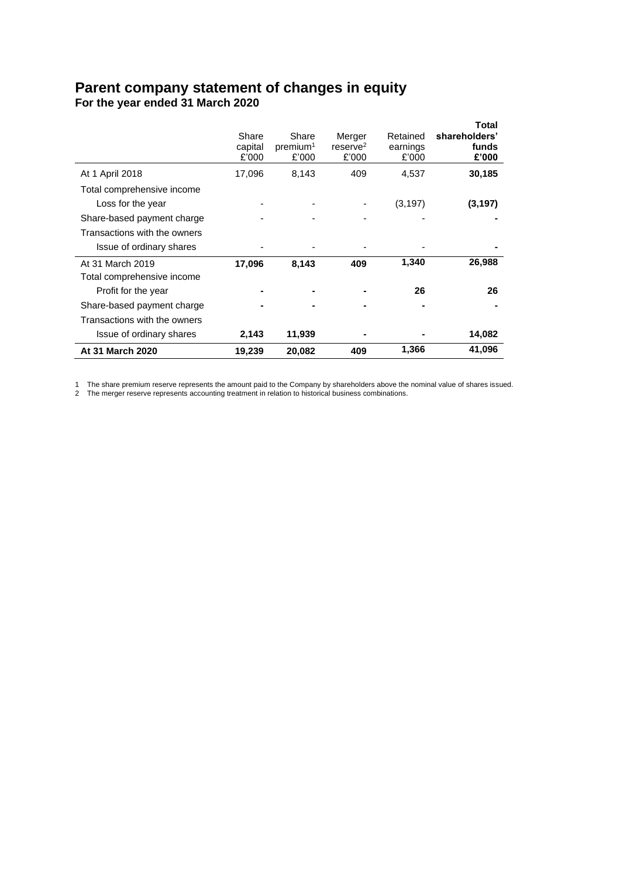# Parent company statement of changes in equity

**For the year ended 31 March 2020**

| | Share capital £'000 | Share premium[1] £'000 | Merger reserve[2] £'000 | Retained earnings £'000 | **Total shareholders' funds £'000** |
|---|---|---|---|---|---|
| At 1 April 2018 | 17,096 | 8,143 | 409 | 4,537 | **30,185** |
| Total comprehensive income | | | | | |
| Loss for the year | - | - | - | (3,197) | **(3,197)** |
| Share-based payment charge | - | - | - | - | **-** |
| Transactions with the owners | | | | | |
| Issue of ordinary shares | - | - | - | - | **-** |
| At 31 March 2019 | **17,096** | **8,143** | **409** | **1,340** | **26,988** |
| Total comprehensive income | | | | | |
| Profit for the year | **-** | **-** | **-** | **26** | **26** |
| Share-based payment charge | **-** | **-** | **-** | **-** | **-** |
| Transactions with the owners | | | | | |
| Issue of ordinary shares | **2,143** | **11,939** | **-** | **-** | **14,082** |
| **At 31 March 2020** | **19,239** | **20,082** | **409** | **1,366** | **41,096** |

1 The share premium reserve represents the amount paid to the Company by shareholders above the nominal value of shares issued.
2 The merger reserve represents accounting treatment in relation to historical business combinations.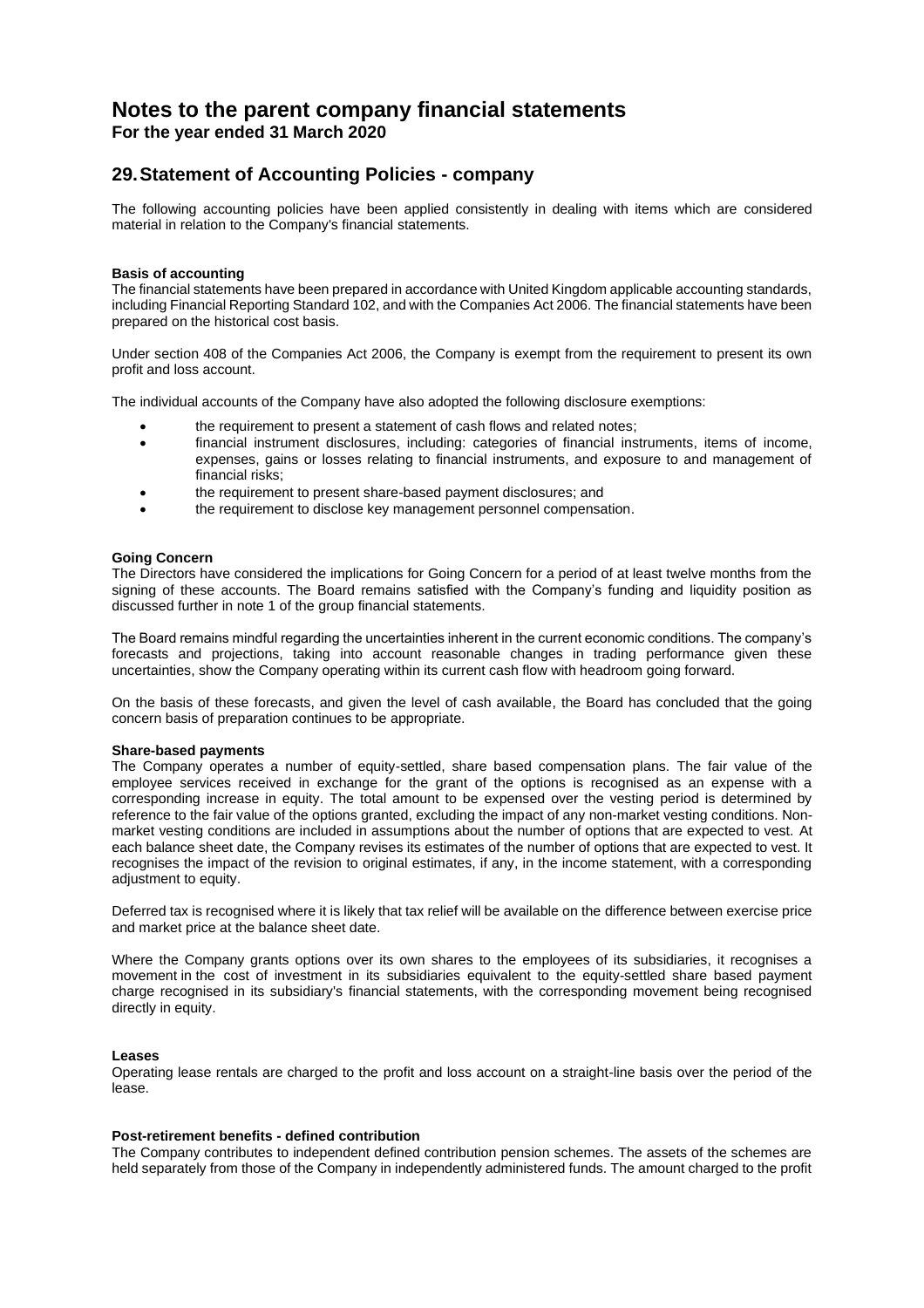# Notes to the parent company financial statements

**For the year ended 31 March 2020**

## 29. Statement of Accounting Policies - company

The following accounting policies have been applied consistently in dealing with items which are considered material in relation to the Company's financial statements.

**Basis of accounting**

The financial statements have been prepared in accordance with United Kingdom applicable accounting standards, including Financial Reporting Standard 102, and with the Companies Act 2006. The financial statements have been prepared on the historical cost basis.

Under section 408 of the Companies Act 2006, the Company is exempt from the requirement to present its own profit and loss account.

The individual accounts of the Company have also adopted the following disclosure exemptions:

- the requirement to present a statement of cash flows and related notes;
- financial instrument disclosures, including: categories of financial instruments, items of income, expenses, gains or losses relating to financial instruments, and exposure to and management of financial risks;
- the requirement to present share-based payment disclosures; and
- the requirement to disclose key management personnel compensation.

**Going Concern**

The Directors have considered the implications for Going Concern for a period of at least twelve months from the signing of these accounts. The Board remains satisfied with the Company's funding and liquidity position as discussed further in note 1 of the group financial statements.

The Board remains mindful regarding the uncertainties inherent in the current economic conditions. The company's forecasts and projections, taking into account reasonable changes in trading performance given these uncertainties, show the Company operating within its current cash flow with headroom going forward.

On the basis of these forecasts, and given the level of cash available, the Board has concluded that the going concern basis of preparation continues to be appropriate.

**Share-based payments**

The Company operates a number of equity-settled, share based compensation plans. The fair value of the employee services received in exchange for the grant of the options is recognised as an expense with a corresponding increase in equity. The total amount to be expensed over the vesting period is determined by reference to the fair value of the options granted, excluding the impact of any non-market vesting conditions. Non-market vesting conditions are included in assumptions about the number of options that are expected to vest. At each balance sheet date, the Company revises its estimates of the number of options that are expected to vest. It recognises the impact of the revision to original estimates, if any, in the income statement, with a corresponding adjustment to equity.

Deferred tax is recognised where it is likely that tax relief will be available on the difference between exercise price and market price at the balance sheet date.

Where the Company grants options over its own shares to the employees of its subsidiaries, it recognises a movement in the cost of investment in its subsidiaries equivalent to the equity-settled share based payment charge recognised in its subsidiary's financial statements, with the corresponding movement being recognised directly in equity.

**Leases**

Operating lease rentals are charged to the profit and loss account on a straight-line basis over the period of the lease.

**Post-retirement benefits - defined contribution**

The Company contributes to independent defined contribution pension schemes. The assets of the schemes are held separately from those of the Company in independently administered funds. The amount charged to the profit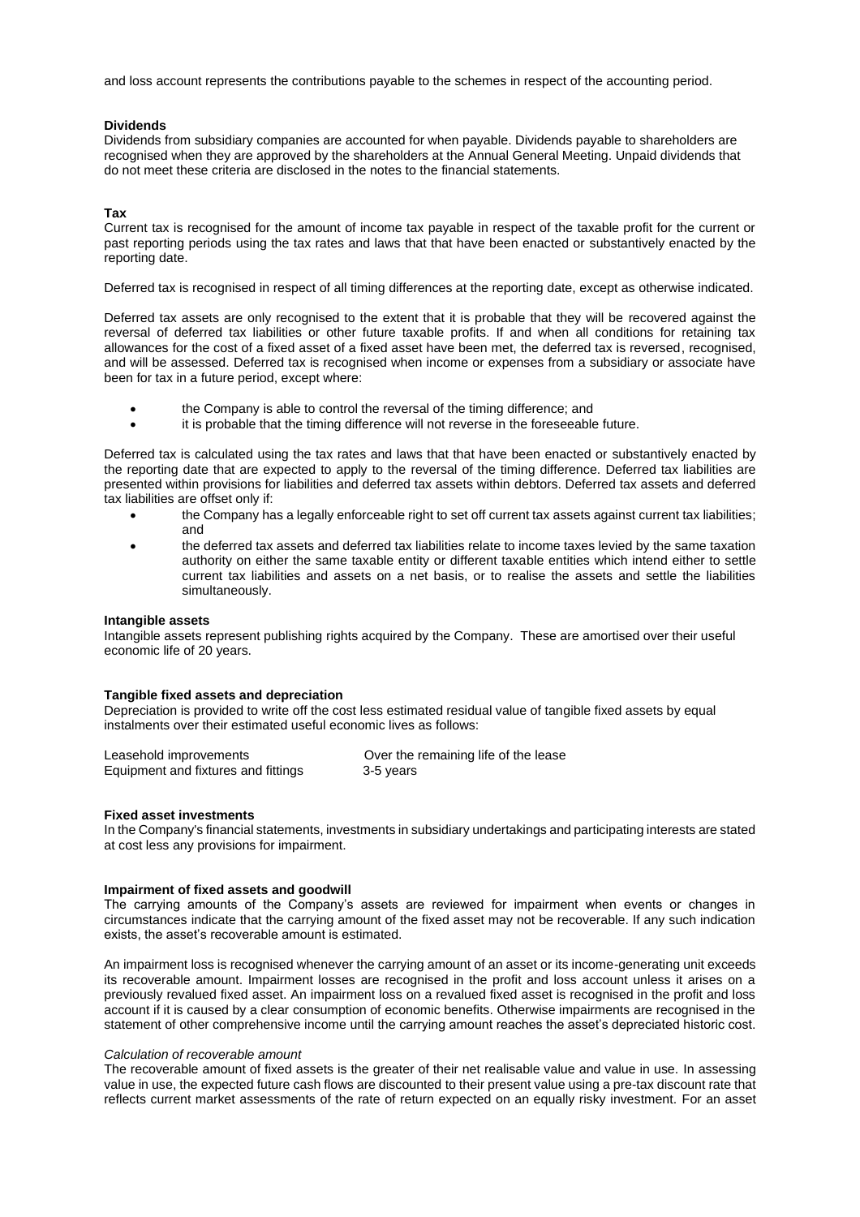and loss account represents the contributions payable to the schemes in respect of the accounting period.

**Dividends**

Dividends from subsidiary companies are accounted for when payable. Dividends payable to shareholders are recognised when they are approved by the shareholders at the Annual General Meeting. Unpaid dividends that do not meet these criteria are disclosed in the notes to the financial statements.

**Tax**

Current tax is recognised for the amount of income tax payable in respect of the taxable profit for the current or past reporting periods using the tax rates and laws that that have been enacted or substantively enacted by the reporting date.

Deferred tax is recognised in respect of all timing differences at the reporting date, except as otherwise indicated.

Deferred tax assets are only recognised to the extent that it is probable that they will be recovered against the reversal of deferred tax liabilities or other future taxable profits. If and when all conditions for retaining tax allowances for the cost of a fixed asset of a fixed asset have been met, the deferred tax is reversed, recognised, and will be assessed. Deferred tax is recognised when income or expenses from a subsidiary or associate have been for tax in a future period, except where:

- the Company is able to control the reversal of the timing difference; and
- it is probable that the timing difference will not reverse in the foreseeable future.

Deferred tax is calculated using the tax rates and laws that that have been enacted or substantively enacted by the reporting date that are expected to apply to the reversal of the timing difference. Deferred tax liabilities are presented within provisions for liabilities and deferred tax assets within debtors. Deferred tax assets and deferred tax liabilities are offset only if:

- the Company has a legally enforceable right to set off current tax assets against current tax liabilities; and
- the deferred tax assets and deferred tax liabilities relate to income taxes levied by the same taxation authority on either the same taxable entity or different taxable entities which intend either to settle current tax liabilities and assets on a net basis, or to realise the assets and settle the liabilities simultaneously.

**Intangible assets**

Intangible assets represent publishing rights acquired by the Company. These are amortised over their useful economic life of 20 years.

**Tangible fixed assets and depreciation**

Depreciation is provided to write off the cost less estimated residual value of tangible fixed assets by equal instalments over their estimated useful economic lives as follows:

| | |
|---|---|
| Leasehold improvements | Over the remaining life of the lease |
| Equipment and fixtures and fittings | 3-5 years |

**Fixed asset investments**

In the Company's financial statements, investments in subsidiary undertakings and participating interests are stated at cost less any provisions for impairment.

**Impairment of fixed assets and goodwill**

The carrying amounts of the Company's assets are reviewed for impairment when events or changes in circumstances indicate that the carrying amount of the fixed asset may not be recoverable. If any such indication exists, the asset's recoverable amount is estimated.

An impairment loss is recognised whenever the carrying amount of an asset or its income-generating unit exceeds its recoverable amount. Impairment losses are recognised in the profit and loss account unless it arises on a previously revalued fixed asset. An impairment loss on a revalued fixed asset is recognised in the profit and loss account if it is caused by a clear consumption of economic benefits. Otherwise impairments are recognised in the statement of other comprehensive income until the carrying amount reaches the asset's depreciated historic cost.

*Calculation of recoverable amount*

The recoverable amount of fixed assets is the greater of their net realisable value and value in use. In assessing value in use, the expected future cash flows are discounted to their present value using a pre-tax discount rate that reflects current market assessments of the rate of return expected on an equally risky investment. For an asset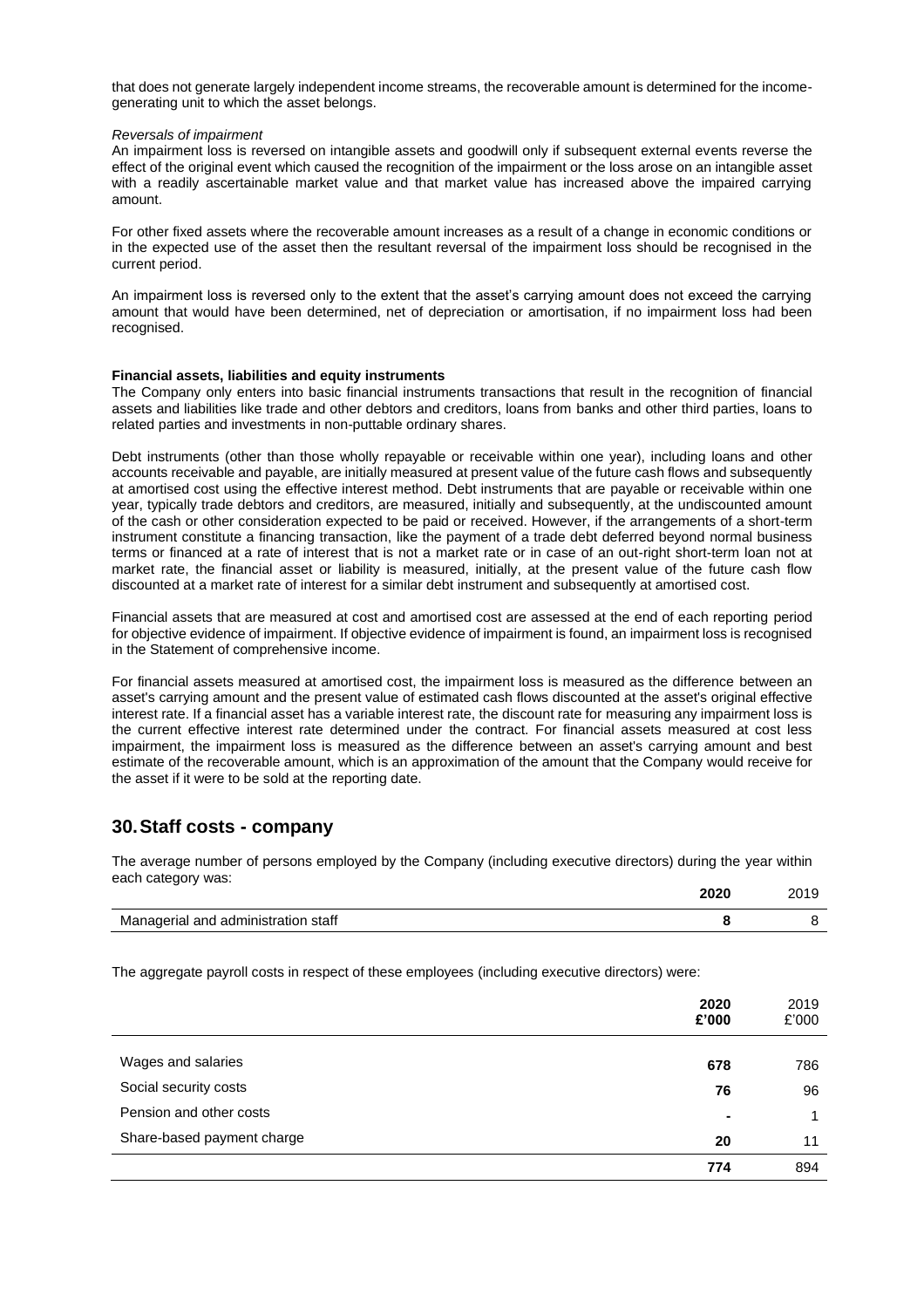that does not generate largely independent income streams, the recoverable amount is determined for the income-generating unit to which the asset belongs.

*Reversals of impairment*

An impairment loss is reversed on intangible assets and goodwill only if subsequent external events reverse the effect of the original event which caused the recognition of the impairment or the loss arose on an intangible asset with a readily ascertainable market value and that market value has increased above the impaired carrying amount.

For other fixed assets where the recoverable amount increases as a result of a change in economic conditions or in the expected use of the asset then the resultant reversal of the impairment loss should be recognised in the current period.

An impairment loss is reversed only to the extent that the asset's carrying amount does not exceed the carrying amount that would have been determined, net of depreciation or amortisation, if no impairment loss had been recognised.

**Financial assets, liabilities and equity instruments**

The Company only enters into basic financial instruments transactions that result in the recognition of financial assets and liabilities like trade and other debtors and creditors, loans from banks and other third parties, loans to related parties and investments in non-puttable ordinary shares.

Debt instruments (other than those wholly repayable or receivable within one year), including loans and other accounts receivable and payable, are initially measured at present value of the future cash flows and subsequently at amortised cost using the effective interest method. Debt instruments that are payable or receivable within one year, typically trade debtors and creditors, are measured, initially and subsequently, at the undiscounted amount of the cash or other consideration expected to be paid or received. However, if the arrangements of a short-term instrument constitute a financing transaction, like the payment of a trade debt deferred beyond normal business terms or financed at a rate of interest that is not a market rate or in case of an out-right short-term loan not at market rate, the financial asset or liability is measured, initially, at the present value of the future cash flow discounted at a market rate of interest for a similar debt instrument and subsequently at amortised cost.

Financial assets that are measured at cost and amortised cost are assessed at the end of each reporting period for objective evidence of impairment. If objective evidence of impairment is found, an impairment loss is recognised in the Statement of comprehensive income.

For financial assets measured at amortised cost, the impairment loss is measured as the difference between an asset's carrying amount and the present value of estimated cash flows discounted at the asset's original effective interest rate. If a financial asset has a variable interest rate, the discount rate for measuring any impairment loss is the current effective interest rate determined under the contract. For financial assets measured at cost less impairment, the impairment loss is measured as the difference between an asset's carrying amount and best estimate of the recoverable amount, which is an approximation of the amount that the Company would receive for the asset if it were to be sold at the reporting date.

## 30. Staff costs - company

The average number of persons employed by the Company (including executive directors) during the year within each category was:

| | **2020** | 2019 |
|---|---|---|
| Managerial and administration staff | **8** | 8 |

The aggregate payroll costs in respect of these employees (including executive directors) were:

| | **2020 £'000** | 2019 £'000 |
|---|---|---|
| Wages and salaries | **678** | 786 |
| Social security costs | **76** | 96 |
| Pension and other costs | **-** | 1 |
| Share-based payment charge | **20** | 11 |
| | **774** | 894 |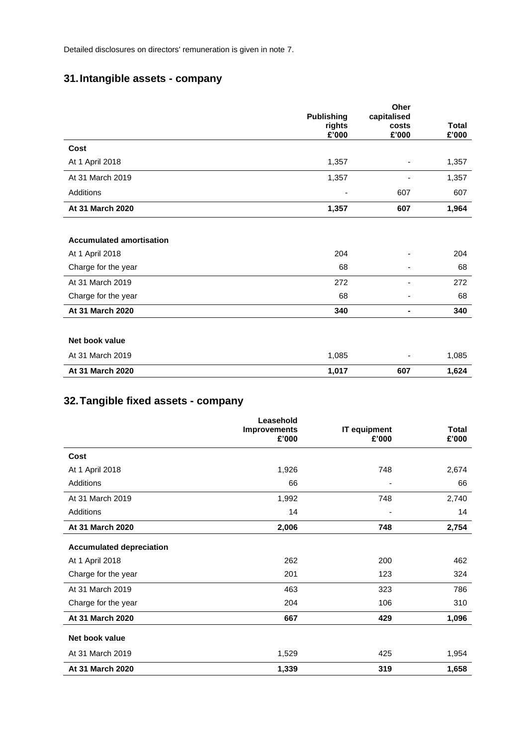Detailed disclosures on directors' remuneration is given in note 7.

## 31. Intangible assets - company

| | Publishing rights £'000 | Oher capitalised costs £'000 | Total £'000 |
|---|---|---|---|
| **Cost** | | | |
| At 1 April 2018 | 1,357 | - | 1,357 |
| At 31 March 2019 | 1,357 | - | 1,357 |
| Additions | - | 607 | 607 |
| **At 31 March 2020** | **1,357** | **607** | **1,964** |
| | | | |
| **Accumulated amortisation** | | | |
| At 1 April 2018 | 204 | - | 204 |
| Charge for the year | 68 | - | 68 |
| At 31 March 2019 | 272 | - | 272 |
| Charge for the year | 68 | - | 68 |
| **At 31 March 2020** | **340** | **-** | **340** |
| | | | |
| **Net book value** | | | |
| At 31 March 2019 | 1,085 | - | 1,085 |
| **At 31 March 2020** | **1,017** | **607** | **1,624** |

## 32. Tangible fixed assets - company

| | Leasehold Improvements £'000 | IT equipment £'000 | Total £'000 |
|---|---|---|---|
| **Cost** | | | |
| At 1 April 2018 | 1,926 | 748 | 2,674 |
| Additions | 66 | - | 66 |
| At 31 March 2019 | 1,992 | 748 | 2,740 |
| Additions | 14 | - | 14 |
| **At 31 March 2020** | **2,006** | **748** | **2,754** |
| **Accumulated depreciation** | | | |
| At 1 April 2018 | 262 | 200 | 462 |
| Charge for the year | 201 | 123 | 324 |
| At 31 March 2019 | 463 | 323 | 786 |
| Charge for the year | 204 | 106 | 310 |
| **At 31 March 2020** | **667** | **429** | **1,096** |
| **Net book value** | | | |
| At 31 March 2019 | 1,529 | 425 | 1,954 |
| **At 31 March 2020** | **1,339** | **319** | **1,658** |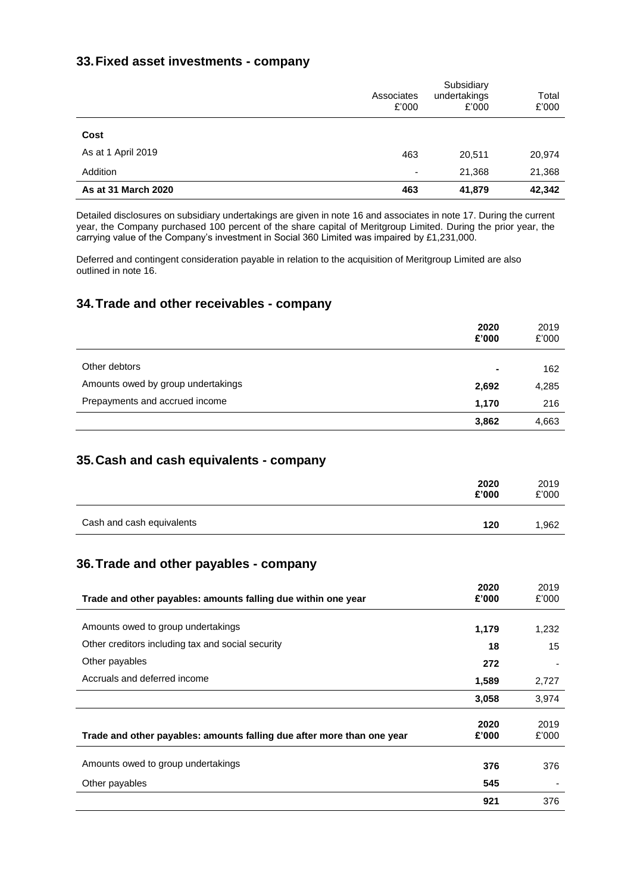## 33. Fixed asset investments - company

| | Associates £'000 | Subsidiary undertakings £'000 | Total £'000 |
|---|---|---|---|
| **Cost** | | | |
| As at 1 April 2019 | 463 | 20,511 | 20,974 |
| Addition | - | 21,368 | 21,368 |
| **As at 31 March 2020** | **463** | **41,879** | **42,342** |

Detailed disclosures on subsidiary undertakings are given in note 16 and associates in note 17. During the current year, the Company purchased 100 percent of the share capital of Meritgroup Limited. During the prior year, the carrying value of the Company's investment in Social 360 Limited was impaired by £1,231,000.

Deferred and contingent consideration payable in relation to the acquisition of Meritgroup Limited are also outlined in note 16.

## 34. Trade and other receivables - company

| | 2020 £'000 | 2019 £'000 |
|---|---|---|
| Other debtors | - | 162 |
| Amounts owed by group undertakings | 2,692 | 4,285 |
| Prepayments and accrued income | 1,170 | 216 |
| | **3,862** | 4,663 |

## 35. Cash and cash equivalents - company

| | 2020 £'000 | 2019 £'000 |
|---|---|---|
| Cash and cash equivalents | 120 | 1,962 |

## 36. Trade and other payables - company

| Trade and other payables: amounts falling due within one year | 2020 £'000 | 2019 £'000 |
|---|---|---|
| Amounts owed to group undertakings | 1,179 | 1,232 |
| Other creditors including tax and social security | 18 | 15 |
| Other payables | 272 | - |
| Accruals and deferred income | 1,589 | 2,727 |
| | **3,058** | 3,974 |

| Trade and other payables: amounts falling due after more than one year | 2020 £'000 | 2019 £'000 |
|---|---|---|
| Amounts owed to group undertakings | 376 | 376 |
| Other payables | 545 | - |
| | **921** | 376 |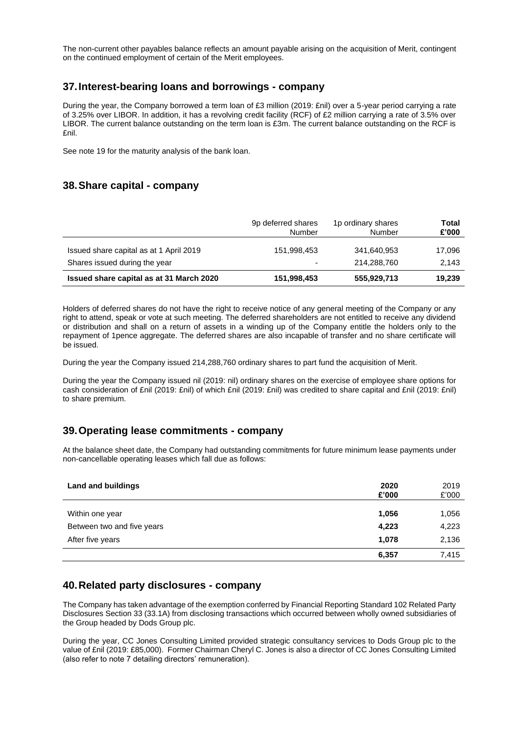The non-current other payables balance reflects an amount payable arising on the acquisition of Merit, contingent on the continued employment of certain of the Merit employees.

## 37. Interest-bearing loans and borrowings - company

During the year, the Company borrowed a term loan of £3 million (2019: £nil) over a 5-year period carrying a rate of 3.25% over LIBOR. In addition, it has a revolving credit facility (RCF) of £2 million carrying a rate of 3.5% over LIBOR. The current balance outstanding on the term loan is £3m. The current balance outstanding on the RCF is £nil.

See note 19 for the maturity analysis of the bank loan.

## 38. Share capital - company

| | 9p deferred shares Number | 1p ordinary shares Number | **Total £'000** |
|---|---|---|---|
| Issued share capital as at 1 April 2019 | 151,998,453 | 341,640,953 | 17,096 |
| Shares issued during the year | - | 214,288,760 | 2,143 |
| **Issued share capital as at 31 March 2020** | **151,998,453** | **555,929,713** | **19,239** |

Holders of deferred shares do not have the right to receive notice of any general meeting of the Company or any right to attend, speak or vote at such meeting. The deferred shareholders are not entitled to receive any dividend or distribution and shall on a return of assets in a winding up of the Company entitle the holders only to the repayment of 1pence aggregate. The deferred shares are also incapable of transfer and no share certificate will be issued.

During the year the Company issued 214,288,760 ordinary shares to part fund the acquisition of Merit.

During the year the Company issued nil (2019: nil) ordinary shares on the exercise of employee share options for cash consideration of £nil (2019: £nil) of which £nil (2019: £nil) was credited to share capital and £nil (2019: £nil) to share premium.

## 39. Operating lease commitments - company

At the balance sheet date, the Company had outstanding commitments for future minimum lease payments under non-cancellable operating leases which fall due as follows:

| **Land and buildings** | **2020 £'000** | 2019 £'000 |
|---|---|---|
| Within one year | **1,056** | 1,056 |
| Between two and five years | **4,223** | 4,223 |
| After five years | **1,078** | 2,136 |
| | **6,357** | 7,415 |

## 40. Related party disclosures - company

The Company has taken advantage of the exemption conferred by Financial Reporting Standard 102 Related Party Disclosures Section 33 (33.1A) from disclosing transactions which occurred between wholly owned subsidiaries of the Group headed by Dods Group plc.

During the year, CC Jones Consulting Limited provided strategic consultancy services to Dods Group plc to the value of £nil (2019: £85,000). Former Chairman Cheryl C. Jones is also a director of CC Jones Consulting Limited (also refer to note 7 detailing directors' remuneration).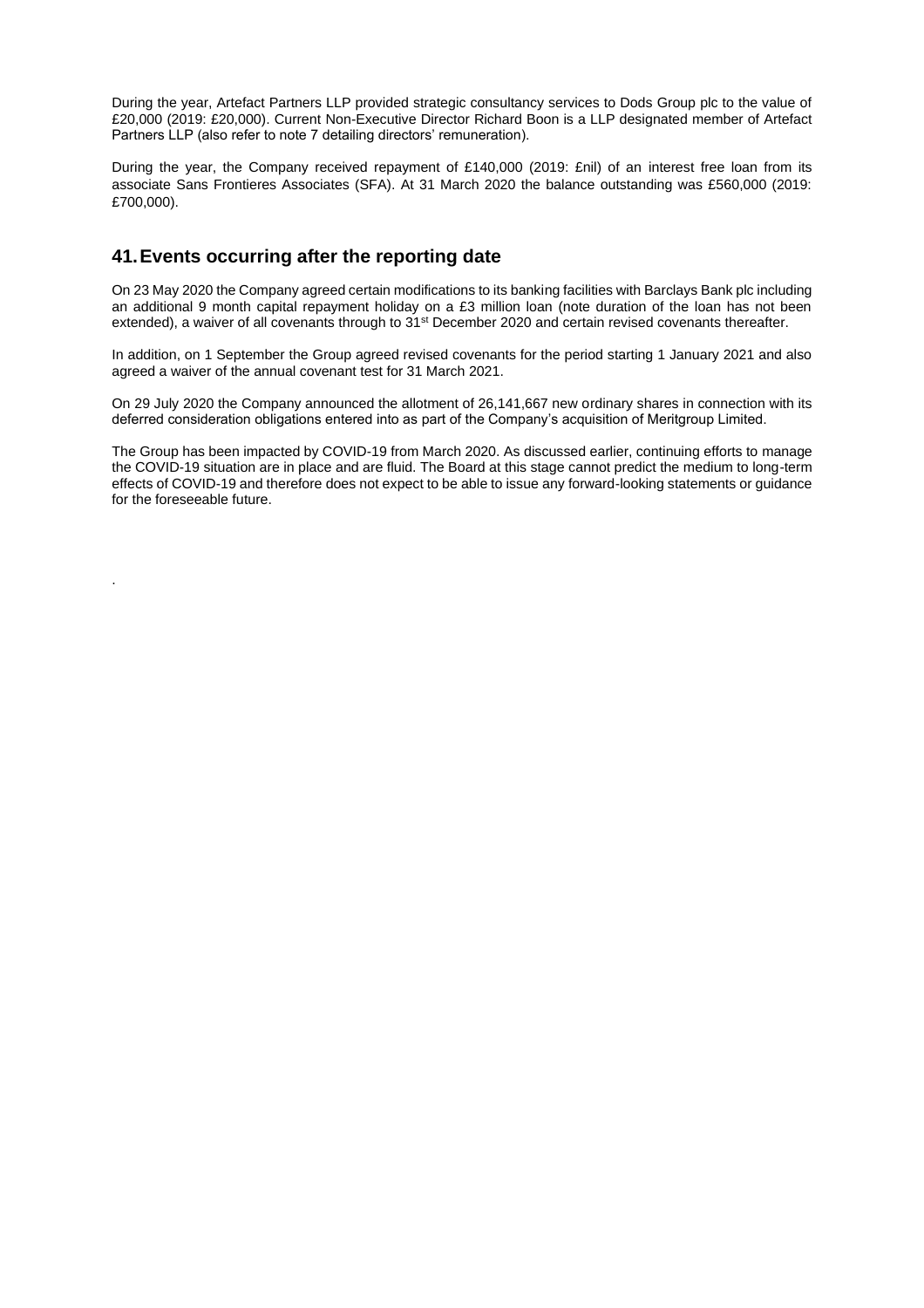During the year, Artefact Partners LLP provided strategic consultancy services to Dods Group plc to the value of £20,000 (2019: £20,000). Current Non-Executive Director Richard Boon is a LLP designated member of Artefact Partners LLP (also refer to note 7 detailing directors' remuneration).

During the year, the Company received repayment of £140,000 (2019: £nil) of an interest free loan from its associate Sans Frontieres Associates (SFA). At 31 March 2020 the balance outstanding was £560,000 (2019: £700,000).

## 41. Events occurring after the reporting date

On 23 May 2020 the Company agreed certain modifications to its banking facilities with Barclays Bank plc including an additional 9 month capital repayment holiday on a £3 million loan (note duration of the loan has not been extended), a waiver of all covenants through to 31st December 2020 and certain revised covenants thereafter.

In addition, on 1 September the Group agreed revised covenants for the period starting 1 January 2021 and also agreed a waiver of the annual covenant test for 31 March 2021.

On 29 July 2020 the Company announced the allotment of 26,141,667 new ordinary shares in connection with its deferred consideration obligations entered into as part of the Company's acquisition of Meritgroup Limited.

The Group has been impacted by COVID-19 from March 2020. As discussed earlier, continuing efforts to manage the COVID-19 situation are in place and are fluid. The Board at this stage cannot predict the medium to long-term effects of COVID-19 and therefore does not expect to be able to issue any forward-looking statements or guidance for the foreseeable future.

.